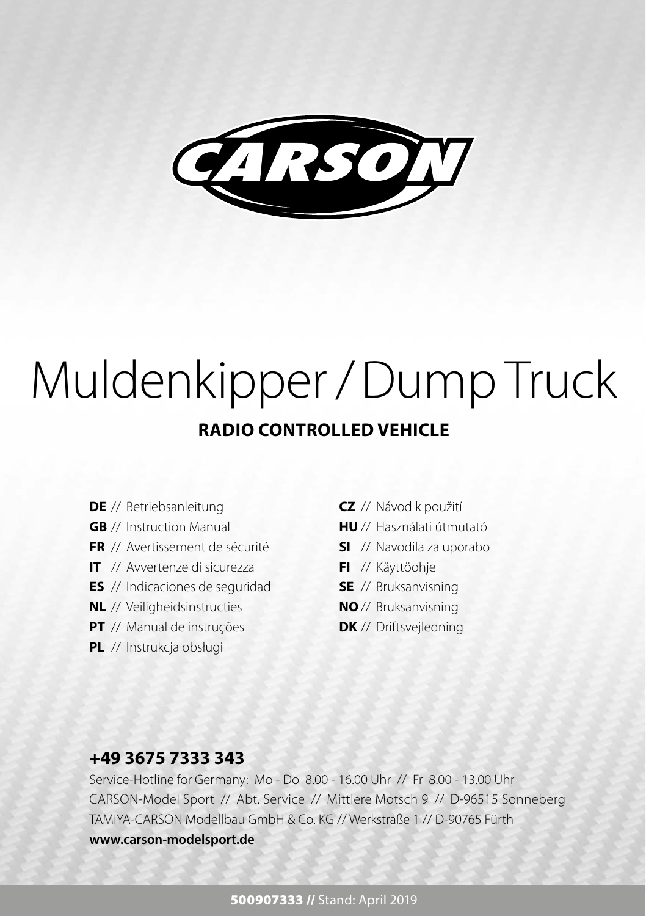CARSON

# Muldenkipper / Dump Truck

## RADIO CONTROLLED VEHICLE

**DE** // Betriebsanleitung
**GB** // Instruction Manual
**FR** // Avertissement de sécurité
**IT** // Avvertenze di sicurezza
**ES** // Indicaciones de seguridad
**NL** // Veiligheidsinstructies
**PT** // Manual de instruções
**PL** // Instrukcja obsługi
**CZ** // Návod k použití
**HU** // Használati útmutató
**SI** // Navodila za uporabo
**FI** // Käyttöohje
**SE** // Bruksanvisning
**NO** // Bruksanvisning
**DK** // Driftsvejledning

**+49 3675 7333 343**

Service-Hotline for Germany: Mo - Do 8.00 - 16.00 Uhr // Fr 8.00 - 13.00 Uhr
CARSON-Model Sport // Abt. Service // Mittlere Motsch 9 // D-96515 Sonneberg
TAMIYA-CARSON Modellbau GmbH & Co. KG // Werkstraße 1 // D-90765 Fürth
**www.carson-modelsport.de**

**500907333 //** Stand: April 2019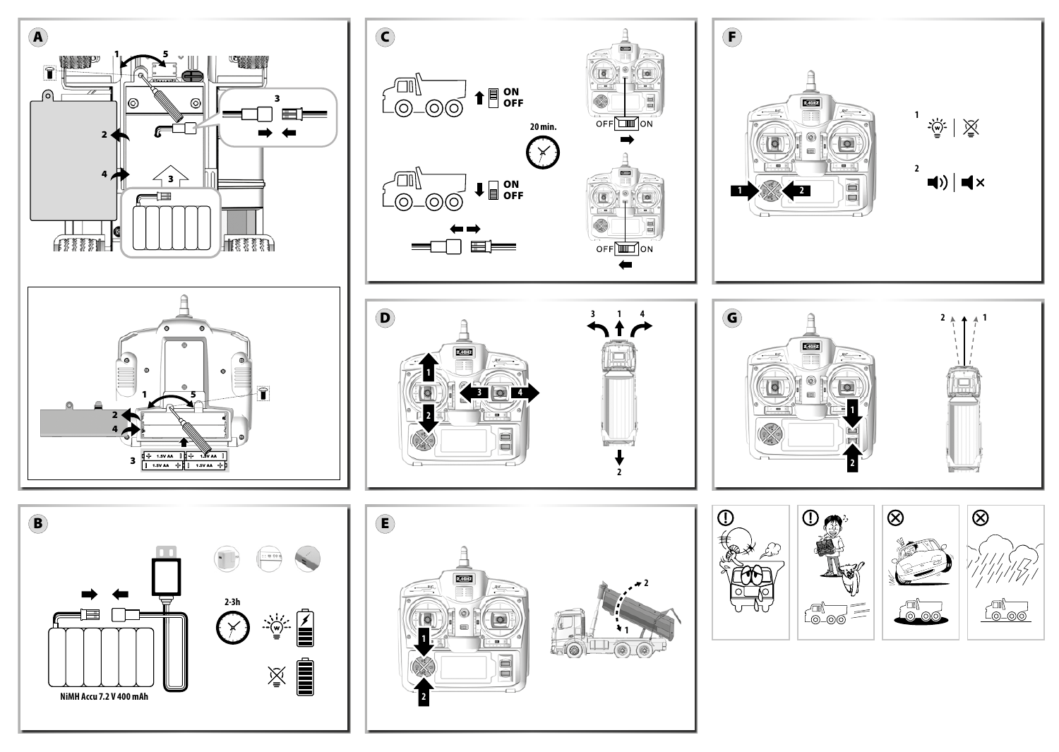**A**

1 5 2 4 3

3

1 5 2 4 3

1.5V AA

**B**

2-3h

NiMH Accu 7.2 V 400 mAh

**C**

ON
OFF

20 min.

ON
OFF

OFF ON

OFF ON

**D**

2.4GHZ

1 2 3 4

3 1 4

2

**E**

2.4GHZ

1 2

2 1

**F**

2.4GHZ

1 2

1

2

**G**

2.4GHZ

1 2

2 1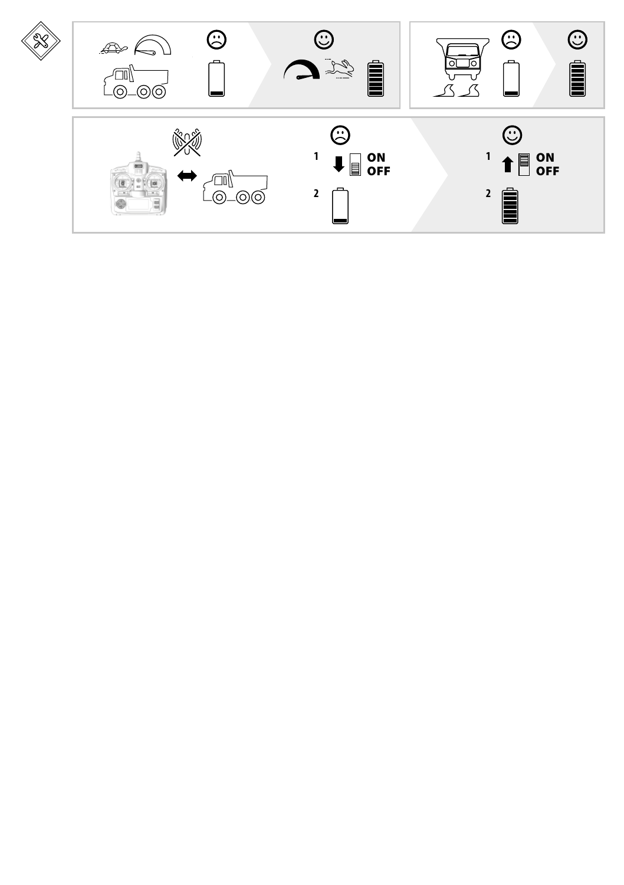1 ON OFF

2

1 ON OFF

2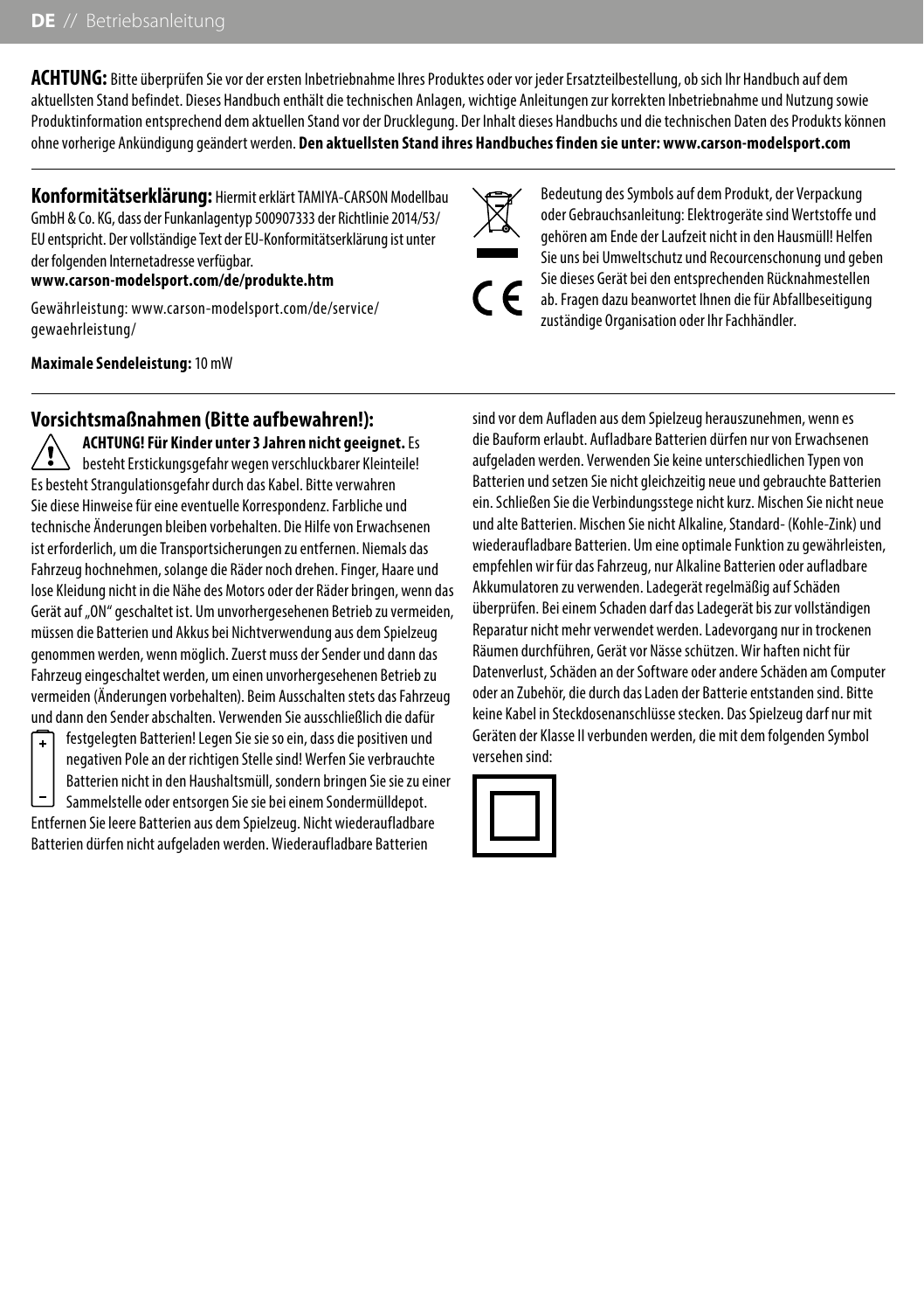**ACHTUNG:** Bitte überprüfen Sie vor der ersten Inbetriebnahme Ihres Produktes oder vor jeder Ersatzteilbestellung, ob sich Ihr Handbuch auf dem aktuellsten Stand befindet. Dieses Handbuch enthält die technischen Anlagen, wichtige Anleitungen zur korrekten Inbetriebnahme und Nutzung sowie Produktinformation entsprechend dem aktuellen Stand vor der Drucklegung. Der Inhalt dieses Handbuchs und die technischen Daten des Produkts können ohne vorherige Ankündigung geändert werden. **Den aktuellsten Stand ihres Handbuches finden sie unter: www.carson-modelsport.com**

**Konformitätserklärung:** Hiermit erklärt TAMIYA-CARSON Modellbau GmbH & Co. KG, dass der Funkanlagentyp 500907333 der Richtlinie 2014/53/EU entspricht. Der vollständige Text der EU-Konformitätserklärung ist unter der folgenden Internetadresse verfügbar.
**www.carson-modelsport.com/de/produkte.htm**

Gewährleistung: www.carson-modelsport.com/de/service/gewaehrleistung/

**Maximale Sendeleistung:** 10 mW

Bedeutung des Symbols auf dem Produkt, der Verpackung oder Gebrauchsanleitung: Elektrogeräte sind Wertstoffe und gehören am Ende der Laufzeit nicht in den Hausmüll! Helfen Sie uns bei Umweltschutz und Recourcenschonung und geben Sie dieses Gerät bei den entsprechenden Rücknahmestellen ab. Fragen dazu beantwortet Ihnen die für Abfallbeseitigung zuständige Organisation oder Ihr Fachhändler.

## Vorsichtsmaßnahmen (Bitte aufbewahren!):

**ACHTUNG! Für Kinder unter 3 Jahren nicht geeignet.** Es besteht Erstickungsgefahr wegen verschluckbarer Kleinteile! Es besteht Strangulationsgefahr durch das Kabel. Bitte verwahren Sie diese Hinweise für eine eventuelle Korrespondenz. Farbliche und technische Änderungen bleiben vorbehalten. Die Hilfe von Erwachsenen ist erforderlich, um die Transportsicherungen zu entfernen. Niemals das Fahrzeug hochnehmen, solange die Räder noch drehen. Finger, Haare und lose Kleidung nicht in die Nähe des Motors oder der Räder bringen, wenn das Gerät auf „ON" geschaltet ist. Um unvorhergesehenen Betrieb zu vermeiden, müssen die Batterien und Akkus bei Nichtverwendung aus dem Spielzeug genommen werden, wenn möglich. Zuerst muss der Sender und dann das Fahrzeug eingeschaltet werden, um einen unvorhergesehenen Betrieb zu vermeiden (Änderungen vorbehalten). Beim Ausschalten stets das Fahrzeug und dann den Sender abschalten. Verwenden Sie ausschließlich die dafür festgelegten Batterien! Legen Sie sie so ein, dass die positiven und negativen Pole an der richtigen Stelle sind! Werfen Sie verbrauchte Batterien nicht in den Haushaltsmüll, sondern bringen Sie sie zu einer Sammelstelle oder entsorgen Sie sie bei einem Sondermülldepot. Entfernen Sie leere Batterien aus dem Spielzeug. Nicht wiederaufladbare Batterien dürfen nicht aufgeladen werden. Wiederaufladbare Batterien sind vor dem Aufladen aus dem Spielzeug herauszunehmen, wenn es die Bauform erlaubt. Aufladbare Batterien dürfen nur von Erwachsenen aufgeladen werden. Verwenden Sie keine unterschiedlichen Typen von Batterien und setzen Sie nicht gleichzeitig neue und gebrauchte Batterien ein. Schließen Sie die Verbindungsstege nicht kurz. Mischen Sie nicht neue und alte Batterien. Mischen Sie nicht Alkaline, Standard- (Kohle-Zink) und wiederaufladbare Batterien. Um eine optimale Funktion zu gewährleisten, empfehlen wir für das Fahrzeug, nur Alkaline Batterien oder aufladbare Akkumulatoren zu verwenden. Ladegerät regelmäßig auf Schäden überprüfen. Bei einem Schaden darf das Ladegerät bis zur vollständigen Reparatur nicht mehr verwendet werden. Ladevorgang nur in trockenen Räumen durchführen, Gerät vor Nässe schützen. Wir haften nicht für Datenverlust, Schäden an der Software oder andere Schäden am Computer oder an Zubehör, die durch das Laden der Batterie entstanden sind. Bitte keine Kabel in Steckdosenanschlüsse stecken. Das Spielzeug darf nur mit Geräten der Klasse II verbunden werden, die mit dem folgenden Symbol versehen sind: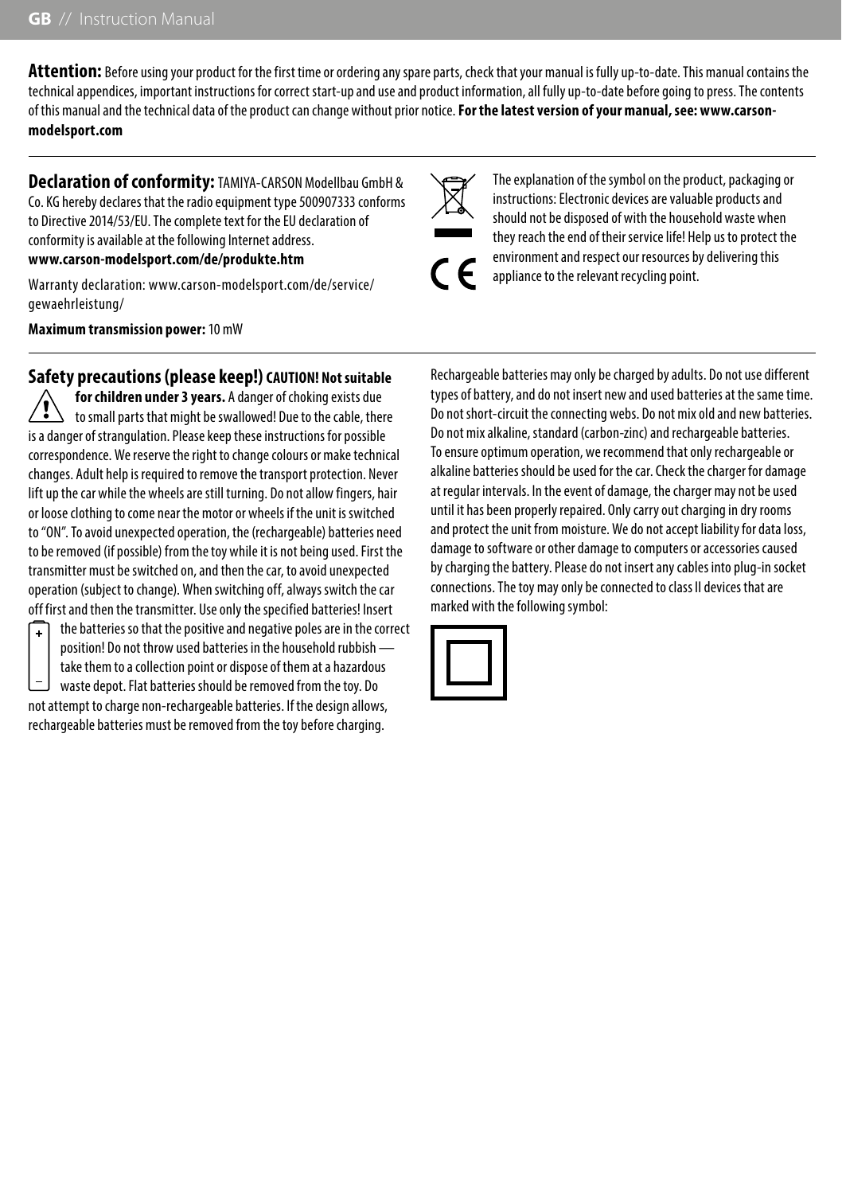**Attention:** Before using your product for the first time or ordering any spare parts, check that your manual is fully up-to-date. This manual contains the technical appendices, important instructions for correct start-up and use and product information, all fully up-to-date before going to press. The contents of this manual and the technical data of the product can change without prior notice. **For the latest version of your manual, see: www.carson-modelsport.com**

**Declaration of conformity:** TAMIYA-CARSON Modellbau GmbH & Co. KG hereby declares that the radio equipment type 500907333 conforms to Directive 2014/53/EU. The complete text for the EU declaration of conformity is available at the following Internet address.
**www.carson-modelsport.com/de/produkte.htm**

Warranty declaration: www.carson-modelsport.com/de/service/gewaehrleistung/

**Maximum transmission power:** 10 mW

The explanation of the symbol on the product, packaging or instructions: Electronic devices are valuable products and should not be disposed of with the household waste when they reach the end of their service life! Help us to protect the environment and respect our resources by delivering this appliance to the relevant recycling point.

## Safety precautions (please keep!)

**CAUTION! Not suitable for children under 3 years.** A danger of choking exists due to small parts that might be swallowed! Due to the cable, there is a danger of strangulation. Please keep these instructions for possible correspondence. We reserve the right to change colours or make technical changes. Adult help is required to remove the transport protection. Never lift up the car while the wheels are still turning. Do not allow fingers, hair or loose clothing to come near the motor or wheels if the unit is switched to "ON". To avoid unexpected operation, the (rechargeable) batteries need to be removed (if possible) from the toy while it is not being used. First the transmitter must be switched on, and then the car, to avoid unexpected operation (subject to change). When switching off, always switch the car off first and then the transmitter. Use only the specified batteries! Insert the batteries so that the positive and negative poles are in the correct position! Do not throw used batteries in the household rubbish — take them to a collection point or dispose of them at a hazardous waste depot. Flat batteries should be removed from the toy. Do not attempt to charge non-rechargeable batteries. If the design allows, rechargeable batteries must be removed from the toy before charging.

Rechargeable batteries may only be charged by adults. Do not use different types of battery, and do not insert new and used batteries at the same time. Do not short-circuit the connecting webs. Do not mix old and new batteries. Do not mix alkaline, standard (carbon-zinc) and rechargeable batteries. To ensure optimum operation, we recommend that only rechargeable or alkaline batteries should be used for the car. Check the charger for damage at regular intervals. In the event of damage, the charger may not be used until it has been properly repaired. Only carry out charging in dry rooms and protect the unit from moisture. We do not accept liability for data loss, damage to software or other damage to computers or accessories caused by charging the battery. Please do not insert any cables into plug-in socket connections. The toy may only be connected to class II devices that are marked with the following symbol: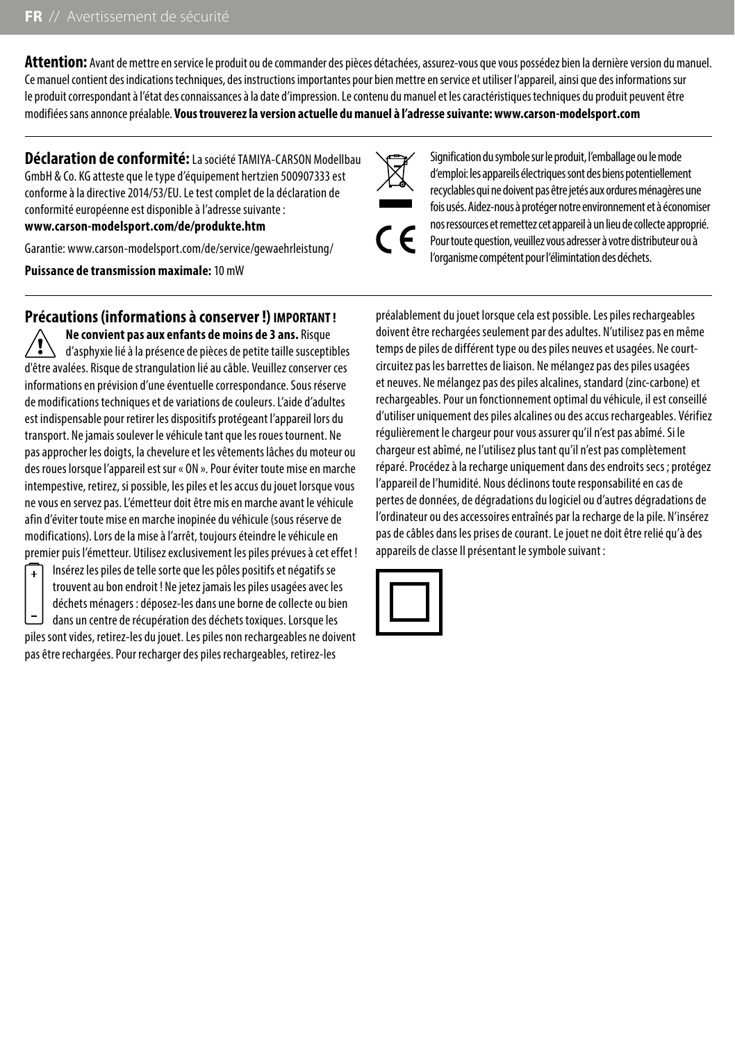**Attention:** Avant de mettre en service le produit ou de commander des pièces détachées, assurez-vous que vous possédez bien la dernière version du manuel. Ce manuel contient des indications techniques, des instructions importantes pour bien mettre en service et utiliser l'appareil, ainsi que des informations sur le produit correspondant à l'état des connaissances à la date d'impression. Le contenu du manuel et les caractéristiques techniques du produit peuvent être modifiées sans annonce préalable. **Vous trouverez la version actuelle du manuel à l'adresse suivante: www.carson-modelsport.com**

---

**Déclaration de conformité:** La société TAMIYA-CARSON Modellbau GmbH & Co. KG atteste que le type d'équipement hertzien 500907333 est conforme à la directive 2014/53/EU. Le test complet de la déclaration de conformité européenne est disponible à l'adresse suivante :
**www.carson-modelsport.com/de/produkte.htm**

Garantie: www.carson-modelsport.com/de/service/gewaehrleistung/

**Puissance de transmission maximale:** 10 mW

Signification du symbole sur le produit, l'emballage ou le mode d'emploi: les appareils électriques sont des biens potentiellement recyclables qui ne doivent pas être jetés aux ordures ménagères une fois usés. Aidez-nous à protéger notre environnement et à économiser nos ressources et remettez cet appareil à un lieu de collecte approprié. Pour toute question, veuillez vous adresser à votre distributeur ou à l'organisme compétent pour l'élimintation des déchets.

---

## Précautions (informations à conserver !) IMPORTANT !

**Ne convient pas aux enfants de moins de 3 ans.** Risque d'asphyxie lié à la présence de pièces de petite taille susceptibles d'être avalées. Risque de strangulation lié au câble. Veuillez conserver ces informations en prévision d'une éventuelle correspondance. Sous réserve de modifications techniques et de variations de couleurs. L'aide d'adultes est indispensable pour retirer les dispositifs protégeant l'appareil lors du transport. Ne jamais soulever le véhicule tant que les roues tournent. Ne pas approcher les doigts, la chevelure et les vêtements lâches du moteur ou des roues lorsque l'appareil est sur « ON ». Pour éviter toute mise en marche intempestive, retirez, si possible, les piles et les accus du jouet lorsque vous ne vous en servez pas. L'émetteur doit être mis en marche avant le véhicule afin d'éviter toute mise en marche inopinée du véhicule (sous réserve de modifications). Lors de la mise à l'arrêt, toujours éteindre le véhicule en premier puis l'émetteur. Utilisez exclusivement les piles prévues à cet effet ! Insérez les piles de telle sorte que les pôles positifs et négatifs se trouvent au bon endroit ! Ne jetez jamais les piles usagées avec les déchets ménagers : déposez-les dans une borne de collecte ou bien dans un centre de récupération des déchets toxiques. Lorsque les piles sont vides, retirez-les du jouet. Les piles non rechargeables ne doivent pas être rechargées. Pour recharger des piles rechargeables, retirez-les préalablement du jouet lorsque cela est possible. Les piles rechargeables doivent être rechargées seulement par des adultes. N'utilisez pas en même temps de piles de différent type ou des piles neuves et usagées. Ne court-circuitez pas les barrettes de liaison. Ne mélangez pas des piles usagées et neuves. Ne mélangez pas des piles alcalines, standard (zinc-carbone) et rechargeables. Pour un fonctionnement optimal du véhicule, il est conseillé d'utiliser uniquement des piles alcalines ou des accus rechargeables. Vérifiez régulièrement le chargeur pour vous assurer qu'il n'est pas abîmé. Si le chargeur est abîmé, ne l'utilisez plus tant qu'il n'est pas complètement réparé. Procédez à la recharge uniquement dans des endroits secs ; protégez l'appareil de l'humidité. Nous déclinons toute responsabilité en cas de pertes de données, de dégradations du logiciel ou d'autres dégradations de l'ordinateur ou des accessoires entraînés par la recharge de la pile. N'insérez pas de câbles dans les prises de courant. Le jouet ne doit être relié qu'à des appareils de classe II présentant le symbole suivant :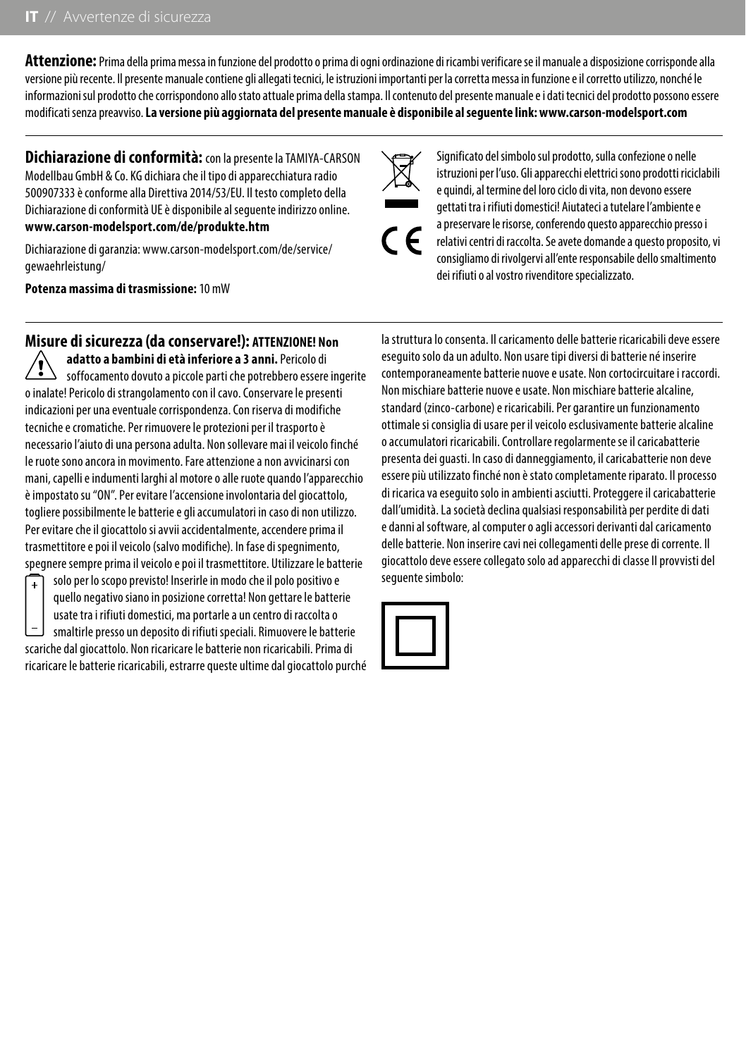**Attenzione:** Prima della prima messa in funzione del prodotto o prima di ogni ordinazione di ricambi verificare se il manuale a disposizione corrisponde alla versione più recente. Il presente manuale contiene gli allegati tecnici, le istruzioni importanti per la corretta messa in funzione e il corretto utilizzo, nonché le informazioni sul prodotto che corrispondono allo stato attuale prima della stampa. Il contenuto del presente manuale e i dati tecnici del prodotto possono essere modificati senza preavviso. **La versione più aggiornata del presente manuale è disponibile al seguente link: www.carson-modelsport.com**

**Dichiarazione di conformità:** con la presente la TAMIYA-CARSON Modellbau GmbH & Co. KG dichiara che il tipo di apparecchiatura radio 500907333 è conforme alla Direttiva 2014/53/EU. Il testo completo della Dichiarazione di conformità UE è disponibile al seguente indirizzo online. **www.carson-modelsport.com/de/produkte.htm**

Dichiarazione di garanzia: www.carson-modelsport.com/de/service/gewaehrleistung/

**Potenza massima di trasmissione:** 10 mW

Significato del simbolo sul prodotto, sulla confezione o nelle istruzioni per l'uso. Gli apparecchi elettrici sono prodotti riciclabili e quindi, al termine del loro ciclo di vita, non devono essere gettati tra i rifiuti domestici! Aiutateci a tutelare l'ambiente e a preservare le risorse, conferendo questo apparecchio presso i relativi centri di raccolta. Se avete domande a questo proposito, vi consigliamo di rivolgervi all'ente responsabile dello smaltimento dei rifiuti o al vostro rivenditore specializzato.

**Misure di sicurezza (da conservare!): ATTENZIONE! Non adatto a bambini di età inferiore a 3 anni.** Pericolo di soffocamento dovuto a piccole parti che potrebbero essere ingerite o inalate! Pericolo di strangolamento con il cavo. Conservare le presenti indicazioni per una eventuale corrispondenza. Con riserva di modifiche tecniche e cromatiche. Per rimuovere le protezioni per il trasporto è necessario l'aiuto di una persona adulta. Non sollevare mai il veicolo finché le ruote sono ancora in movimento. Fare attenzione a non avvicinarsi con mani, capelli e indumenti larghi al motore o alle ruote quando l'apparecchio è impostato su "ON". Per evitare l'accensione involontaria del giocattolo, togliere possibilmente le batterie e gli accumulatori in caso di non utilizzo. Per evitare che il giocattolo si avvii accidentalmente, accendere prima il trasmettitore e poi il veicolo (salvo modifiche). In fase di spegnimento, spegnere sempre prima il veicolo e poi il trasmettitore. Utilizzare le batterie solo per lo scopo previsto! Inserirle in modo che il polo positivo e quello negativo siano in posizione corretta! Non gettare le batterie usate tra i rifiuti domestici, ma portarle a un centro di raccolta o smaltirle presso un deposito di rifiuti speciali. Rimuovere le batterie scariche dal giocattolo. Non ricaricare le batterie non ricaricabili. Prima di ricaricare le batterie ricaricabili, estrarre queste ultime dal giocattolo purché la struttura lo consenta. Il caricamento delle batterie ricaricabili deve essere eseguito solo da un adulto. Non usare tipi diversi di batterie né inserire contemporaneamente batterie nuove e usate. Non cortocircuitare i raccordi. Non mischiare batterie nuove e usate. Non mischiare batterie alcaline, standard (zinco-carbone) e ricaricabili. Per garantire un funzionamento ottimale si consiglia di usare per il veicolo esclusivamente batterie alcaline o accumulatori ricaricabili. Controllare regolarmente se il caricabatterie presenta dei guasti. In caso di danneggiamento, il caricabatterie non deve essere più utilizzato finché non è stato completamente riparato. Il processo di ricarica va eseguito solo in ambienti asciutti. Proteggere il caricabatterie dall'umidità. La società declina qualsiasi responsabilità per perdite di dati e danni al software, al computer o agli accessori derivanti dal caricamento delle batterie. Non inserire cavi nei collegamenti delle prese di corrente. Il giocattolo deve essere collegato solo ad apparecchi di classe II provvisti del seguente simbolo: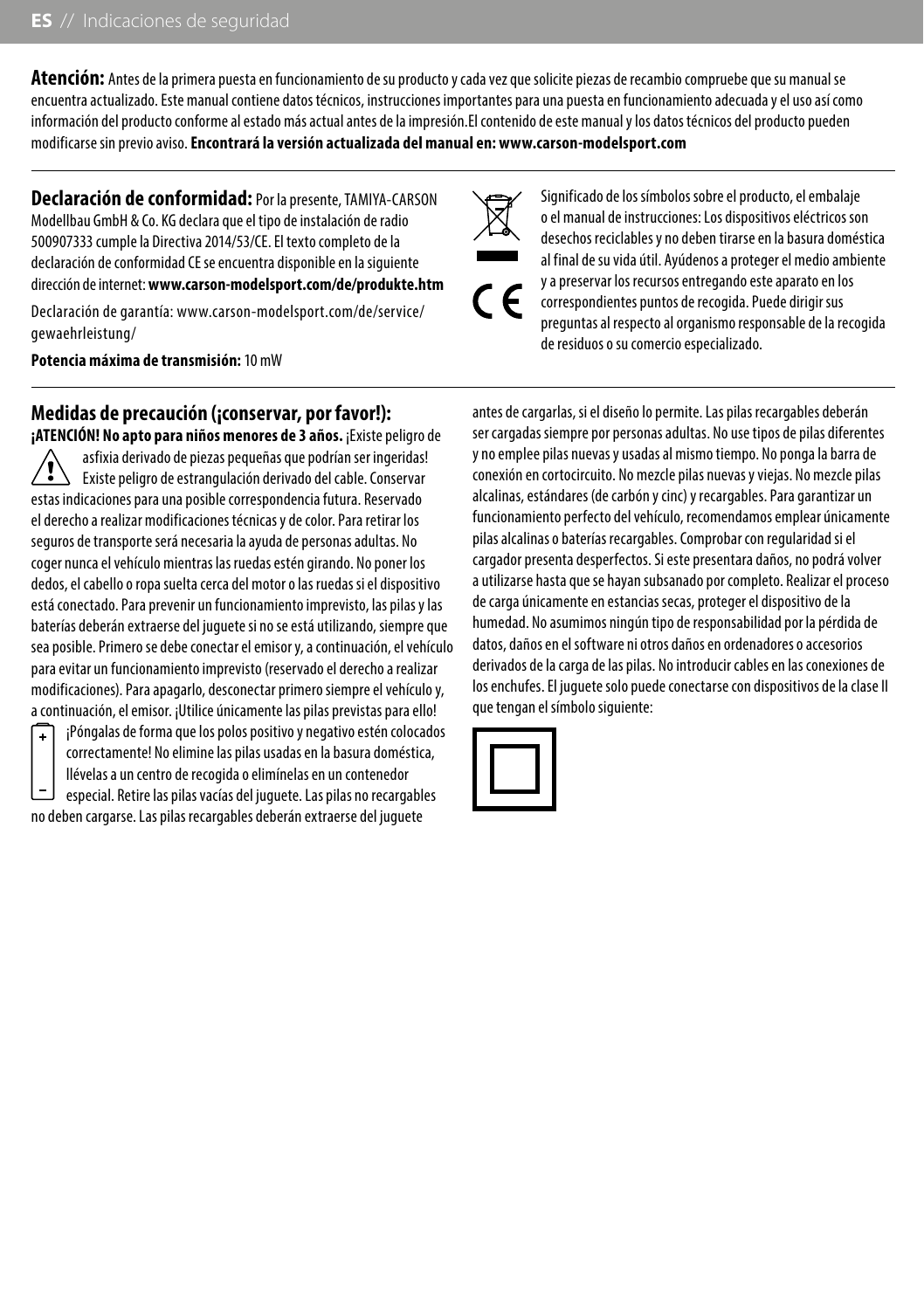**Atención:** Antes de la primera puesta en funcionamiento de su producto y cada vez que solicite piezas de recambio compruebe que su manual se encuentra actualizado. Este manual contiene datos técnicos, instrucciones importantes para una puesta en funcionamiento adecuada y el uso así como información del producto conforme al estado más actual antes de la impresión.El contenido de este manual y los datos técnicos del producto pueden modificarse sin previo aviso. **Encontrará la versión actualizada del manual en: www.carson-modelsport.com**

**Declaración de conformidad:** Por la presente, TAMIYA-CARSON Modellbau GmbH & Co. KG declara que el tipo de instalación de radio 500907333 cumple la Directiva 2014/53/CE. El texto completo de la declaración de conformidad CE se encuentra disponible en la siguiente dirección de internet: **www.carson-modelsport.com/de/produkte.htm**

Declaración de garantía: www.carson-modelsport.com/de/service/gewaehrleistung/

**Potencia máxima de transmisión:** 10 mW

Significado de los símbolos sobre el producto, el embalaje o el manual de instrucciones: Los dispositivos eléctricos son desechos reciclables y no deben tirarse en la basura doméstica al final de su vida útil. Ayúdenos a proteger el medio ambiente y a preservar los recursos entregando este aparato en los correspondientes puntos de recogida. Puede dirigir sus preguntas al respecto al organismo responsable de la recogida de residuos o su comercio especializado.

## Medidas de precaución (¡conservar, por favor!):

**¡ATENCIÓN! No apto para niños menores de 3 años.** ¡Existe peligro de asfixia derivado de piezas pequeñas que podrían ser ingeridas! Existe peligro de estrangulación derivado del cable. Conservar estas indicaciones para una posible correspondencia futura. Reservado el derecho a realizar modificaciones técnicas y de color. Para retirar los seguros de transporte será necesaria la ayuda de personas adultas. No coger nunca el vehículo mientras las ruedas estén girando. No poner los dedos, el cabello o ropa suelta cerca del motor o las ruedas si el dispositivo está conectado. Para prevenir un funcionamiento imprevisto, las pilas y las baterías deberán extraerse del juguete si no se está utilizando, siempre que sea posible. Primero se debe conectar el emisor y, a continuación, el vehículo para evitar un funcionamiento imprevisto (reservado el derecho a realizar modificaciones). Para apagarlo, desconectar primero siempre el vehículo y, a continuación, el emisor. ¡Utilice únicamente las pilas previstas para ello! ¡Póngalas de forma que los polos positivo y negativo estén colocados correctamente! No elimine las pilas usadas en la basura doméstica, llévelas a un centro de recogida o elimínelas en un contenedor especial. Retire las pilas vacías del juguete. Las pilas no recargables no deben cargarse. Las pilas recargables deberán extraerse del juguete antes de cargarlas, si el diseño lo permite. Las pilas recargables deberán ser cargadas siempre por personas adultas. No use tipos de pilas diferentes y no emplee pilas nuevas y usadas al mismo tiempo. No ponga la barra de conexión en cortocircuito. No mezcle pilas nuevas y viejas. No mezcle pilas alcalinas, estándares (de carbón y cinc) y recargables. Para garantizar un funcionamiento perfecto del vehículo, recomendamos emplear únicamente pilas alcalinas o baterías recargables. Comprobar con regularidad si el cargador presenta desperfectos. Si este presentara daños, no podrá volver a utilizarse hasta que se hayan subsanado por completo. Realizar el proceso de carga únicamente en estancias secas, proteger el dispositivo de la humedad. No asumimos ningún tipo de responsabilidad por la pérdida de datos, daños en el software ni otros daños en ordenadores o accesorios derivados de la carga de las pilas. No introducir cables en las conexiones de los enchufes. El juguete solo puede conectarse con dispositivos de la clase II que tengan el símbolo siguiente: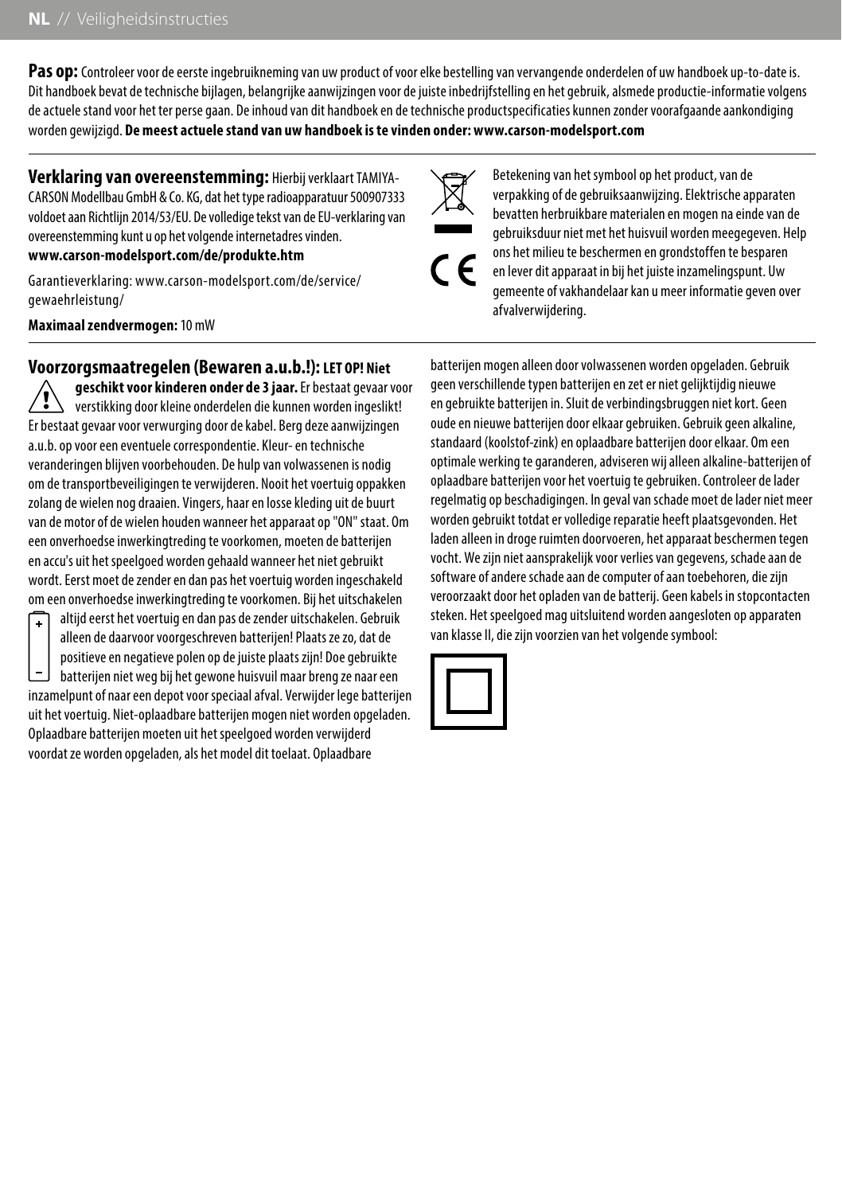**Pas op:** Controleer voor de eerste ingebruikneming van uw product of voor elke bestelling van vervangende onderdelen of uw handboek up-to-date is. Dit handboek bevat de technische bijlagen, belangrijke aanwijzingen voor de juiste inbedrijfstelling en het gebruik, alsmede productie-informatie volgens de actuele stand voor het ter perse gaan. De inhoud van dit handboek en de technische productspecificaties kunnen zonder voorafgaande aankondiging worden gewijzigd. **De meest actuele stand van uw handboek is te vinden onder: www.carson-modelsport.com**

**Verklaring van overeenstemming:** Hierbij verklaart TAMIYA-CARSON Modellbau GmbH & Co. KG, dat het type radioapparatuur 500907333 voldoet aan Richtlijn 2014/53/EU. De volledige tekst van de EU-verklaring van overeenstemming kunt u op het volgende internetadres vinden.
**www.carson-modelsport.com/de/produkte.htm**

Garantieverklaring: www.carson-modelsport.com/de/service/gewaehrleistung/

**Maximaal zendvermogen:** 10 mW

Betekening van het symbool op het product, van de verpakking of de gebruiksaanwijzing. Elektrische apparaten bevatten herbruikbare materialen en mogen na einde van de gebruiksduur niet met het huisvuil worden meegegeven. Help ons het milieu te beschermen en grondstoffen te besparen en lever dit apparaat in bij het juiste inzamelingspunt. Uw gemeente of vakhandelaar kan u meer informatie geven over afvalverwijdering.

## Voorzorgsmaatregelen (Bewaren a.u.b.!):

**LET OP! Niet geschikt voor kinderen onder de 3 jaar.** Er bestaat gevaar voor verstikking door kleine onderdelen die kunnen worden ingeslikt! Er bestaat gevaar voor verwurging door de kabel. Berg deze aanwijzingen a.u.b. op voor een eventuele correspondentie. Kleur- en technische veranderingen blijven voorbehouden. De hulp van volwassenen is nodig om de transportbeveiligingen te verwijderen. Nooit het voertuig oppakken zolang de wielen nog draaien. Vingers, haar en losse kleding uit de buurt van de motor of de wielen houden wanneer het apparaat op "ON" staat. Om een onverhoedse inwerkingtreding te voorkomen, moeten de batterijen en accu's uit het speelgoed worden gehaald wanneer het niet gebruikt wordt. Eerst moet de zender en dan pas het voertuig worden ingeschakeld om een onverhoedse inwerkingtreding te voorkomen. Bij het uitschakelen altijd eerst het voertuig en dan pas de zender uitschakelen. Gebruik alleen de daarvoor voorgeschreven batterijen! Plaats ze zo, dat de positieve en negatieve polen op de juiste plaats zijn! Doe gebruikte batterijen niet weg bij het gewone huisvuil maar breng ze naar een inzamelpunt of naar een depot voor speciaal afval. Verwijder lege batterijen uit het voertuig. Niet-oplaadbare batterijen mogen niet worden opgeladen. Oplaadbare batterijen moeten uit het speelgoed worden verwijderd voordat ze worden opgeladen, als het model dit toelaat. Oplaadbare batterijen mogen alleen door volwassenen worden opgeladen. Gebruik geen verschillende typen batterijen en zet er niet gelijktijdig nieuwe en gebruikte batterijen in. Sluit de verbindingsbruggen niet kort. Geen oude en nieuwe batterijen door elkaar gebruiken. Gebruik geen alkaline, standaard (koolstof-zink) en oplaadbare batterijen door elkaar. Om een optimale werking te garanderen, adviseren wij alleen alkaline-batterijen of oplaadbare batterijen voor het voertuig te gebruiken. Controleer de lader regelmatig op beschadigingen. In geval van schade moet de lader niet meer worden gebruikt totdat er volledige reparatie heeft plaatsgevonden. Het laden alleen in droge ruimten doorvoeren, het apparaat beschermen tegen vocht. We zijn niet aansprakelijk voor verlies van gegevens, schade aan de software of andere schade aan de computer of aan toebehoren, die zijn veroorzaakt door het opladen van de batterij. Geen kabels in stopcontacten steken. Het speelgoed mag uitsluitend worden aangesloten op apparaten van klasse II, die zijn voorzien van het volgende symbool: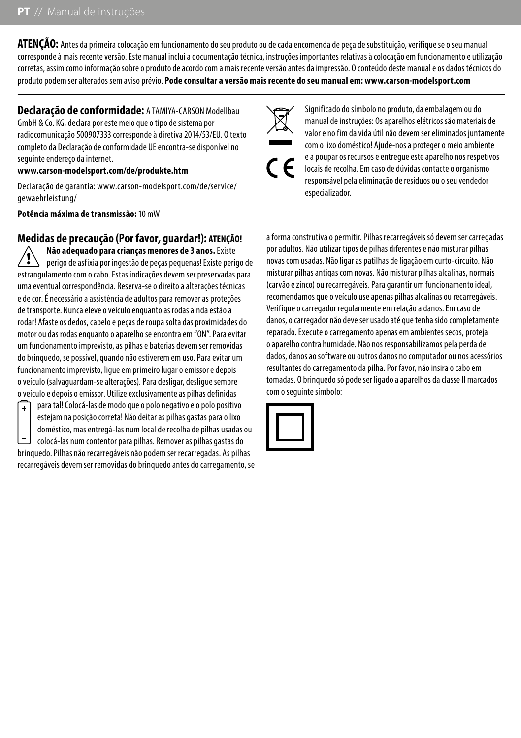**ATENÇÃO:** Antes da primeira colocação em funcionamento do seu produto ou de cada encomenda de peça de substituição, verifique se o seu manual corresponde à mais recente versão. Este manual inclui a documentação técnica, instruções importantes relativas à colocação em funcionamento e utilização corretas, assim como informação sobre o produto de acordo com a mais recente versão antes da impressão. O conteúdo deste manual e os dados técnicos do produto podem ser alterados sem aviso prévio. **Pode consultar a versão mais recente do seu manual em: www.carson-modelsport.com**

---

**Declaração de conformidade:** A TAMIYA-CARSON Modellbau GmbH & Co. KG, declara por este meio que o tipo de sistema por radiocomunicação 500907333 corresponde à diretiva 2014/53/EU. O texto completo da Declaração de conformidade UE encontra-se disponível no seguinte endereço da internet.
**www.carson-modelsport.com/de/produkte.htm**

Declaração de garantia: www.carson-modelsport.com/de/service/gewaehrleistung/

**Potência máxima de transmissão:** 10 mW

Significado do símbolo no produto, da embalagem ou do manual de instruções: Os aparelhos elétricos são materiais de valor e no fim da vida útil não devem ser eliminados juntamente com o lixo doméstico! Ajude-nos a proteger o meio ambiente e a poupar os recursos e entregue este aparelho nos respetivos locais de recolha. Em caso de dúvidas contacte o organismo responsável pela eliminação de resíduos ou o seu vendedor especializador.

---

## Medidas de precaução (Por favor, guardar!): ATENÇÃO!

**Não adequado para crianças menores de 3 anos.** Existe perigo de asfixia por ingestão de peças pequenas! Existe perigo de estrangulamento com o cabo. Estas indicações devem ser preservadas para uma eventual correspondência. Reserva-se o direito a alterações técnicas e de cor. É necessário a assistência de adultos para remover as proteções de transporte. Nunca eleve o veículo enquanto as rodas ainda estão a rodar! Afaste os dedos, cabelo e peças de roupa solta das proximidades do motor ou das rodas enquanto o aparelho se encontra em "ON". Para evitar um funcionamento imprevisto, as pilhas e baterias devem ser removidas do brinquedo, se possível, quando não estiverem em uso. Para evitar um funcionamento imprevisto, ligue em primeiro lugar o emissor e depois o veículo (salvaguardam-se alterações). Para desligar, desligue sempre o veículo e depois o emissor. Utilize exclusivamente as pilhas definidas para tal! Colocá-las de modo que o polo negativo e o polo positivo estejam na posição correta! Não deitar as pilhas gastas para o lixo doméstico, mas entregá-las num local de recolha de pilhas usadas ou colocá-las num contentor para pilhas. Remover as pilhas gastas do brinquedo. Pilhas não recarregáveis não podem ser recarregadas. As pilhas recarregáveis devem ser removidas do brinquedo antes do carregamento, se a forma construtiva o permitir. Pilhas recarregáveis só devem ser carregadas por adultos. Não utilizar tipos de pilhas diferentes e não misturar pilhas novas com usadas. Não ligar as patilhas de ligação em curto-circuito. Não misturar pilhas antigas com novas. Não misturar pilhas alcalinas, normais (carvão e zinco) ou recarregáveis. Para garantir um funcionamento ideal, recomendamos que o veículo use apenas pilhas alcalinas ou recarregáveis. Verifique o carregador regularmente em relação a danos. Em caso de danos, o carregador não deve ser usado até que tenha sido completamente reparado. Execute o carregamento apenas em ambientes secos, proteja o aparelho contra humidade. Não nos responsabilizamos pela perda de dados, danos ao software ou outros danos no computador ou nos acessórios resultantes do carregamento da pilha. Por favor, não insira o cabo em tomadas. O brinquedo só pode ser ligado a aparelhos da classe II marcados com o seguinte símbolo: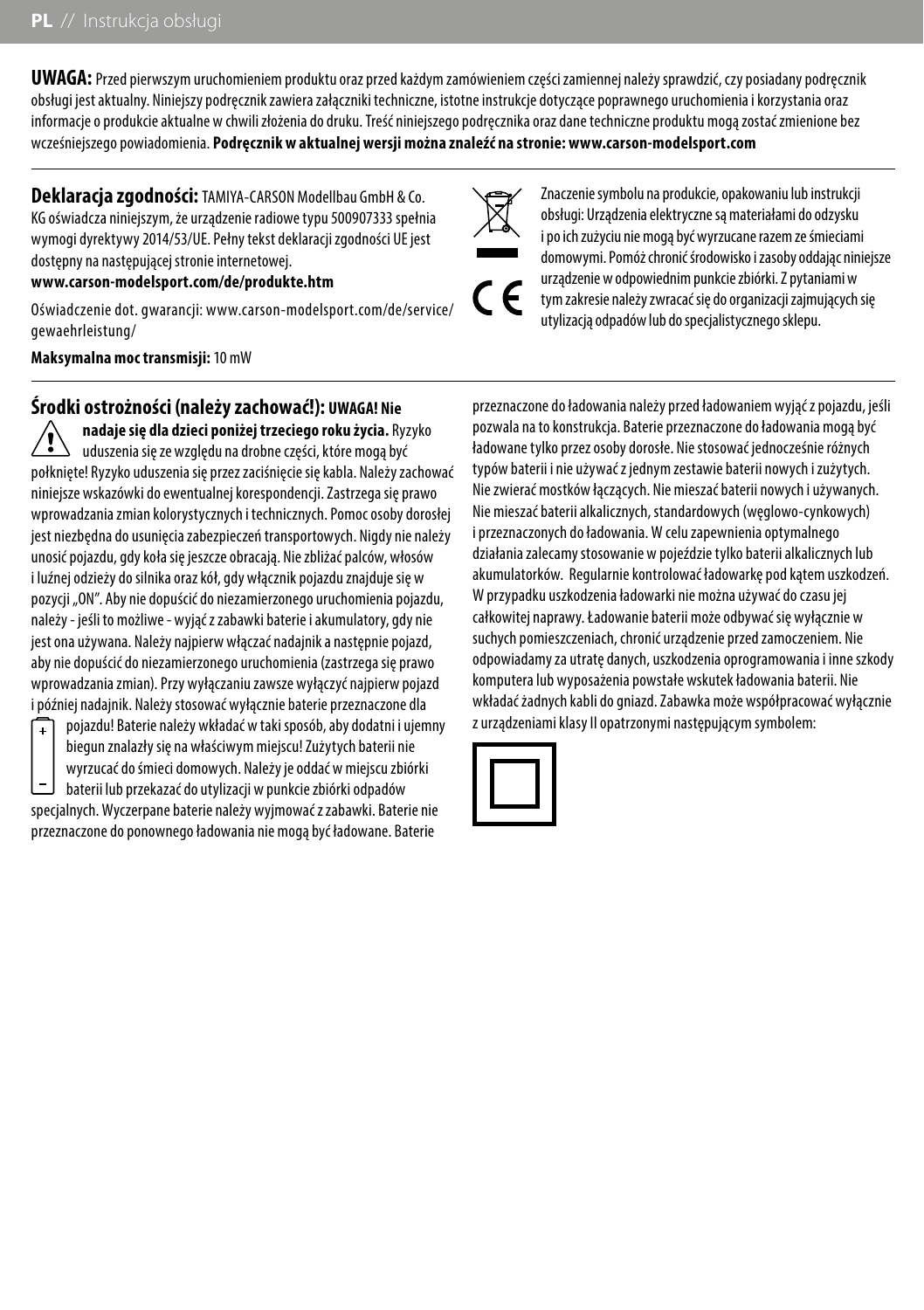**UWAGA:** Przed pierwszym uruchomieniem produktu oraz przed każdym zamówieniem części zamiennej należy sprawdzić, czy posiadany podręcznik obsługi jest aktualny. Niniejszy podręcznik zawiera załączniki techniczne, istotne instrukcje dotyczące poprawnego uruchomienia i korzystania oraz informacje o produkcie aktualne w chwili złożenia do druku. Treść niniejszego podręcznika oraz dane techniczne produktu mogą zostać zmienione bez wcześniejszego powiadomienia. **Podręcznik w aktualnej wersji można znaleźć na stronie: www.carson-modelsport.com**

**Deklaracja zgodności:** TAMIYA-CARSON Modellbau GmbH & Co. KG oświadcza niniejszym, że urządzenie radiowe typu 500907333 spełnia wymogi dyrektywy 2014/53/UE. Pełny tekst deklaracji zgodności UE jest dostępny na następującej stronie internetowej.
**www.carson-modelsport.com/de/produkte.htm**

Oświadczenie dot. gwarancji: www.carson-modelsport.com/de/service/gewaehrleistung/

**Maksymalna moc transmisji:** 10 mW

Znaczenie symbolu na produkcie, opakowaniu lub instrukcji obsługi: Urządzenia elektryczne są materiałami do odzysku i po ich zużyciu nie mogą być wyrzucane razem ze śmieciami domowymi. Pomóż chronić środowisko i zasoby oddając niniejsze urządzenie w odpowiednim punkcie zbiórki. Z pytaniami w tym zakresie należy zwracać się do organizacji zajmujących się utylizacją odpadów lub do specjalistycznego sklepu.

**Środki ostrożności (należy zachować!): UWAGA! Nie nadaje się dla dzieci poniżej trzeciego roku życia.** Ryzyko uduszenia się ze względu na drobne części, które mogą być połknięte! Ryzyko uduszenia się przez zaciśnięcie się kabla. Należy zachować niniejsze wskazówki do ewentualnej korespondencji. Zastrzega się prawo wprowadzania zmian kolorystycznych i technicznych. Pomoc osoby dorosłej jest niezbędna do usunięcia zabezpieczeń transportowych. Nigdy nie należy unosić pojazdu, gdy koła się jeszcze obracają. Nie zbliżać palców, włosów i luźnej odzieży do silnika oraz kół, gdy włącznik pojazdu znajduje się w pozycji „ON". Aby nie dopuścić do niezamierzonego uruchomienia pojazdu, należy - jeśli to możliwe - wyjąć z zabawki baterie i akumulatory, gdy nie jest ona używana. Należy najpierw włączać nadajnik a następnie pojazd, aby nie dopuścić do niezamierzonego uruchomienia (zastrzega się prawo wprowadzania zmian). Przy wyłączaniu zawsze wyłączyć najpierw pojazd i później nadajnik. Należy stosować wyłącznie baterie przeznaczone dla pojazdu! Baterie należy wkładać w taki sposób, aby dodatni i ujemny biegun znalazły się na właściwym miejscu! Zużytych baterii nie wyrzucać do śmieci domowych. Należy je oddać w miejscu zbiórki baterii lub przekazać do utylizacji w punkcie zbiórki odpadów specjalnych. Wyczerpane baterie należy wyjmować z zabawki. Baterie nie przeznaczone do ponownego ładowania nie mogą być ładowane. Baterie przeznaczone do ładowania należy przed ładowaniem wyjąć z pojazdu, jeśli pozwala na to konstrukcja. Baterie przeznaczone do ładowania mogą być ładowane tylko przez osoby dorosłe. Nie stosować jednocześnie różnych typów baterii i nie używać z jednym zestawie baterii nowych i zużytych. Nie zwierać mostków łączących. Nie mieszać baterii nowych i używanych. Nie mieszać baterii alkalicznych, standardowych (węglowo-cynkowych) i przeznaczonych do ładowania. W celu zapewnienia optymalnego działania zalecamy stosowanie w pojeździe tylko baterii alkalicznych lub akumulatorków. Regularnie kontrolować ładowarkę pod kątem uszkodzeń. W przypadku uszkodzenia ładowarki nie można używać do czasu jej całkowitej naprawy. Ładowanie baterii może odbywać się wyłącznie w suchych pomieszczeniach, chronić urządzenie przed zamoczeniem. Nie odpowiadamy za utratę danych, uszkodzenia oprogramowania i inne szkody komputera lub wyposażenia powstałe wskutek ładowania baterii. Nie wkładać żadnych kabli do gniazd. Zabawka może współpracować wyłącznie z urządzeniami klasy II opatrzonymi następującym symbolem: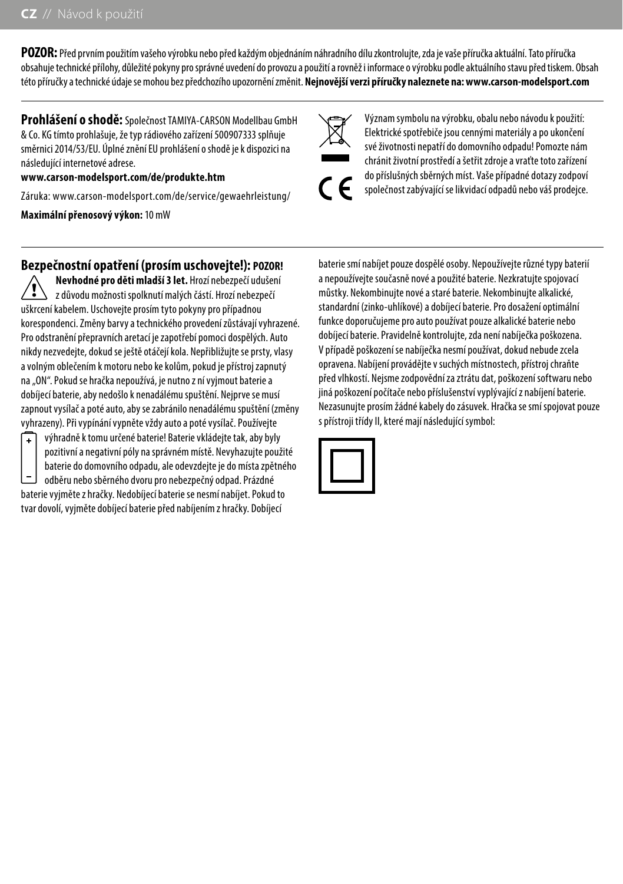**POZOR:** Před prvním použitím vašeho výrobku nebo před každým objednáním náhradního dílu zkontrolujte, zda je vaše příručka aktuální. Tato příručka obsahuje technické přílohy, důležité pokyny pro správné uvedení do provozu a použití a rovněž i informace o výrobku podle aktuálního stavu před tiskem. Obsah této příručky a technické údaje se mohou bez předchozího upozornění změnit. **Nejnovější verzi příručky naleznete na: www.carson-modelsport.com**

**Prohlášení o shodě:** Společnost TAMIYA-CARSON Modellbau GmbH & Co. KG tímto prohlašuje, že typ rádiového zařízení 500907333 splňuje směrnici 2014/53/EU. Úplné znění EU prohlášení o shodě je k dispozici na následující internetové adrese.

**www.carson-modelsport.com/de/produkte.htm**

Záruka: www.carson-modelsport.com/de/service/gewaehrleistung/

**Maximální přenosový výkon:** 10 mW

Význam symbolu na výrobku, obalu nebo návodu k použití: Elektrické spotřebiče jsou cennými materiály a po ukončení své životnosti nepatří do domovního odpadu! Pomozte nám chránit životní prostředí a šetřit zdroje a vraťte toto zařízení do příslušných sběrných míst. Vaše případné dotazy zodpoví společnost zabývající se likvidací odpadů nebo váš prodejce.

## Bezpečnostní opatření (prosím uschovejte!): POZOR!

**Nevhodné pro děti mladší 3 let.** Hrozí nebezpečí udušení z důvodu možnosti spolknutí malých částí. Hrozí nebezpečí uškrcení kabelem. Uschovejte prosím tyto pokyny pro případnou korespondenci. Změny barvy a technického provedení zůstávají vyhrazené. Pro odstranění přepravních aretací je zapotřebí pomoci dospělých. Auto nikdy nezvedejte, dokud se ještě otáčejí kola. Nepřibližujte se prsty, vlasy a volným oblečením k motoru nebo ke kolům, pokud je přístroj zapnutý na „ON". Pokud se hračka nepoužívá, je nutno z ní vyjmout baterie a dobíjecí baterie, aby nedošlo k nenadálému spuštění. Nejprve se musí zapnout vysílač a poté auto, aby se zabránilo nenadálému spuštění (změny vyhrazeny). Při vypínání vypněte vždy auto a poté vysílač. Používejte výhradně k tomu určené baterie! Baterie vkládejte tak, aby byly pozitivní a negativní póly na správném místě. Nevyhazujte použité baterie do domovního odpadu, ale odevzdejte je do místa zpětného odběru nebo sběrného dvoru pro nebezpečný odpad. Prázdné baterie vyjměte z hračky. Nedobíjecí baterie se nesmí nabíjet. Pokud to tvar dovolí, vyjměte dobíjecí baterie před nabíjením z hračky. Dobíjecí baterie smí nabíjet pouze dospělé osoby. Nepoužívejte různé typy baterií a nepoužívejte současně nové a použité baterie. Nezkratujte spojovací můstky. Nekombinujte nové a staré baterie. Nekombinujte alkalické, standardní (zinko-uhlíkové) a dobíjecí baterie. Pro dosažení optimální funkce doporučujeme pro auto používat pouze alkalické baterie nebo dobíjecí baterie. Pravidelně kontrolujte, zda není nabíječka poškozena. V případě poškození se nabíječka nesmí používat, dokud nebude zcela opravena. Nabíjení provádějte v suchých místnostech, přístroj chraňte před vlhkostí. Nejsme zodpovědní za ztrátu dat, poškození softwaru nebo jiná poškození počítače nebo příslušenství vyplývající z nabíjení baterie. Nezasunujte prosím žádné kabely do zásuvek. Hračka se smí spojovat pouze s přístroji třídy II, které mají následující symbol: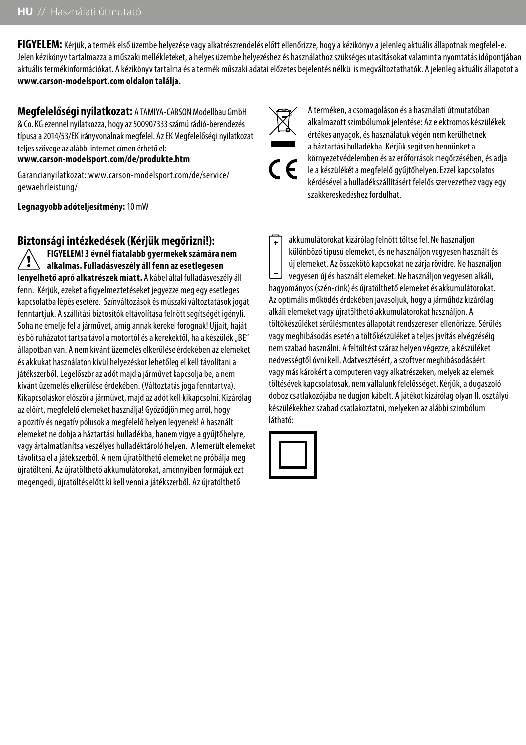**FIGYELEM:** Kérjük, a termék első üzembe helyezése vagy alkatrészrendelés előtt ellenőrizze, hogy a kézikönyv a jelenleg aktuális állapotnak megfelel-e. Jelen kézikönyv tartalmazza a műszaki mellékleteket, a helyes üzembe helyezéshez és használathoz szükséges utasításokat valamint a nyomtatás időpontjában aktuális termékinformációkat. A kézikönyv tartalma és a termék műszaki adatai előzetes bejelentés nélkül is megváltoztathatók. A jelenleg aktuális állapotot a **www.carson-modelsport.com oldalon találja.**

---

**Megfelelőségi nyilatkozat:** A TAMIYA-CARSON Modellbau GmbH & Co. KG ezennel nyilatkozza, hogy az 500907333 számú rádió-berendezés típusa a 2014/53/EK irányvonalnak megfelel. Az EK Megfelelőségi nyilatkozat teljes szövege az alábbi internet címen érhető el:
**www.carson-modelsport.com/de/produkte.htm**

Garancianyilatkozat: www.carson-modelsport.com/de/service/gewaehrleistung/

**Legnagyobb adóteljesítmény:** 10 mW

A terméken, a csomagoláson és a használati útmutatóban alkalmazott szimbólumok jelentése: Az elektromos készülékek értékes anyagok, és használatuk végén nem kerülhetnek a háztartási hulladékba. Kérjük segítsen bennünket a környezetvédelemben és az erőforrások megőrzésében, és adja le a készülékét a megfelelő gyűjtőhelyen. Ezzel kapcsolatos kérdésével a hulladékszállításért felelős szervezethez vagy egy szakkereskedéshez fordulhat.

---

## Biztonsági intézkedések (Kérjük megőrizni!):

**FIGYELEM! 3 évnél fiatalabb gyermekek számára nem alkalmas. Fulladásveszély áll fenn az esetlegesen lenyelhető apró alkatrészek miatt.** A kábel által fulladásveszély áll fenn. Kérjük, ezeket a figyelmeztetéseket jegyezze meg egy esetleges kapcsolatba lépés esetére. Színváltozások és műszaki változtatások jogát fenntartjuk. A szállítási biztosítók eltávolítása felnőtt segítségét igényli. Soha ne emelje fel a járművet, amíg annak kerekei forognak! Ujjait, haját és bő ruházatot tartsa távol a motortól és a kerekektől, ha a készülék „BE" állapotban van. A nem kívánt üzemelés elkerülése érdekében az elemeket és akkukat használaton kívül helyezéskor lehetőleg el kell távolítani a játékszerből. Legelőször az adót majd a járművet kapcsolja be, a nem kívánt üzemelés elkerülése érdekében. (Változtatás joga fenntartva). Kikapcsoláskor először a járművet, majd az adót kell kikapcsolni. Kizárólag az előírt, megfelelő elemeket használja! Győződjön meg arról, hogy a pozitív és negatív pólusok a megfelelő helyen legyenek! A használt elemeket ne dobja a háztartási hulladékba, hanem vigye a gyűjtőhelyre, vagy ártalmatlanítsa veszélyes hulladéktároló helyen. A lemerült elemeket távolítsa el a játékszerből. A nem újratölthető elemeket ne próbálja meg újratölteni. Az újratölthető akkumulátorokat, amennyiben formájuk ezt megengedi, újratöltés előtt ki kell venni a játékszerből. Az újratölthető akkumulátorokat kizárólag felnőtt töltse fel. Ne használjon különböző típusú elemeket, és ne használjon vegyesen használt és új elemeket. Az összekötő kapcsokat ne zárja rövidre. Ne használjon vegyesen új és használt elemeket. Ne használjon vegyesen alkáli, hagyományos (szén-cink) és újratölthető elemeket és akkumulátorokat. Az optimális működés érdekében javasoljuk, hogy a járműhöz kizárólag alkáli elemeket vagy újratölthető akkumulátorokat használjon. A töltőkészüléket sérülésmentes állapotát rendszeresen ellenőrizze. Sérülés vagy meghibásodás esetén a töltőkészüléket a teljes javítás elvégzéséig nem szabad használni. A feltöltést száraz helyen végezze, a készüléket nedvességtől óvni kell. Adatvesztésért, a szoftver meghibásodásáért vagy más károkért a computeren vagy alkatrészeken, melyek az elemek töltésével kapcsolatosak, nem vállalunk felelősséget. Kérjük, a dugaszoló doboz csatlakozójába ne dugjon kábelt. A játékot kizárólag olyan II. osztályú készülékekhez szabad csatlakoztatni, melyeken az alábbi szimbólum látható: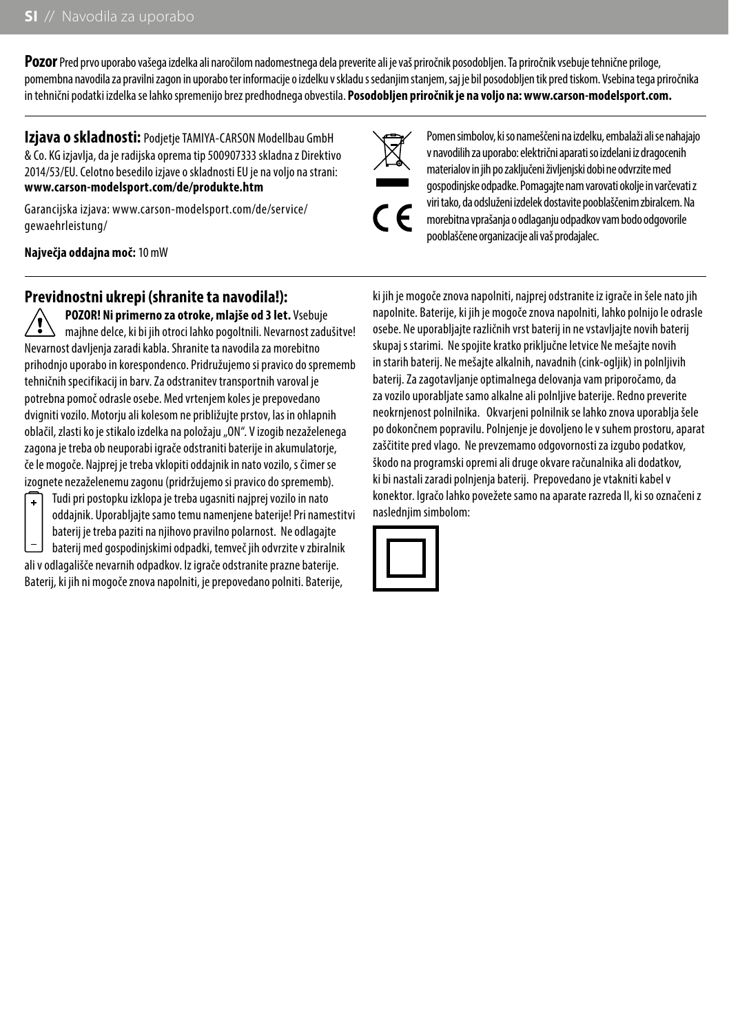**Pozor** Pred prvo uporabo vašega izdelka ali naročilom nadomestnega dela preverite ali je vaš priročnik posodobljen. Ta priročnik vsebuje tehnične priloge, pomembna navodila za pravilni zagon in uporabo ter informacije o izdelku v skladu s sedanjim stanjem, saj je bil posodobljen tik pred tiskom. Vsebina tega priročnika in tehnični podatki izdelka se lahko spremenijo brez predhodnega obvestila. **Posodobljen priročnik je na voljo na: www.carson-modelsport.com.**

**Izjava o skladnosti:** Podjetje TAMIYA-CARSON Modellbau GmbH & Co. KG izjavlja, da je radijska oprema tip 500907333 skladna z Direktivo 2014/53/EU. Celotno besedilo izjave o skladnosti EU je na voljo na strani: **www.carson-modelsport.com/de/produkte.htm**

Garancijska izjava: www.carson-modelsport.com/de/service/gewaehrleistung/

**Največja oddajna moč:** 10 mW

Pomen simbolov, ki so nameščeni na izdelku, embalaži ali se nahajajo v navodilih za uporabo: električni aparati so izdelani iz dragocenih materialov in jih po zaključeni življenjski dobi ne odvrzite med gospodinjske odpadke. Pomagajte nam varovati okolje in varčevati z viri tako, da odsluženi izdelek dostavite pooblaščenim zbiralcem. Na morebitna vprašanja o odlaganju odpadkov vam bodo odgovorile pooblaščene organizacije ali vaš prodajalec.

## Previdnostni ukrepi (shranite ta navodila!):

**POZOR! Ni primerno za otroke, mlajše od 3 let.** Vsebuje majhne delce, ki bi jih otroci lahko pogoltnili. Nevarnost zadušitve! Nevarnost davljenja zaradi kabla. Shranite ta navodila za morebitno prihodnjo uporabo in korespondenco. Pridružujemo si pravico do sprememb tehničnih specifikacij in barv. Za odstranitev transportnih varoval je potrebna pomoč odrasle osebe. Med vrtenjem koles je prepovedano dvigniti vozilo. Motorju ali kolesom ne približujte prstov, las in ohlapnih oblačil, zlasti ko je stikalo izdelka na položaju „ON“. V izogib nezaželenega zagona je treba ob neuporabi igrače odstraniti baterije in akumulatorje, če je mogoče. Najprej je treba vklopiti oddajnik in nato vozilo, s čimer se izognete nezaželenemu zagonu (pridržujemo si pravico do sprememb).

Tudi pri postopku izklopa je treba ugasniti najprej vozilo in nato oddajnik. Uporabljajte samo temu namenjene baterije! Pri namestitvi baterij je treba paziti na njihovo pravilno polarnost. Ne odlagajte baterij med gospodinjskimi odpadki, temveč jih odvrzite v zbiralnik ali v odlagališče nevarnih odpadkov. Iz igrače odstranite prazne baterije. Baterij, ki jih ni mogoče znova napolniti, je prepovedano polniti. Baterije, ki jih je mogoče znova napolniti, najprej odstranite iz igrače in šele nato jih napolnite. Baterije, ki jih je mogoče znova napolniti, lahko polnijo le odrasle osebe. Ne uporabljajte različnih vrst baterij in ne vstavljajte novih baterij skupaj s starimi. Ne spojite kratko priključne letvice Ne mešajte novih in starih baterij. Ne mešajte alkalnih, navadnih (cink-ogljik) in polnljivih baterij. Za zagotavljanje optimalnega delovanja vam priporočamo, da za vozilo uporabljate samo alkalne ali polnljive baterije. Redno preverite neokrnjenost polnilnika. Okvarjeni polnilnik se lahko znova uporablja šele po dokončnem popravilu. Polnjenje je dovoljeno le v suhem prostoru, aparat zaščitite pred vlago. Ne prevzemamo odgovornosti za izgubo podatkov, škodo na programski opremi ali druge okvare računalnika ali dodatkov, ki bi nastali zaradi polnjenja baterij. Prepovedano je vtakniti kabel v konektor. Igračo lahko povežete samo na aparate razreda II, ki so označeni z naslednjim simbolom: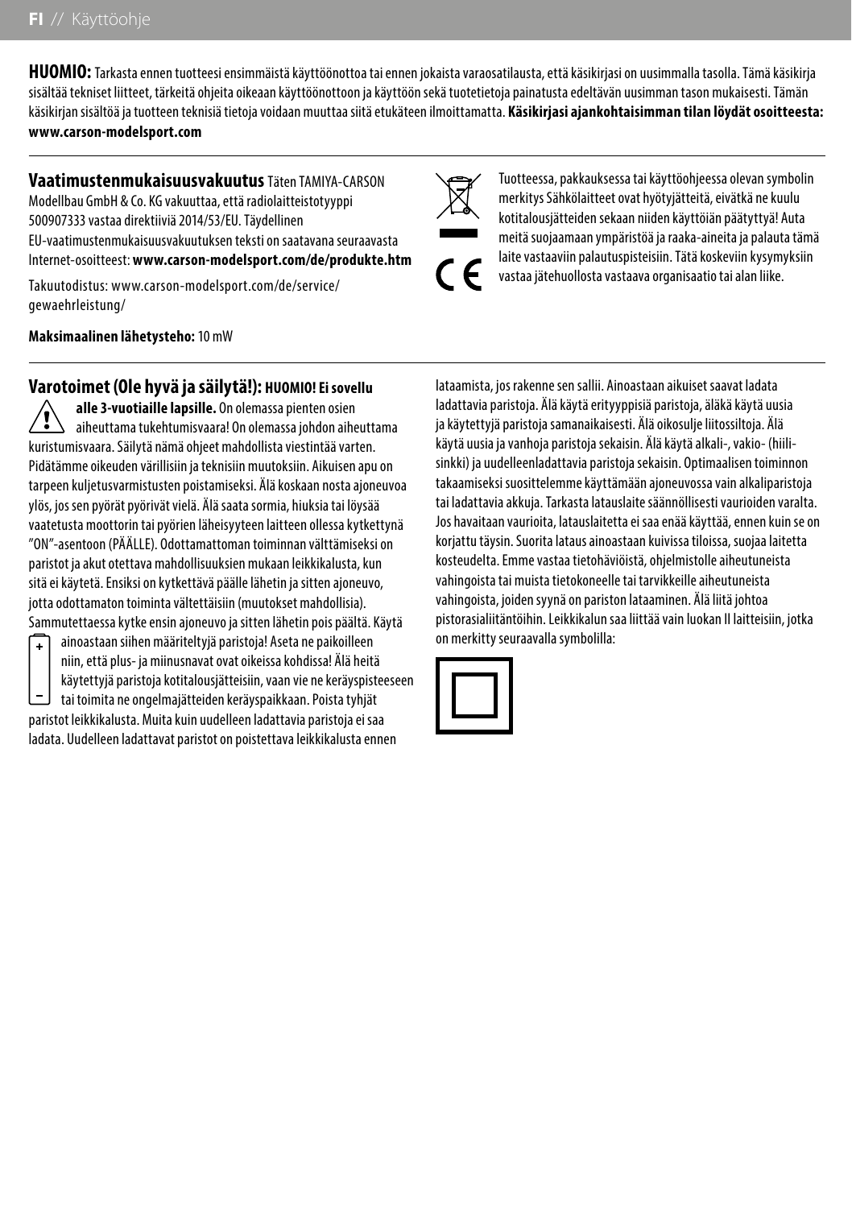**HUOMIO:** Tarkasta ennen tuotteesi ensimmäistä käyttöönottoa tai ennen jokaista varaosatilausta, että käsikirjasi on uusimmalla tasolla. Tämä käsikirja sisältää tekniset liitteet, tärkeitä ohjeita oikeaan käyttöönottoon ja käyttöön sekä tuotetietoja painatusta edeltävän uusimman tason mukaisesti. Tämän käsikirjan sisältöä ja tuotteen teknisiä tietoja voidaan muuttaa siitä etukäteen ilmoittamatta. **Käsikirjasi ajankohtaisimman tilan löydät osoitteesta: www.carson-modelsport.com**

**Vaatimustenmukaisuusvakuutus** Täten TAMIYA-CARSON Modellbau GmbH & Co. KG vakuuttaa, että radiolaitteistotyyppi 500907333 vastaa direktiiviä 2014/53/EU. Täydellinen EU-vaatimustenmukaisuusvakuutuksen teksti on saatavana seuraavasta Internet-osoitteest: **www.carson-modelsport.com/de/produkte.htm**

Takuutodistus: www.carson-modelsport.com/de/service/gewaehrleistung/

**Maksimaalinen lähetysteho:** 10 mW

Tuotteessa, pakkauksessa tai käyttöohjeessa olevan symbolin merkitys Sähkölaitteet ovat hyötyjätteitä, eivätkä ne kuulu kotitalousjätteiden sekaan niiden käyttöiän päätyttyä! Auta meitä suojaamaan ympäristöä ja raaka-aineita ja palauta tämä laite vastaaviin palautuspisteisiin. Tätä koskeviin kysymyksiin vastaa jätehuollosta vastaava organisaatio tai alan liike.

**Varotoimet (Ole hyvä ja säilytä!): HUOMIO! Ei sovellu alle 3-vuotiaille lapsille.** On olemassa pienten osien aiheuttama tukehtumisvaara! On olemassa johdon aiheuttama kuristumisvaara. Säilytä nämä ohjeet mahdollista viestintää varten. Pidätämme oikeuden värillisiin ja teknisiin muutoksiin. Aikuisen apu on tarpeen kuljetusvarmistusten poistamiseksi. Älä koskaan nosta ajoneuvoa ylös, jos sen pyörät pyörivät vielä. Älä saata sormia, hiuksia tai löysää vaatetusta moottorin tai pyörien läheisyyteen laitteen ollessa kytkettynä "ON"-asentoon (PÄÄLLE). Odottamattoman toiminnan välttämiseksi on paristot ja akut otettava mahdollisuuksien mukaan leikkikalusta, kun sitä ei käytetä. Ensiksi on kytkettävä päälle lähetin ja sitten ajoneuvo, jotta odottamaton toiminta vältettäisiin (muutokset mahdollisia). Sammutettaessa kytke ensin ajoneuvo ja sitten lähetin pois päältä. Käytä ainoastaan siihen määriteltyjä paristoja! Aseta ne paikoilleen niin, että plus- ja miinusnavat ovat oikeissa kohdissa! Älä heitä käytettyjä paristoja kotitalousjätteisiin, vaan vie ne keräyspisteeseen tai toimita ne ongelmajätteiden keräyspaikkaan. Poista tyhjät paristot leikkikalusta. Muita kuin uudelleen ladattavia paristoja ei saa ladata. Uudelleen ladattavat paristot on poistettava leikkikalusta ennen lataamista, jos rakenne sen sallii. Ainoastaan aikuiset saavat ladata ladattavia paristoja. Älä käytä erityyppisiä paristoja, äläkä käytä uusia ja käytettyjä paristoja samanaikaisesti. Älä oikosulje liitossiltoja. Älä käytä uusia ja vanhoja paristoja sekaisin. Älä käytä alkali-, vakio- (hiili-sinkki) ja uudelleenladattavia paristoja sekaisin. Optimaalisen toiminnon takaamiseksi suosittelemme käyttämään ajoneuvossa vain alkaliparistoja tai ladattavia akkuja. Tarkasta latauslaite säännöllisesti vaurioiden varalta. Jos havaitaan vaurioita, latauslaitetta ei saa enää käyttää, ennen kuin se on korjattu täysin. Suorita lataus ainoastaan kuivissa tiloissa, suojaa laitetta kosteudelta. Emme vastaa tietohäviöistä, ohjelmistolle aiheutuneista vahingoista tai muista tietokoneelle tai tarvikkeille aiheutuneista vahingoista, joiden syynä on pariston lataaminen. Älä liitä johtoa pistorasialiitäntöihin. Leikkikalun saa liittää vain luokan II laitteisiin, jotka on merkitty seuraavalla symbolilla: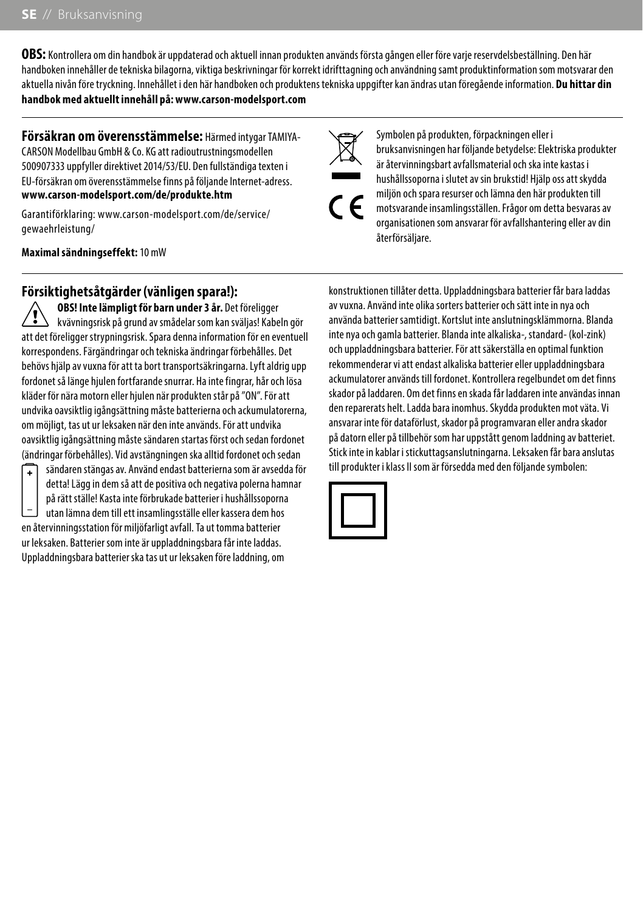**OBS:** Kontrollera om din handbok är uppdaterad och aktuell innan produkten används första gången eller före varje reservdelsbeställning. Den här handboken innehåller de tekniska bilagorna, viktiga beskrivningar för korrekt idrifttagning och användning samt produktinformation som motsvarar den aktuella nivån före tryckning. Innehållet i den här handboken och produktens tekniska uppgifter kan ändras utan föregående information. **Du hittar din handbok med aktuellt innehåll på: www.carson-modelsport.com**

**Försäkran om överensstämmelse:** Härmed intygar TAMIYA-CARSON Modellbau GmbH & Co. KG att radioutrustningsmodellen 500907333 uppfyller direktivet 2014/53/EU. Den fullständiga texten i EU-försäkran om överensstämmelse finns på följande Internet-adress. **www.carson-modelsport.com/de/produkte.htm**

Garantiförklaring: www.carson-modelsport.com/de/service/gewaehrleistung/

**Maximal sändningseffekt:** 10 mW

Symbolen på produkten, förpackningen eller i bruksanvisningen har följande betydelse: Elektriska produkter är återvinningsbart avfallsmaterial och ska inte kastas i hushållssoporna i slutet av sin brukstid! Hjälp oss att skydda miljön och spara resurser och lämna den här produkten till motsvarande insamlingsställen. Frågor om detta besvaras av organisationen som ansvarar för avfallshantering eller av din återförsäljare.

## Försiktighetsåtgärder (vänligen spara!):

**OBS! Inte lämpligt för barn under 3 år.** Det föreligger kvävningsrisk på grund av smådelar som kan sväljas! Kabeln gör att det föreligger strypningsrisk. Spara denna information för en eventuell korrespondens. Färgändringar och tekniska ändringar förbehålles. Det behövs hjälp av vuxna för att ta bort transportsäkringarna. Lyft aldrig upp fordonet så länge hjulen fortfarande snurrar. Ha inte fingrar, hår och lösa kläder för nära motorn eller hjulen när produkten står på "ON". För att undvika oavsiktlig igångsättning måste batterierna och ackumulatorerna, om möjligt, tas ut ur leksaken när den inte används. För att undvika oavsiktlig igångsättning måste sändaren startas först och sedan fordonet (ändringar förbehålles). Vid avstängningen ska alltid fordonet och sedan sändaren stängas av. Använd endast batterierna som är avsedda för detta! Lägg in dem så att de positiva och negativa polerna hamnar på rätt ställe! Kasta inte förbrukade batterier i hushållssoporna utan lämna dem till ett insamlingsställe eller kassera dem hos en återvinningsstation för miljöfarligt avfall. Ta ut tomma batterier ur leksaken. Batterier som inte är uppladdningsbara får inte laddas. Uppladdningsbara batterier ska tas ut ur leksaken före laddning, om konstruktionen tillåter detta. Uppladdningsbara batterier får bara laddas av vuxna. Använd inte olika sorters batterier och sätt inte in nya och använda batterier samtidigt. Kortslut inte anslutningsklämmorna. Blanda inte nya och gamla batterier. Blanda inte alkaliska-, standard- (kol-zink) och uppladdningsbara batterier. För att säkerställa en optimal funktion rekommenderar vi att endast alkaliska batterier eller uppladdningsbara ackumulatorer används till fordonet. Kontrollera regelbundet om det finns skador på laddaren. Om det finns en skada får laddaren inte användas innan den reparerats helt. Ladda bara inomhus. Skydda produkten mot väta. Vi ansvarar inte för dataförlust, skador på programvaran eller andra skador på datorn eller på tillbehör som har uppstått genom laddning av batteriet. Stick inte in kablar i stickuttagsanslutningarna. Leksaken får bara anslutas till produkter i klass II som är försedda med den följande symbolen: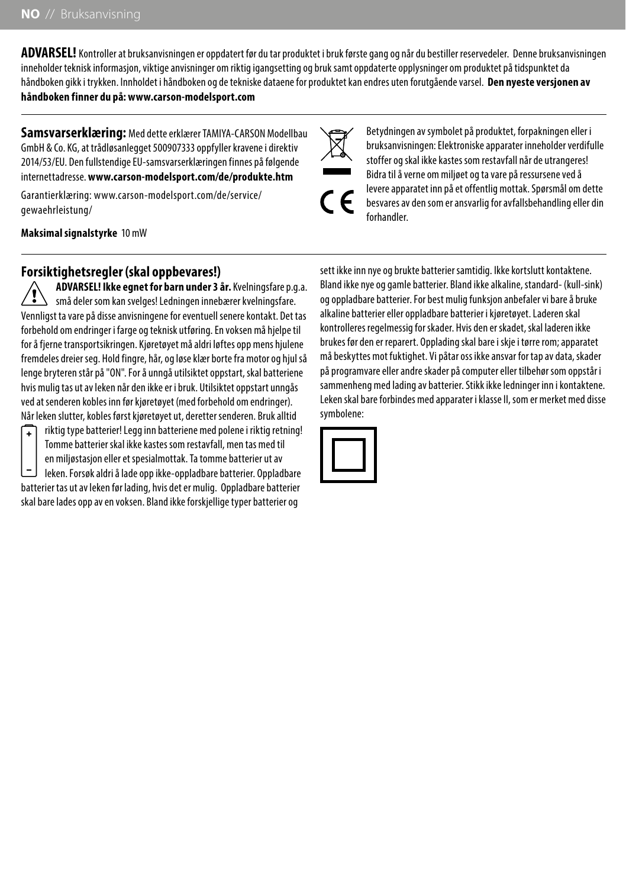**ADVARSEL!** Kontroller at bruksanvisningen er oppdatert før du tar produktet i bruk første gang og når du bestiller reservedeler. Denne bruksanvisningen inneholder teknisk informasjon, viktige anvisninger om riktig igangsetting og bruk samt oppdaterte opplysninger om produktet på tidspunktet da håndboken gikk i trykken. Innholdet i håndboken og de tekniske dataene for produktet kan endres uten forutgående varsel. **Den nyeste versjonen av håndboken finner du på: www.carson-modelsport.com**

**Samsvarserklæring:** Med dette erklærer TAMIYA-CARSON Modellbau GmbH & Co. KG, at trådløsanlegget 500907333 oppfyller kravene i direktiv 2014/53/EU. Den fullstendige EU-samsvarserklæringen finnes på følgende internettadresse. **www.carson-modelsport.com/de/produkte.htm**

Garantierklæring: www.carson-modelsport.com/de/service/gewaehrleistung/

**Maksimal signalstyrke** 10 mW

Betydningen av symbolet på produktet, forpakningen eller i bruksanvisningen: Elektroniske apparater inneholder verdifulle stoffer og skal ikke kastes som restavfall når de utrangeres! Bidra til å verne om miljøet og ta vare på ressursene ved å levere apparatet inn på et offentlig mottak. Spørsmål om dette besvares av den som er ansvarlig for avfallsbehandling eller din forhandler.

## Forsiktighetsregler (skal oppbevares!)

**ADVARSEL! Ikke egnet for barn under 3 år.** Kvelningsfare p.g.a. små deler som kan svelges! Ledningen innebærer kvelningsfare. Vennligst ta vare på disse anvisningene for eventuell senere kontakt. Det tas forbehold om endringer i farge og teknisk utføring. En voksen må hjelpe til for å fjerne transportsikringen. Kjøretøyet må aldri løftes opp mens hjulene fremdeles dreier seg. Hold fingre, hår, og løse klær borte fra motor og hjul så lenge bryteren står på "ON". For å unngå utilsiktet oppstart, skal batteriene hvis mulig tas ut av leken når den ikke er i bruk. Utilsiktet oppstart unngås ved at senderen kobles inn før kjøretøyet (med forbehold om endringer). Når leken slutter, kobles først kjøretøyet ut, deretter senderen. Bruk alltid riktig type batterier! Legg inn batteriene med polene i riktig retning! Tomme batterier skal ikke kastes som restavfall, men tas med til en miljøstasjon eller et spesialmottak. Ta tomme batterier ut av leken. Forsøk aldri å lade opp ikke-oppladbare batterier. Oppladbare batterier tas ut av leken før lading, hvis det er mulig. Oppladbare batterier skal bare lades opp av en voksen. Bland ikke forskjellige typer batterier og sett ikke inn nye og brukte batterier samtidig. Ikke kortslutt kontaktene. Bland ikke nye og gamle batterier. Bland ikke alkaline, standard- (kull-sink) og oppladbare batterier. For best mulig funksjon anbefaler vi bare å bruke alkaline batterier eller oppladbare batterier i kjøretøyet. Laderen skal kontrolleres regelmessig for skader. Hvis den er skadet, skal laderen ikke brukes før den er reparert. Opplading skal bare i skje i tørre rom; apparatet må beskyttes mot fuktighet. Vi påtar oss ikke ansvar for tap av data, skader på programvare eller andre skader på computer eller tilbehør som oppstår i sammenheng med lading av batterier. Stikk ikke ledninger inn i kontaktene. Leken skal bare forbindes med apparater i klasse II, som er merket med disse symbolene: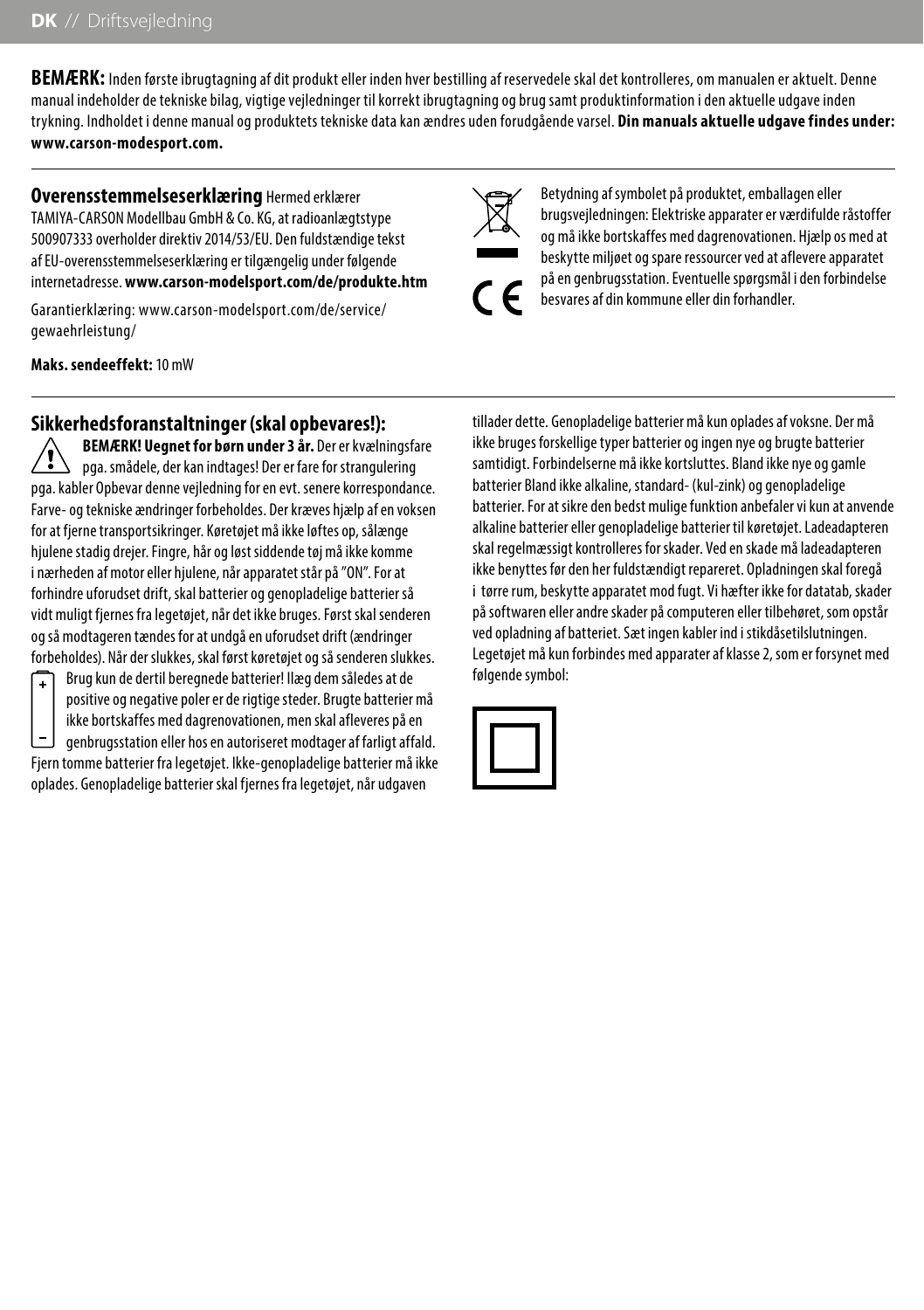**BEMÆRK:** Inden første ibrugtagning af dit produkt eller inden hver bestilling af reservedele skal det kontrolleres, om manualen er aktuelt. Denne manual indeholder de tekniske bilag, vigtige vejledninger til korrekt ibrugtagning og brug samt produktinformation i den aktuelle udgave inden trykning. Indholdet i denne manual og produktets tekniske data kan ændres uden forudgående varsel. **Din manuals aktuelle udgave findes under: www.carson-modesport.com.**

**Overensstemmelseserklæring** Hermed erklærer TAMIYA-CARSON Modellbau GmbH & Co. KG, at radioanlægtstype 500907333 overholder direktiv 2014/53/EU. Den fuldstændige tekst af EU-overensstemmelseserklæring er tilgængelig under følgende internetadresse. **www.carson-modelsport.com/de/produkte.htm**

Garantierklæring: www.carson-modelsport.com/de/service/gewaehrleistung/

**Maks. sendeeffekt:** 10 mW

Betydning af symbolet på produktet, emballagen eller brugsvejledningen: Elektriske apparater er værdifulde råstoffer og må ikke bortskaffes med dagrenovationen. Hjælp os med at beskytte miljøet og spare ressourcer ved at aflevere apparatet på en genbrugsstation. Eventuelle spørgsmål i den forbindelse besvares af din kommune eller din forhandler.

## Sikkerhedsforanstaltninger (skal opbevares!):

**BEMÆRK! Uegnet for børn under 3 år.** Der er kvælningsfare pga. smådele, der kan indtages! Der er fare for strangulering pga. kabler Opbevar denne vejledning for en evt. senere korrespondance. Farve- og tekniske ændringer forbeholdes. Der kræves hjælp af en voksen for at fjerne transportsikringer. Køretøjet må ikke løftes op, sålænge hjulene stadig drejer. Fingre, hår og løst siddende tøj må ikke komme i nærheden af motor eller hjulene, når apparatet står på "ON". For at forhindre uforudset drift, skal batterier og genopladelige batterier så vidt muligt fjernes fra legetøjet, når det ikke bruges. Først skal senderen og så modtageren tændes for at undgå en uforudset drift (ændringer forbeholdes). Når der slukkes, skal først køretøjet og så senderen slukkes.

Brug kun de dertil beregnede batterier! Ilæg dem således at de positive og negative poler er de rigtige steder. Brugte batterier må ikke bortskaffes med dagrenovationen, men skal afleveres på en genbrugsstation eller hos en autoriseret modtager af farligt affald. Fjern tomme batterier fra legetøjet. Ikke-genopladelige batterier må ikke oplades. Genopladelige batterier skal fjernes fra legetøjet, når udgaven tillader dette. Genopladelige batterier må kun oplades af voksne. Der må ikke bruges forskellige typer batterier og ingen nye og brugte batterier samtidigt. Forbindelserne må ikke kortsluttes. Bland ikke nye og gamle batterier Bland ikke alkaline, standard- (kul-zink) og genopladelige batterier. For at sikre den bedst mulige funktion anbefaler vi kun at anvende alkaline batterier eller genopladelige batterier til køretøjet. Ladeadapteren skal regelmæssigt kontrolleres for skader. Ved en skade må ladeadapteren ikke benyttes før den her fuldstændigt repareret. Opladningen skal foregå i tørre rum, beskytte apparatet mod fugt. Vi hæfter ikke for datatab, skader på softwaren eller andre skader på computeren eller tilbehøret, som opstår ved opladning af batteriet. Sæt ingen kabler ind i stikdåsetilslutningen. Legetøjet må kun forbindes med apparater af klasse 2, som er forsynet med følgende symbol: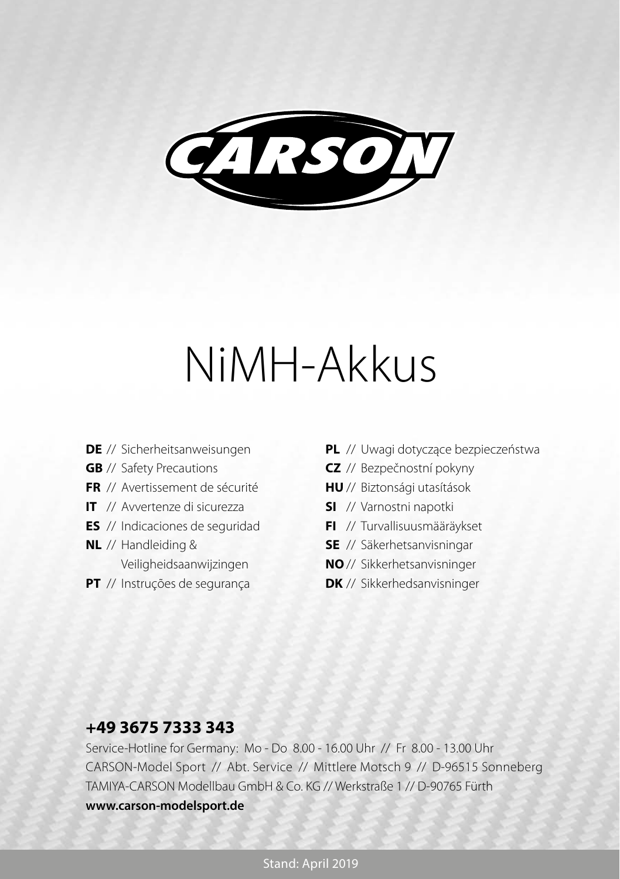CARSON

# NiMH-Akkus

**DE** // Sicherheitsanweisungen
**GB** // Safety Precautions
**FR** // Avertissement de sécurité
**IT** // Avvertenze di sicurezza
**ES** // Indicaciones de seguridad
**NL** // Handleiding & Veiligheidsaanwijzingen
**PT** // Instruções de segurança
**PL** // Uwagi dotyczące bezpieczeństwa
**CZ** // Bezpečnostní pokyny
**HU** // Biztonsági utasítások
**SI** // Varnostni napotki
**FI** // Turvallisuusmääräykset
**SE** // Säkerhetsanvisningar
**NO** // Sikkerhetsanvisninger
**DK** // Sikkerhedsanvisninger

**+49 3675 7333 343**

Service-Hotline for Germany: Mo - Do 8.00 - 16.00 Uhr // Fr 8.00 - 13.00 Uhr
CARSON-Model Sport // Abt. Service // Mittlere Motsch 9 // D-96515 Sonneberg
TAMIYA-CARSON Modellbau GmbH & Co. KG // Werkstraße 1 // D-90765 Fürth
**www.carson-modelsport.de**

Stand: April 2019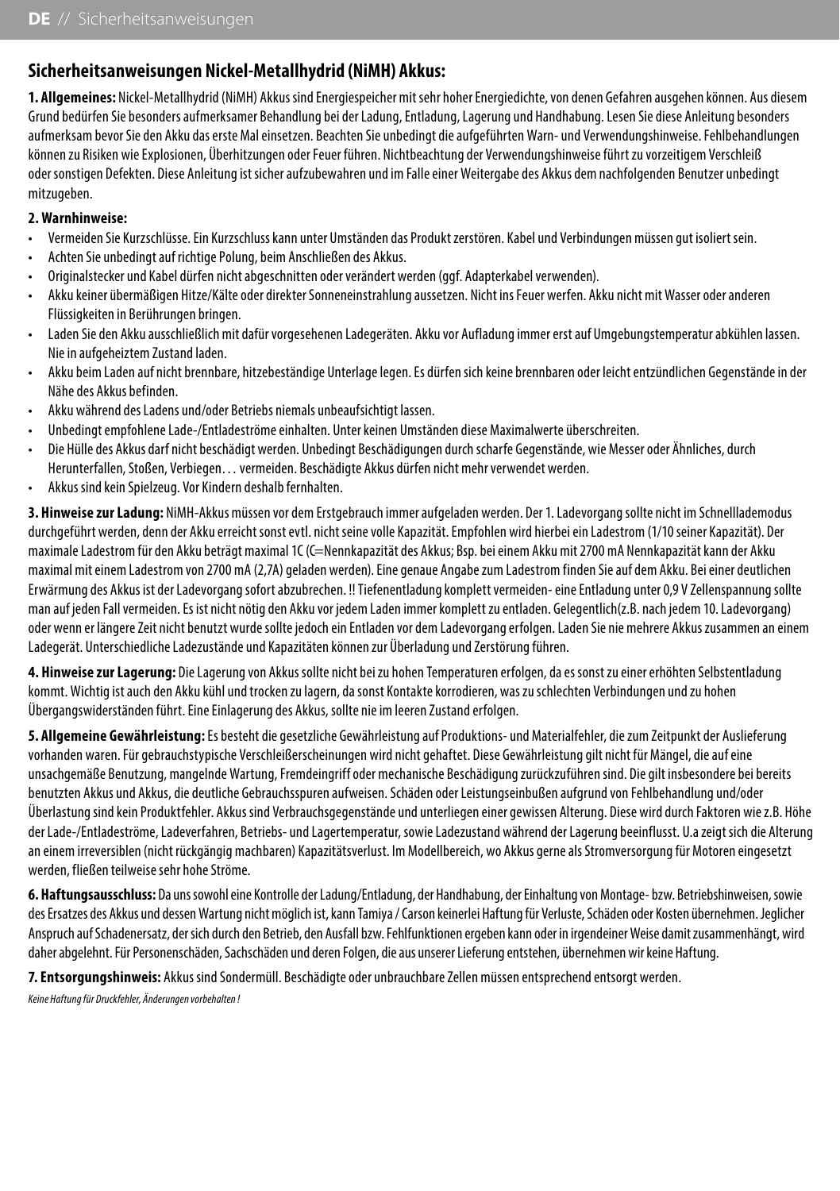## Sicherheitsanweisungen Nickel-Metallhydrid (NiMH) Akkus:

**1. Allgemeines:** Nickel-Metallhydrid (NiMH) Akkus sind Energiespeicher mit sehr hoher Energiedichte, von denen Gefahren ausgehen können. Aus diesem Grund bedürfen Sie besonders aufmerksamer Behandlung bei der Ladung, Entladung, Lagerung und Handhabung. Lesen Sie diese Anleitung besonders aufmerksam bevor Sie den Akku das erste Mal einsetzen. Beachten Sie unbedingt die aufgeführten Warn- und Verwendungshinweise. Fehlbehandlungen können zu Risiken wie Explosionen, Überhitzungen oder Feuer führen. Nichtbeachtung der Verwendungshinweise führt zu vorzeitigem Verschleiß oder sonstigen Defekten. Diese Anleitung ist sicher aufzubewahren und im Falle einer Weitergabe des Akkus dem nachfolgenden Benutzer unbedingt mitzugeben.

**2. Warnhinweise:**

- Vermeiden Sie Kurzschlüsse. Ein Kurzschluss kann unter Umständen das Produkt zerstören. Kabel und Verbindungen müssen gut isoliert sein.
- Achten Sie unbedingt auf richtige Polung, beim Anschließen des Akkus.
- Originalstecker und Kabel dürfen nicht abgeschnitten oder verändert werden (ggf. Adapterkabel verwenden).
- Akku keiner übermäßigen Hitze/Kälte oder direkter Sonneneinstrahlung aussetzen. Nicht ins Feuer werfen. Akku nicht mit Wasser oder anderen Flüssigkeiten in Berührungen bringen.
- Laden Sie den Akku ausschließlich mit dafür vorgesehenen Ladegeräten. Akku vor Aufladung immer erst auf Umgebungstemperatur abkühlen lassen. Nie in aufgeheiztem Zustand laden.
- Akku beim Laden auf nicht brennbare, hitzebeständige Unterlage legen. Es dürfen sich keine brennbaren oder leicht entzündlichen Gegenstände in der Nähe des Akkus befinden.
- Akku während des Ladens und/oder Betriebs niemals unbeaufsichtigt lassen.
- Unbedingt empfohlene Lade-/Entladeströme einhalten. Unter keinen Umständen diese Maximalwerte überschreiten.
- Die Hülle des Akkus darf nicht beschädigt werden. Unbedingt Beschädigungen durch scharfe Gegenstände, wie Messer oder Ähnliches, durch Herunterfallen, Stoßen, Verbiegen… vermeiden. Beschädigte Akkus dürfen nicht mehr verwendet werden.
- Akkus sind kein Spielzeug. Vor Kindern deshalb fernhalten.

**3. Hinweise zur Ladung:** NiMH-Akkus müssen vor dem Erstgebrauch immer aufgeladen werden. Der 1. Ladevorgang sollte nicht im Schnellllademodus durchgeführt werden, denn der Akku erreicht sonst evtl. nicht seine volle Kapazität. Empfohlen wird hierbei ein Ladestrom (1/10 seiner Kapazität). Der maximale Ladestrom für den Akku beträgt maximal 1C (C=Nennkapazität des Akkus; Bsp. bei einem Akku mit 2700 mA Nennkapazität kann der Akku maximal mit einem Ladestrom von 2700 mA (2,7A) geladen werden). Eine genaue Angabe zum Ladestrom finden Sie auf dem Akku. Bei einer deutlichen Erwärmung des Akkus ist der Ladevorgang sofort abzubrechen. !! Tiefenentladung komplett vermeiden- eine Entladung unter 0,9 V Zellenspannung sollte man auf jeden Fall vermeiden. Es ist nicht nötig den Akku vor jedem Laden immer komplett zu entladen. Gelegentlich(z.B. nach jedem 10. Ladevorgang) oder wenn er längere Zeit nicht benutzt wurde sollte jedoch ein Entladen vor dem Ladevorgang erfolgen. Laden Sie nie mehrere Akkus zusammen an einem Ladegerät. Unterschiedliche Ladezustände und Kapazitäten können zur Überladung und Zerstörung führen.

**4. Hinweise zur Lagerung:** Die Lagerung von Akkus sollte nicht bei zu hohen Temperaturen erfolgen, da es sonst zu einer erhöhten Selbstentladung kommt. Wichtig ist auch den Akku kühl und trocken zu lagern, da sonst Kontakte korrodieren, was zu schlechten Verbindungen und zu hohen Übergangswiderständen führt. Eine Einlagerung des Akkus, sollte nie im leeren Zustand erfolgen.

**5. Allgemeine Gewährleistung:** Es besteht die gesetzliche Gewährleistung auf Produktions- und Materialfehler, die zum Zeitpunkt der Auslieferung vorhanden waren. Für gebrauchstypische Verschleißerscheinungen wird nicht gehaftet. Diese Gewährleistung gilt nicht für Mängel, die auf eine unsachgemäße Benutzung, mangelnde Wartung, Fremdeingriff oder mechanische Beschädigung zurückzuführen sind. Die gilt insbesondere bei bereits benutzten Akkus und Akkus, die deutliche Gebrauchsspuren aufweisen. Schäden oder Leistungseinbußen aufgrund von Fehlbehandlung und/oder Überlastung sind kein Produktfehler. Akkus sind Verbrauchsgegenstände und unterliegen einer gewissen Alterung. Diese wird durch Faktoren wie z.B. Höhe der Lade-/Entladeströme, Ladeverfahren, Betriebs- und Lagertemperatur, sowie Ladezustand während der Lagerung beeinflusst. U.a zeigt sich die Alterung an einem irreversiblen (nicht rückgängig machbaren) Kapazitätsverlust. Im Modellbereich, wo Akkus gerne als Stromversorgung für Motoren eingesetzt werden, fließen teilweise sehr hohe Ströme.

**6. Haftungsausschluss:** Da uns sowohl eine Kontrolle der Ladung/Entladung, der Handhabung, der Einhaltung von Montage- bzw. Betriebshinweisen, sowie des Ersatzes des Akkus und dessen Wartung nicht möglich ist, kann Tamiya / Carson keinerlei Haftung für Verluste, Schäden oder Kosten übernehmen. Jeglicher Anspruch auf Schadenersatz, der sich durch den Betrieb, den Ausfall bzw. Fehlfunktionen ergeben kann oder in irgendeiner Weise damit zusammenhängt, wird daher abgelehnt. Für Personenschäden, Sachschäden und deren Folgen, die aus unserer Lieferung entstehen, übernehmen wir keine Haftung.

**7. Entsorgungshinweis:** Akkus sind Sondermüll. Beschädigte oder unbrauchbare Zellen müssen entsprechend entsorgt werden.

*Keine Haftung für Druckfehler, Änderungen vorbehalten !*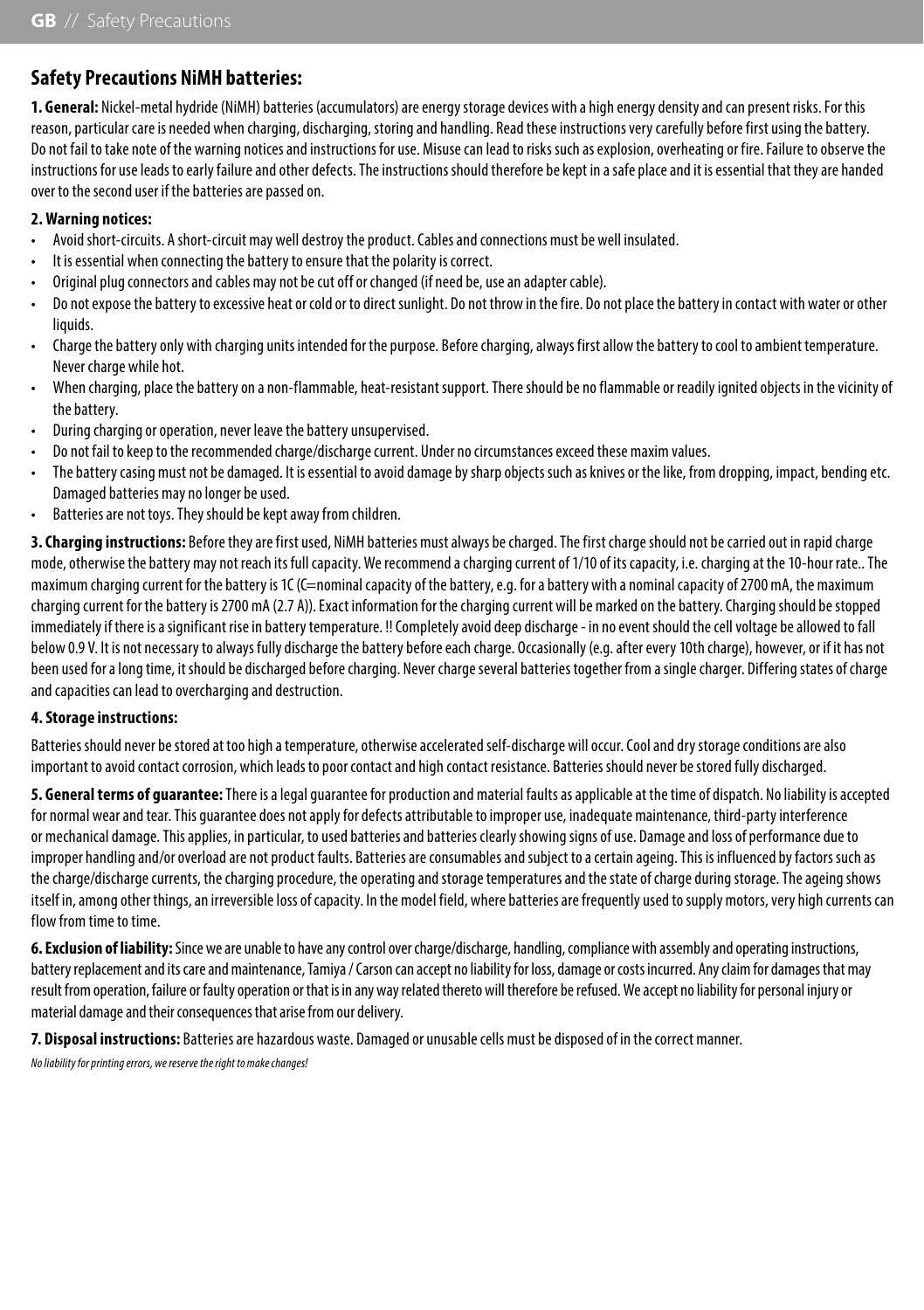## Safety Precautions NiMH batteries:

**1. General:** Nickel-metal hydride (NiMH) batteries (accumulators) are energy storage devices with a high energy density and can present risks. For this reason, particular care is needed when charging, discharging, storing and handling. Read these instructions very carefully before first using the battery. Do not fail to take note of the warning notices and instructions for use. Misuse can lead to risks such as explosion, overheating or fire. Failure to observe the instructions for use leads to early failure and other defects. The instructions should therefore be kept in a safe place and it is essential that they are handed over to the second user if the batteries are passed on.

**2. Warning notices:**

- Avoid short-circuits. A short-circuit may well destroy the product. Cables and connections must be well insulated.
- It is essential when connecting the battery to ensure that the polarity is correct.
- Original plug connectors and cables may not be cut off or changed (if need be, use an adapter cable).
- Do not expose the battery to excessive heat or cold or to direct sunlight. Do not throw in the fire. Do not place the battery in contact with water or other liquids.
- Charge the battery only with charging units intended for the purpose. Before charging, always first allow the battery to cool to ambient temperature. Never charge while hot.
- When charging, place the battery on a non-flammable, heat-resistant support. There should be no flammable or readily ignited objects in the vicinity of the battery.
- During charging or operation, never leave the battery unsupervised.
- Do not fail to keep to the recommended charge/discharge current. Under no circumstances exceed these maxim values.
- The battery casing must not be damaged. It is essential to avoid damage by sharp objects such as knives or the like, from dropping, impact, bending etc. Damaged batteries may no longer be used.
- Batteries are not toys. They should be kept away from children.

**3. Charging instructions:** Before they are first used, NiMH batteries must always be charged. The first charge should not be carried out in rapid charge mode, otherwise the battery may not reach its full capacity. We recommend a charging current of 1/10 of its capacity, i.e. charging at the 10-hour rate.. The maximum charging current for the battery is 1C (C=nominal capacity of the battery, e.g. for a battery with a nominal capacity of 2700 mA, the maximum charging current for the battery is 2700 mA (2.7 A)). Exact information for the charging current will be marked on the battery. Charging should be stopped immediately if there is a significant rise in battery temperature. !! Completely avoid deep discharge - in no event should the cell voltage be allowed to fall below 0.9 V. It is not necessary to always fully discharge the battery before each charge. Occasionally (e.g. after every 10th charge), however, or if it has not been used for a long time, it should be discharged before charging. Never charge several batteries together from a single charger. Differing states of charge and capacities can lead to overcharging and destruction.

**4. Storage instructions:**

Batteries should never be stored at too high a temperature, otherwise accelerated self-discharge will occur. Cool and dry storage conditions are also important to avoid contact corrosion, which leads to poor contact and high contact resistance. Batteries should never be stored fully discharged.

**5. General terms of guarantee:** There is a legal guarantee for production and material faults as applicable at the time of dispatch. No liability is accepted for normal wear and tear. This guarantee does not apply for defects attributable to improper use, inadequate maintenance, third-party interference or mechanical damage. This applies, in particular, to used batteries and batteries clearly showing signs of use. Damage and loss of performance due to improper handling and/or overload are not product faults. Batteries are consumables and subject to a certain ageing. This is influenced by factors such as the charge/discharge currents, the charging procedure, the operating and storage temperatures and the state of charge during storage. The ageing shows itself in, among other things, an irreversible loss of capacity. In the model field, where batteries are frequently used to supply motors, very high currents can flow from time to time.

**6. Exclusion of liability:** Since we are unable to have any control over charge/discharge, handling, compliance with assembly and operating instructions, battery replacement and its care and maintenance, Tamiya / Carson can accept no liability for loss, damage or costs incurred. Any claim for damages that may result from operation, failure or faulty operation or that is in any way related thereto will therefore be refused. We accept no liability for personal injury or material damage and their consequences that arise from our delivery.

**7. Disposal instructions:** Batteries are hazardous waste. Damaged or unusable cells must be disposed of in the correct manner.

*No liability for printing errors, we reserve the right to make changes!*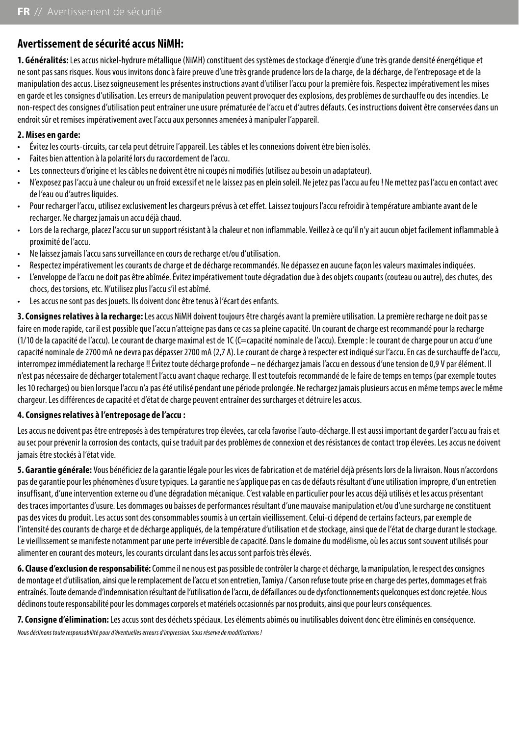## Avertissement de sécurité accus NiMH:

**1. Généralités:** Les accus nickel-hydrure métallique (NiMH) constituent des systèmes de stockage d'énergie d'une très grande densité énergétique et ne sont pas sans risques. Nous vous invitons donc à faire preuve d'une très grande prudence lors de la charge, de la décharge, de l'entreposage et de la manipulation des accus. Lisez soigneusement les présentes instructions avant d'utiliser l'accu pour la première fois. Respectez impérativement les mises en garde et les consignes d'utilisation. Les erreurs de manipulation peuvent provoquer des explosions, des problèmes de surchauffe ou des incendies. Le non-respect des consignes d'utilisation peut entraîner une usure prématurée de l'accu et d'autres défauts. Ces instructions doivent être conservées dans un endroit sûr et remises impérativement avec l'accu aux personnes amenées à manipuler l'appareil.

**2. Mises en garde:**

- Évitez les courts-circuits, car cela peut détruire l'appareil. Les câbles et les connexions doivent être bien isolés.
- Faites bien attention à la polarité lors du raccordement de l'accu.
- Les connecteurs d'origine et les câbles ne doivent être ni coupés ni modifiés (utilisez au besoin un adaptateur).
- N'exposez pas l'accu à une chaleur ou un froid excessif et ne le laissez pas en plein soleil. Ne jetez pas l'accu au feu ! Ne mettez pas l'accu en contact avec de l'eau ou d'autres liquides.
- Pour recharger l'accu, utilisez exclusivement les chargeurs prévus à cet effet. Laissez toujours l'accu refroidir à température ambiante avant de le recharger. Ne chargez jamais un accu déjà chaud.
- Lors de la recharge, placez l'accu sur un support résistant à la chaleur et non inflammable. Veillez à ce qu'il n'y ait aucun objet facilement inflammable à proximité de l'accu.
- Ne laissez jamais l'accu sans surveillance en cours de recharge et/ou d'utilisation.
- Respectez impérativement les courants de charge et de décharge recommandés. Ne dépassez en aucune façon les valeurs maximales indiquées.
- L'enveloppe de l'accu ne doit pas être abîmée. Évitez impérativement toute dégradation due à des objets coupants (couteau ou autre), des chutes, des chocs, des torsions, etc. N'utilisez plus l'accu s'il est abîmé.
- Les accus ne sont pas des jouets. Ils doivent donc être tenus à l'écart des enfants.

**3. Consignes relatives à la recharge:** Les accus NiMH doivent toujours être chargés avant la première utilisation. La première recharge ne doit pas se faire en mode rapide, car il est possible que l'accu n'atteigne pas dans ce cas sa pleine capacité. Un courant de charge est recommandé pour la recharge (1/10 de la capacité de l'accu). Le courant de charge maximal est de 1C (C=capacité nominale de l'accu). Exemple : le courant de charge pour un accu d'une capacité nominale de 2700 mA ne devra pas dépasser 2700 mA (2,7 A). Le courant de charge à respecter est indiqué sur l'accu. En cas de surchauffe de l'accu, interrompez immédiatement la recharge !! Évitez toute décharge profonde – ne déchargez jamais l'accu en dessous d'une tension de 0,9 V par élément. Il n'est pas nécessaire de décharger totalement l'accu avant chaque recharge. Il est toutefois recommandé de le faire de temps en temps (par exemple toutes les 10 recharges) ou bien lorsque l'accu n'a pas été utilisé pendant une période prolongée. Ne rechargez jamais plusieurs accus en même temps avec le même chargeur. Les différences de capacité et d'état de charge peuvent entraîner des surcharges et détruire les accus.

**4. Consignes relatives à l'entreposage de l'accu :**

Les accus ne doivent pas être entreposés à des températures trop élevées, car cela favorise l'auto-décharge. Il est aussi important de garder l'accu au frais et au sec pour prévenir la corrosion des contacts, qui se traduit par des problèmes de connexion et des résistances de contact trop élevées. Les accus ne doivent jamais être stockés à l'état vide.

**5. Garantie générale:** Vous bénéficiez de la garantie légale pour les vices de fabrication et de matériel déjà présents lors de la livraison. Nous n'accordons pas de garantie pour les phénomènes d'usure typiques. La garantie ne s'applique pas en cas de défauts résultant d'une utilisation impropre, d'un entretien insuffisant, d'une intervention externe ou d'une dégradation mécanique. C'est valable en particulier pour les accus déjà utilisés et les accus présentant des traces importantes d'usure. Les dommages ou baisses de performances résultant d'une mauvaise manipulation et/ou d'une surcharge ne constituent pas des vices du produit. Les accus sont des consommables soumis à un certain vieillissement. Celui-ci dépend de certains facteurs, par exemple de l'intensité des courants de charge et de décharge appliqués, de la température d'utilisation et de stockage, ainsi que de l'état de charge durant le stockage. Le vieillissement se manifeste notamment par une perte irréversible de capacité. Dans le domaine du modélisme, où les accus sont souvent utilisés pour alimenter en courant des moteurs, les courants circulant dans les accus sont parfois très élevés.

**6. Clause d'exclusion de responsabilité:** Comme il ne nous est pas possible de contrôler la charge et décharge, la manipulation, le respect des consignes de montage et d'utilisation, ainsi que le remplacement de l'accu et son entretien, Tamiya / Carson refuse toute prise en charge des pertes, dommages et frais entraînés. Toute demande d'indemnisation résultant de l'utilisation de l'accu, de défaillances ou de dysfonctionnements quelconques est donc rejetée. Nous déclinons toute responsabilité pour les dommages corporels et matériels occasionnés par nos produits, ainsi que pour leurs conséquences.

**7. Consigne d'élimination:** Les accus sont des déchets spéciaux. Les éléments abîmés ou inutilisables doivent donc être éliminés en conséquence.

*Nous déclinons toute responsabilité pour d'éventuelles erreurs d'impression. Sous réserve de modifications !*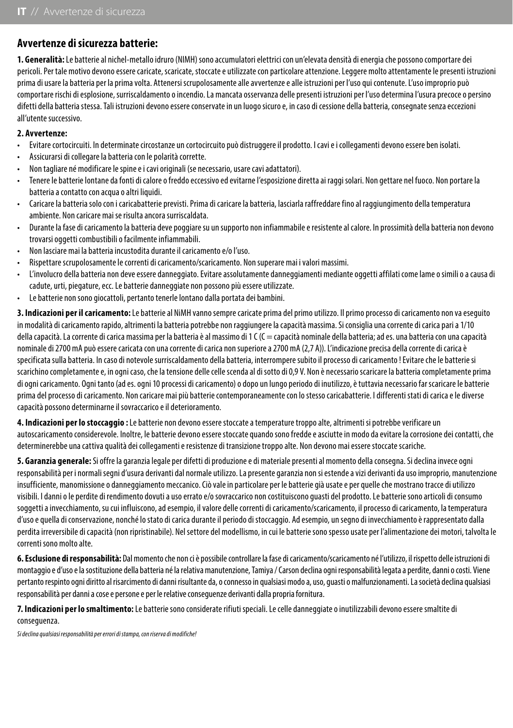## Avvertenze di sicurezza batterie:

**1. Generalità:** Le batterie al nichel-metallo idruro (NIMH) sono accumulatori elettrici con un'elevata densità di energia che possono comportare dei pericoli. Per tale motivo devono essere caricate, scaricate, stoccate e utilizzate con particolare attenzione. Leggere molto attentamente le presenti istruzioni prima di usare la batteria per la prima volta. Attenersi scrupolosamente alle avvertenze e alle istruzioni per l'uso qui contenute. L'uso improprio può comportare rischi di esplosione, surriscaldamento o incendio. La mancata osservanza delle presenti istruzioni per l'uso determina l'usura precoce o persino difetti della batteria stessa. Tali istruzioni devono essere conservate in un luogo sicuro e, in caso di cessione della batteria, consegnate senza eccezioni all'utente successivo.

**2. Avvertenze:**

- Evitare cortocircuiti. In determinate circostanze un cortocircuito può distruggere il prodotto. I cavi e i collegamenti devono essere ben isolati.
- Assicurarsi di collegare la batteria con le polarità corrette.
- Non tagliare né modificare le spine e i cavi originali (se necessario, usare cavi adattatori).
- Tenere le batterie lontane da fonti di calore o freddo eccessivo ed evitarne l'esposizione diretta ai raggi solari. Non gettare nel fuoco. Non portare la batteria a contatto con acqua o altri liquidi.
- Caricare la batteria solo con i caricabatterie previsti. Prima di caricare la batteria, lasciarla raffreddare fino al raggiungimento della temperatura ambiente. Non caricare mai se risulta ancora surriscaldata.
- Durante la fase di caricamento la batteria deve poggiare su un supporto non infiammabile e resistente al calore. In prossimità della batteria non devono trovarsi oggetti combustibili o facilmente infiammabili.
- Non lasciare mai la batteria incustodita durante il caricamento e/o l'uso.
- Rispettare scrupolosamente le correnti di caricamento/scaricamento. Non superare mai i valori massimi.
- L'involucro della batteria non deve essere danneggiato. Evitare assolutamente danneggiamenti mediante oggetti affilati come lame o simili o a causa di cadute, urti, piegature, ecc. Le batterie danneggiate non possono più essere utilizzate.
- Le batterie non sono giocattoli, pertanto tenerle lontano dalla portata dei bambini.

**3. Indicazioni per il caricamento:** Le batterie al NiMH vanno sempre caricate prima del primo utilizzo. Il primo processo di caricamento non va eseguito in modalità di caricamento rapido, altrimenti la batteria potrebbe non raggiungere la capacità massima. Si consiglia una corrente di carica pari a 1/10 della capacità. La corrente di carica massima per la batteria è al massimo di 1 C (C = capacità nominale della batteria; ad es. una batteria con una capacità nominale di 2700 mA può essere caricata con una corrente di carica non superiore a 2700 mA (2,7 A)). L'indicazione precisa della corrente di carica è specificata sulla batteria. In caso di notevole surriscaldamento della batteria, interrompere subito il processo di caricamento ! Evitare che le batterie si scarichino completamente e, in ogni caso, che la tensione delle celle scenda al di sotto di 0,9 V. Non è necessario scaricare la batteria completamente prima di ogni caricamento. Ogni tanto (ad es. ogni 10 processi di caricamento) o dopo un lungo periodo di inutilizzo, è tuttavia necessario far scaricare le batterie prima del processo di caricamento. Non caricare mai più batterie contemporaneamente con lo stesso caricabatterie. I differenti stati di carica e le diverse capacità possono determinarne il sovraccarico e il deterioramento.

**4. Indicazioni per lo stoccaggio :** Le batterie non devono essere stoccate a temperature troppo alte, altrimenti si potrebbe verificare un autoscaricamento considerevole. Inoltre, le batterie devono essere stoccate quando sono fredde e asciutte in modo da evitare la corrosione dei contatti, che determinerebbe una cattiva qualità dei collegamenti e resistenze di transizione troppo alte. Non devono mai essere stoccate scariche.

**5. Garanzia generale:** Si offre la garanzia legale per difetti di produzione e di materiale presenti al momento della consegna. Si declina invece ogni responsabilità per i normali segni d'usura derivanti dal normale utilizzo. La presente garanzia non si estende a vizi derivanti da uso improprio, manutenzione insufficiente, manomissione o danneggiamento meccanico. Ciò vale in particolare per le batterie già usate e per quelle che mostrano tracce di utilizzo visibili. I danni o le perdite di rendimento dovuti a uso errato e/o sovraccarico non costituiscono guasti del prodotto. Le batterie sono articoli di consumo soggetti a invecchiamento, su cui influiscono, ad esempio, il valore delle correnti di caricamento/scaricamento, il processo di caricamento, la temperatura d'uso e quella di conservazione, nonché lo stato di carica durante il periodo di stoccaggio. Ad esempio, un segno di invecchiamento è rappresentato dalla perdita irreversibile di capacità (non ripristinabile). Nel settore del modellismo, in cui le batterie sono spesso usate per l'alimentazione dei motori, talvolta le correnti sono molto alte.

**6. Esclusione di responsabilità:** Dal momento che non ci è possibile controllare la fase di caricamento/scaricamento né l'utilizzo, il rispetto delle istruzioni di montaggio e d'uso e la sostituzione della batteria né la relativa manutenzione, Tamiya / Carson declina ogni responsabilità legata a perdite, danni o costi. Viene pertanto respinto ogni diritto al risarcimento di danni risultante da, o connesso in qualsiasi modo a, uso, guasti o malfunzionamenti. La società declina qualsiasi responsabilità per danni a cose e persone e per le relative conseguenze derivanti dalla propria fornitura.

**7. Indicazioni per lo smaltimento:** Le batterie sono considerate rifiuti speciali. Le celle danneggiate o inutilizzabili devono essere smaltite di conseguenza.

*Si declina qualsiasi responsabilità per errori di stampa, con riserva di modifiche!*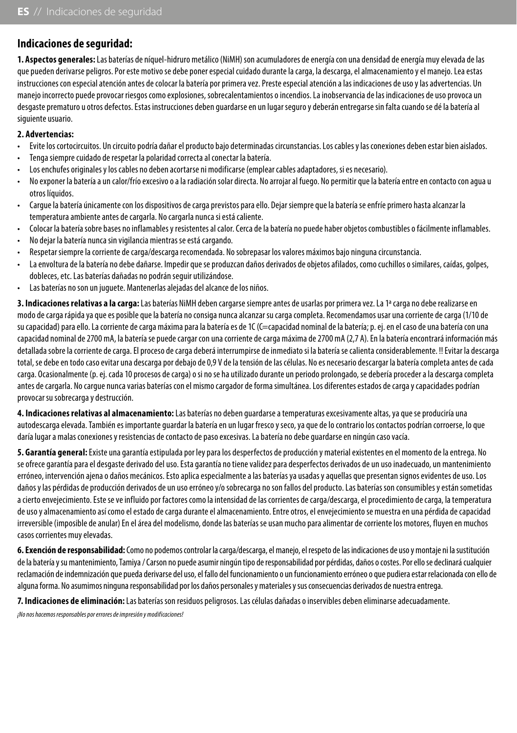## Indicaciones de seguridad:

**1. Aspectos generales:** Las baterías de níquel-hidruro metálico (NiMH) son acumuladores de energía con una densidad de energía muy elevada de las que pueden derivarse peligros. Por este motivo se debe poner especial cuidado durante la carga, la descarga, el almacenamiento y el manejo. Lea estas instrucciones con especial atención antes de colocar la batería por primera vez. Preste especial atención a las indicaciones de uso y las advertencias. Un manejo incorrecto puede provocar riesgos como explosiones, sobrecalentamientos o incendios. La inobservancia de las indicaciones de uso provoca un desgaste prematuro u otros defectos. Estas instrucciones deben guardarse en un lugar seguro y deberán entregarse sin falta cuando se dé la batería al siguiente usuario.

**2. Advertencias:**

- Evite los cortocircuitos. Un circuito podría dañar el producto bajo determinadas circunstancias. Los cables y las conexiones deben estar bien aislados.
- Tenga siempre cuidado de respetar la polaridad correcta al conectar la batería.
- Los enchufes originales y los cables no deben acortarse ni modificarse (emplear cables adaptadores, si es necesario).
- No exponer la batería a un calor/frío excesivo o a la radiación solar directa. No arrojar al fuego. No permitir que la batería entre en contacto con agua u otros líquidos.
- Cargue la batería únicamente con los dispositivos de carga previstos para ello. Dejar siempre que la batería se enfríe primero hasta alcanzar la temperatura ambiente antes de cargarla. No cargarla nunca si está caliente.
- Colocar la batería sobre bases no inflamables y resistentes al calor. Cerca de la batería no puede haber objetos combustibles o fácilmente inflamables.
- No dejar la batería nunca sin vigilancia mientras se está cargando.
- Respetar siempre la corriente de carga/descarga recomendada. No sobrepasar los valores máximos bajo ninguna circunstancia.
- La envoltura de la batería no debe dañarse. Impedir que se produzcan daños derivados de objetos afilados, como cuchillos o similares, caídas, golpes, dobleces, etc. Las baterías dañadas no podrán seguir utilizándose.
- Las baterías no son un juguete. Mantenerlas alejadas del alcance de los niños.

**3. Indicaciones relativas a la carga:** Las baterías NiMH deben cargarse siempre antes de usarlas por primera vez. La 1ª carga no debe realizarse en modo de carga rápida ya que es posible que la batería no consiga nunca alcanzar su carga completa. Recomendamos usar una corriente de carga (1/10 de su capacidad) para ello. La corriente de carga máxima para la batería es de 1C (C=capacidad nominal de la batería; p. ej. en el caso de una batería con una capacidad nominal de 2700 mA, la batería se puede cargar con una corriente de carga máxima de 2700 mA (2,7 A). En la batería encontrará información más detallada sobre la corriente de carga. El proceso de carga deberá interrumpirse de inmediato si la batería se calienta considerablemente. !! Evitar la descarga total, se debe en todo caso evitar una descarga por debajo de 0,9 V de la tensión de las células. No es necesario descargar la batería completa antes de cada carga. Ocasionalmente (p. ej. cada 10 procesos de carga) o si no se ha utilizado durante un periodo prolongado, se debería proceder a la descarga completa antes de cargarla. No cargue nunca varias baterías con el mismo cargador de forma simultánea. Los diferentes estados de carga y capacidades podrían provocar su sobrecarga y destrucción.

**4. Indicaciones relativas al almacenamiento:** Las baterías no deben guardarse a temperaturas excesivamente altas, ya que se produciría una autodescarga elevada. También es importante guardar la batería en un lugar fresco y seco, ya que de lo contrario los contactos podrían corroerse, lo que daría lugar a malas conexiones y resistencias de contacto de paso excesivas. La batería no debe guardarse en ningún caso vacía.

**5. Garantía general:** Existe una garantía estipulada por ley para los desperfectos de producción y material existentes en el momento de la entrega. No se ofrece garantía para el desgaste derivado del uso. Esta garantía no tiene validez para desperfectos derivados de un uso inadecuado, un mantenimiento erróneo, intervención ajena o daños mecánicos. Esto aplica especialmente a las baterías ya usadas y aquellas que presentan signos evidentes de uso. Los daños y las pérdidas de producción derivados de un uso erróneo y/o sobrecarga no son fallos del producto. Las baterías son consumibles y están sometidas a cierto envejecimiento. Este se ve influido por factores como la intensidad de las corrientes de carga/descarga, el procedimiento de carga, la temperatura de uso y almacenamiento así como el estado de carga durante el almacenamiento. Entre otros, el envejecimiento se muestra en una pérdida de capacidad irreversible (imposible de anular) En el área del modelismo, donde las baterías se usan mucho para alimentar de corriente los motores, fluyen en muchos casos corrientes muy elevadas.

**6. Exención de responsabilidad:** Como no podemos controlar la carga/descarga, el manejo, el respeto de las indicaciones de uso y montaje ni la sustitución de la batería y su mantenimiento, Tamiya / Carson no puede asumir ningún tipo de responsabilidad por pérdidas, daños o costes. Por ello se declinará cualquier reclamación de indemnización que pueda derivarse del uso, el fallo del funcionamiento o un funcionamiento erróneo o que pudiera estar relacionada con ello de alguna forma. No asumimos ninguna responsabilidad por los daños personales y materiales y sus consecuencias derivados de nuestra entrega.

**7. Indicaciones de eliminación:** Las baterías son residuos peligrosos. Las células dañadas o inservibles deben eliminarse adecuadamente.

*¡No nos hacemos responsables por errores de impresión y modificaciones!*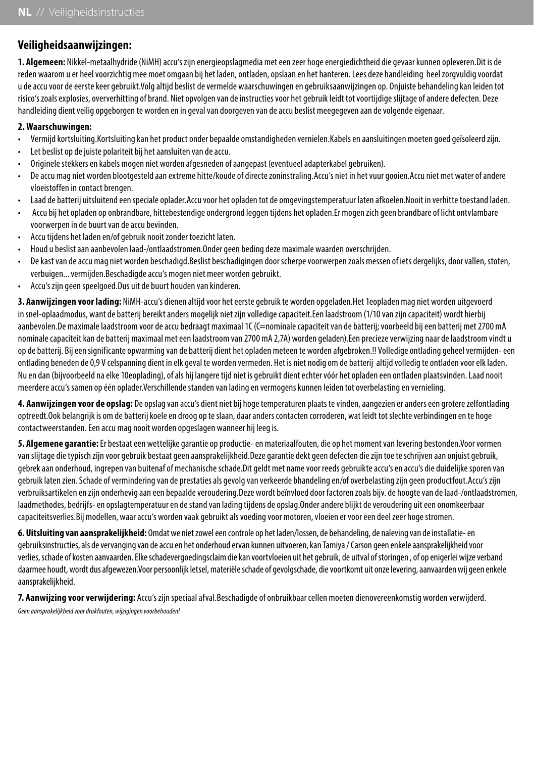## Veiligheidsaanwijzingen:

**1. Algemeen:** Nikkel-metaalhydride (NiMH) accu's zijn energieopslagmedia met een zeer hoge energiedichtheid die gevaar kunnen opleveren.Dit is de reden waarom u er heel voorzichtig mee moet omgaan bij het laden, ontladen, opslaan en het hanteren. Lees deze handleiding heel zorgvuldig voordat u de accu voor de eerste keer gebruikt.Volg altijd beslist de vermelde waarschuwingen en gebruiksaanwijzingen op. Onjuiste behandeling kan leiden tot risico's zoals explosies, oververhitting of brand. Niet opvolgen van de instructies voor het gebruik leidt tot voortijdige slijtage of andere defecten. Deze handleiding dient veilig opgeborgen te worden en in geval van doorgeven van de accu beslist meegegeven aan de volgende eigenaar.

**2. Waarschuwingen:**

- Vermijd kortsluiting.Kortsluiting kan het product onder bepaalde omstandigheden vernielen.Kabels en aansluitingen moeten goed geïsoleerd zijn.
- Let beslist op de juiste polariteit bij het aansluiten van de accu.
- Originele stekkers en kabels mogen niet worden afgesneden of aangepast (eventueel adapterkabel gebruiken).
- De accu mag niet worden blootgesteld aan extreme hitte/koude of directe zoninstraling.Accu's niet in het vuur gooien.Accu niet met water of andere vloeistoffen in contact brengen.
- Laad de batterij uitsluitend een speciale oplader.Accu voor het opladen tot de omgevingstemperatuur laten afkoelen.Nooit in verhitte toestand laden.
- Accu bij het opladen op onbrandbare, hittebestendige ondergrond leggen tijdens het opladen.Er mogen zich geen brandbare of licht ontvlambare voorwerpen in de buurt van de accu bevinden.
- Accu tijdens het laden en/of gebruik nooit zonder toezicht laten.
- Houd u beslist aan aanbevolen laad-/ontlaadstromen.Onder geen beding deze maximale waarden overschrijden.
- De kast van de accu mag niet worden beschadigd.Beslist beschadigingen door scherpe voorwerpen zoals messen of iets dergelijks, door vallen, stoten, verbuigen... vermijden.Beschadigde accu's mogen niet meer worden gebruikt.
- Accu's zijn geen speelgoed.Dus uit de buurt houden van kinderen.

**3. Aanwijzingen voor lading:** NiMH-accu's dienen altijd voor het eerste gebruik te worden opgeladen.Het 1eopladen mag niet worden uitgevoerd in snel-oplaadmodus, want de batterij bereikt anders mogelijk niet zijn volledige capaciteit.Een laadstroom (1/10 van zijn capaciteit) wordt hierbij aanbevolen.De maximale laadstroom voor de accu bedraagt maximaal 1C (C=nominale capaciteit van de batterij; voorbeeld bij een batterij met 2700 mA nominale capaciteit kan de batterij maximaal met een laadstroom van 2700 mA 2,7A) worden geladen).Een precieze verwijzing naar de laadstroom vindt u op de batterij. Bij een significante opwarming van de batterij dient het opladen meteen te worden afgebroken.!! Volledige ontlading geheel vermijden- een ontlading beneden de 0,9 V celspanning dient in elk geval te worden vermeden. Het is niet nodig om de batterij altijd volledig te ontladen voor elk laden. Nu en dan (bijvoorbeeld na elke 10eoplading), of als hij langere tijd niet is gebruikt dient echter vóór het opladen een ontladen plaatsvinden. Laad nooit meerdere accu's samen op één oplader.Verschillende standen van lading en vermogens kunnen leiden tot overbelasting en vernieling.

**4. Aanwijzingen voor de opslag:** De opslag van accu's dient niet bij hoge temperaturen plaats te vinden, aangezien er anders een grotere zelfontlading optreedt.Ook belangrijk is om de batterij koele en droog op te slaan, daar anders contacten corroderen, wat leidt tot slechte verbindingen en te hoge contactweerstanden. Een accu mag nooit worden opgeslagen wanneer hij leeg is.

**5. Algemene garantie:** Er bestaat een wettelijke garantie op productie- en materiaalfouten, die op het moment van levering bestonden.Voor vormen van slijtage die typisch zijn voor gebruik bestaat geen aansprakelijkheid.Deze garantie dekt geen defecten die zijn toe te schrijven aan onjuist gebruik, gebrek aan onderhoud, ingrepen van buitenaf of mechanische schade.Dit geldt met name voor reeds gebruikte accu's en accu's die duidelijke sporen van gebruik laten zien. Schade of vermindering van de prestaties als gevolg van verkeerde bhandeling en/of overbelasting zijn geen productfout.Accu's zijn verbruiksartikelen en zijn onderhevig aan een bepaalde veroudering.Deze wordt beïnvloed door factoren zoals bijv. de hoogte van de laad-/ontlaadstromen, laadmethodes, bedrijfs- en opslagtemperatuur en de stand van lading tijdens de opslag.Onder andere blijkt de veroudering uit een onomkeerbaar capaciteitsverlies.Bij modellen, waar accu's worden vaak gebruikt als voeding voor motoren, vloeien er voor een deel zeer hoge stromen.

**6. Uitsluiting van aansprakelijkheid:** Omdat we niet zowel een controle op het laden/lossen, de behandeling, de naleving van de installatie- en gebruiksinstructies, als de vervanging van de accu en het onderhoud ervan kunnen uitvoeren, kan Tamiya / Carson geen enkele aansprakelijkheid voor verlies, schade of kosten aanvaarden. Elke schadevergoedingsclaim die kan voortvloeien uit het gebruik, de uitval of storingen , of op enigerlei wijze verband daarmee houdt, wordt dus afgewezen.Voor persoonlijk letsel, materiële schade of gevolgschade, die voortkomt uit onze levering, aanvaarden wij geen enkele aansprakelijkheid.

**7. Aanwijzing voor verwijdering:** Accu's zijn speciaal afval.Beschadigde of onbruikbaar cellen moeten dienovereenkomstig worden verwijderd.

*Geen aansprakelijkheid voor drukfouten, wijzigingen voorbehouden!*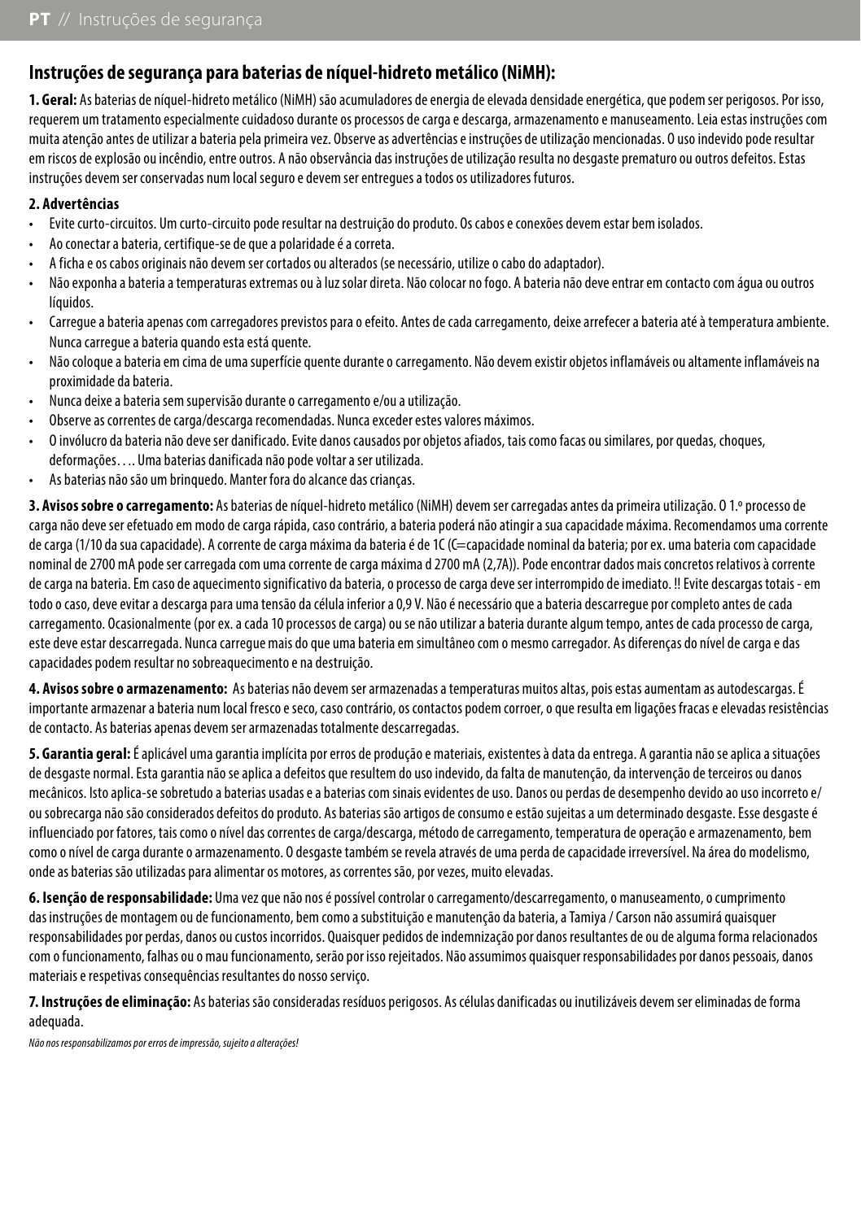## Instruções de segurança para baterias de níquel-hidreto metálico (NiMH):

**1. Geral:** As baterias de níquel-hidreto metálico (NiMH) são acumuladores de energia de elevada densidade energética, que podem ser perigosos. Por isso, requerem um tratamento especialmente cuidadoso durante os processos de carga e descarga, armazenamento e manuseamento. Leia estas instruções com muita atenção antes de utilizar a bateria pela primeira vez. Observe as advertências e instruções de utilização mencionadas. O uso indevido pode resultar em riscos de explosão ou incêndio, entre outros. A não observância das instruções de utilização resulta no desgaste prematuro ou outros defeitos. Estas instruções devem ser conservadas num local seguro e devem ser entregues a todos os utilizadores futuros.

**2. Advertências**

- Evite curto-circuitos. Um curto-circuito pode resultar na destruição do produto. Os cabos e conexões devem estar bem isolados.
- Ao conectar a bateria, certifique-se de que a polaridade é a correta.
- A ficha e os cabos originais não devem ser cortados ou alterados (se necessário, utilize o cabo do adaptador).
- Não exponha a bateria a temperaturas extremas ou à luz solar direta. Não colocar no fogo. A bateria não deve entrar em contacto com água ou outros líquidos.
- Carregue a bateria apenas com carregadores previstos para o efeito. Antes de cada carregamento, deixe arrefecer a bateria até à temperatura ambiente. Nunca carregue a bateria quando esta está quente.
- Não coloque a bateria em cima de uma superfície quente durante o carregamento. Não devem existir objetos inflamáveis ou altamente inflamáveis na proximidade da bateria.
- Nunca deixe a bateria sem supervisão durante o carregamento e/ou a utilização.
- Observe as correntes de carga/descarga recomendadas. Nunca exceder estes valores máximos.
- O invólucro da bateria não deve ser danificado. Evite danos causados por objetos afiados, tais como facas ou similares, por quedas, choques, deformações. ... Uma baterias danificada não pode voltar a ser utilizada.
- As baterias não são um brinquedo. Manter fora do alcance das crianças.

**3. Avisos sobre o carregamento:** As baterias de níquel-hidreto metálico (NiMH) devem ser carregadas antes da primeira utilização. O 1.º processo de carga não deve ser efetuado em modo de carga rápida, caso contrário, a bateria poderá não atingir a sua capacidade máxima. Recomendamos uma corrente de carga (1/10 da sua capacidade). A corrente de carga máxima da bateria é de 1C (C=capacidade nominal da bateria; por ex. uma bateria com capacidade nominal de 2700 mA pode ser carregada com uma corrente de carga máxima d 2700 mA (2,7A)). Pode encontrar dados mais concretos relativos à corrente de carga na bateria. Em caso de aquecimento significativo da bateria, o processo de carga deve ser interrompido de imediato. !! Evite descargas totais - em todo o caso, deve evitar a descarga para uma tensão da célula inferior a 0,9 V. Não é necessário que a bateria descarregue por completo antes de cada carregamento. Ocasionalmente (por ex. a cada 10 processos de carga) ou se não utilizar a bateria durante algum tempo, antes de cada processo de carga, este deve estar descarregada. Nunca carregue mais do que uma bateria em simultâneo com o mesmo carregador. As diferenças do nível de carga e das capacidades podem resultar no sobreaquecimento e na destruição.

**4. Avisos sobre o armazenamento:** As baterias não devem ser armazenadas a temperaturas muitos altas, pois estas aumentam as autodescargas. É importante armazenar a bateria num local fresco e seco, caso contrário, os contactos podem corroer, o que resulta em ligações fracas e elevadas resistências de contacto. As baterias apenas devem ser armazenadas totalmente descarregadas.

**5. Garantia geral:** É aplicável uma garantia implícita por erros de produção e materiais, existentes à data da entrega. A garantia não se aplica a situações de desgaste normal. Esta garantia não se aplica a defeitos que resultem do uso indevido, da falta de manutenção, da intervenção de terceiros ou danos mecânicos. Isto aplica-se sobretudo a baterias usadas e a baterias com sinais evidentes de uso. Danos ou perdas de desempenho devido ao uso incorreto e/ou sobrecarga não são considerados defeitos do produto. As baterias são artigos de consumo e estão sujeitas a um determinado desgaste. Esse desgaste é influenciado por fatores, tais como o nível das correntes de carga/descarga, método de carregamento, temperatura de operação e armazenamento, bem como o nível de carga durante o armazenamento. O desgaste também se revela através de uma perda de capacidade irreversível. Na área do modelismo, onde as baterias são utilizadas para alimentar os motores, as correntes são, por vezes, muito elevadas.

**6. Isenção de responsabilidade:** Uma vez que não nos é possível controlar o carregamento/descarregamento, o manuseamento, o cumprimento das instruções de montagem ou de funcionamento, bem como a substituição e manutenção da bateria, a Tamiya / Carson não assumirá quaisquer responsabilidades por perdas, danos ou custos incorridos. Quaisquer pedidos de indemnização por danos resultantes de ou de alguma forma relacionados com o funcionamento, falhas ou o mau funcionamento, serão por isso rejeitados. Não assumimos quaisquer responsabilidades por danos pessoais, danos materiais e respetivas consequências resultantes do nosso serviço.

**7. Instruções de eliminação:** As baterias são consideradas resíduos perigosos. As células danificadas ou inutilizáveis devem ser eliminadas de forma adequada.

*Não nos responsabilizamos por erros de impressão, sujeito a alterações!*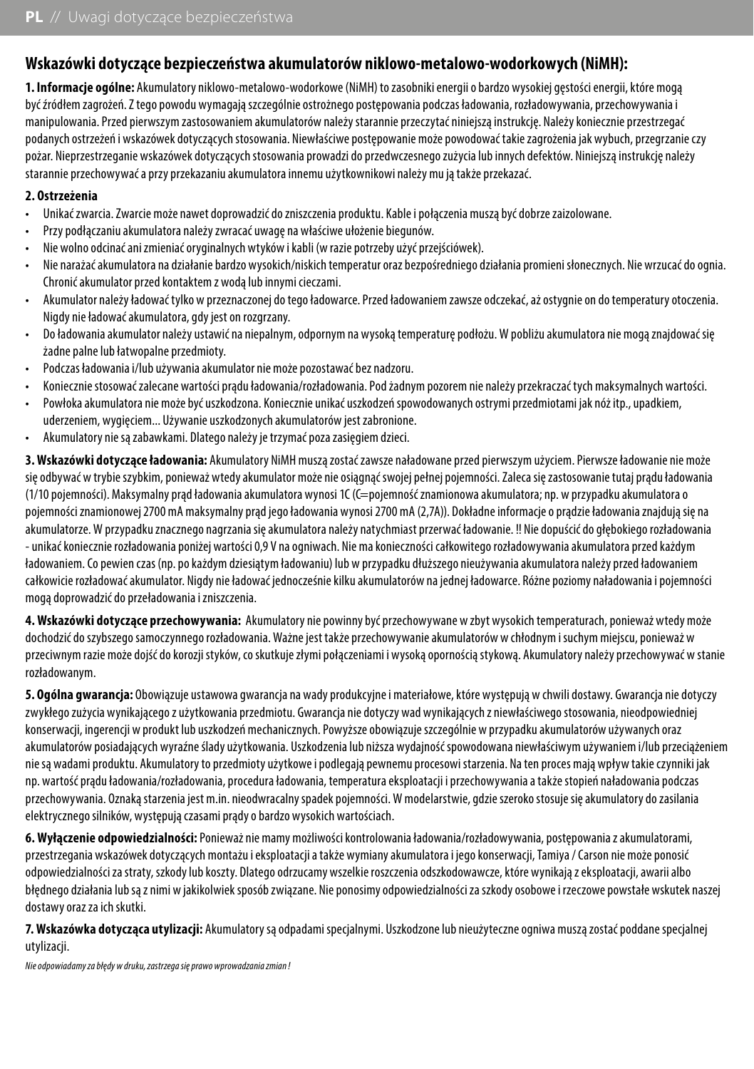## Wskazówki dotyczące bezpieczeństwa akumulatorów niklowo-metalowo-wodorkowych (NiMH):

**1. Informacje ogólne:** Akumulatory niklowo-metalowo-wodorkowe (NiMH) to zasobniki energii o bardzo wysokiej gęstości energii, które mogą być źródłem zagrożeń. Z tego powodu wymagają szczególnie ostrożnego postępowania podczas ładowania, rozładowywania, przechowywania i manipulowania. Przed pierwszym zastosowaniem akumulatorów należy starannie przeczytać niniejszą instrukcję. Należy koniecznie przestrzegać podanych ostrzeżeń i wskazówek dotyczących stosowania. Niewłaściwe postępowanie może powodować takie zagrożenia jak wybuch, przegrzanie czy pożar. Nieprzestrzeganie wskazówek dotyczących stosowania prowadzi do przedwczesnego zużycia lub innych defektów. Niniejszą instrukcję należy starannie przechowywać a przy przekazaniu akumulatora innemu użytkownikowi należy mu ją także przekazać.

**2. Ostrzeżenia**

- Unikać zwarcia. Zwarcie może nawet doprowadzić do zniszczenia produktu. Kable i połączenia muszą być dobrze zaizolowane.
- Przy podłączaniu akumulatora należy zwracać uwagę na właściwe ułożenie biegunów.
- Nie wolno odcinać ani zmieniać oryginalnych wtyków i kabli (w razie potrzeby użyć przejściówek).
- Nie narażać akumulatora na działanie bardzo wysokich/niskich temperatur oraz bezpośredniego działania promieni słonecznych. Nie wrzucać do ognia. Chronić akumulator przed kontaktem z wodą lub innymi cieczami.
- Akumulator należy ładować tylko w przeznaczonej do tego ładowarce. Przed ładowaniem zawsze odczekać, aż ostygnie on do temperatury otoczenia. Nigdy nie ładować akumulatora, gdy jest on rozgrzany.
- Do ładowania akumulator należy ustawić na niepalnym, odpornym na wysoką temperaturę podłożu. W pobliżu akumulatora nie mogą znajdować się żadne palne lub łatwopalne przedmioty.
- Podczas ładowania i/lub używania akumulator nie może pozostawać bez nadzoru.
- Koniecznie stosować zalecane wartości prądu ładowania/rozładowania. Pod żadnym pozorem nie należy przekraczać tych maksymalnych wartości.
- Powłoka akumulatora nie może być uszkodzona. Koniecznie unikać uszkodzeń spowodowanych ostrymi przedmiotami jak nóż itp., upadkiem, uderzeniem, wygięciem... Używanie uszkodzonych akumulatorów jest zabronione.
- Akumulatory nie są zabawkami. Dlatego należy je trzymać poza zasięgiem dzieci.

**3. Wskazówki dotyczące ładowania:** Akumulatory NiMH muszą zostać zawsze naładowane przed pierwszym użyciem. Pierwsze ładowanie nie może się odbywać w trybie szybkim, ponieważ wtedy akumulator może nie osiągnąć swojej pełnej pojemności. Zaleca się zastosowanie tutaj prądu ładowania (1/10 pojemności). Maksymalny prąd ładowania akumulatora wynosi 1C (C=pojemność znamionowa akumulatora; np. w przypadku akumulatora o pojemności znamionowej 2700 mA maksymalny prąd jego ładowania wynosi 2700 mA (2,7A)). Dokładne informacje o prądzie ładowania znajdują się na akumulatorze. W przypadku znacznego nagrzania się akumulatora należy natychmiast przerwać ładowanie. !! Nie dopuścić do głębokiego rozładowania - unikać koniecznie rozładowania poniżej wartości 0,9 V na ogniwach. Nie ma konieczności całkowitego rozładowywania akumulatora przed każdym ładowaniem. Co pewien czas (np. po każdym dziesiątym ładowaniu) lub w przypadku dłuższego nieużywania akumulatora należy przed ładowaniem całkowicie rozładować akumulator. Nigdy nie ładować jednocześnie kilku akumulatorów na jednej ładowarce. Różne poziomy naładowania i pojemności mogą doprowadzić do przeładowania i zniszczenia.

**4. Wskazówki dotyczące przechowywania:** Akumulatory nie powinny być przechowywane w zbyt wysokich temperaturach, ponieważ wtedy może dochodzić do szybszego samoczynnego rozładowania. Ważne jest także przechowywanie akumulatorów w chłodnym i suchym miejscu, ponieważ w przeciwnym razie może dojść do korozji styków, co skutkuje złymi połączeniami i wysoką opornością stykową. Akumulatory należy przechowywać w stanie rozładowanym.

**5. Ogólna gwarancja:** Obowiązuje ustawowa gwarancja na wady produkcyjne i materiałowe, które występują w chwili dostawy. Gwarancja nie dotyczy zwykłego zużycia wynikającego z użytkowania przedmiotu. Gwarancja nie dotyczy wad wynikających z niewłaściwego stosowania, nieodpowiedniej konserwacji, ingerencji w produkt lub uszkodzeń mechanicznych. Powyższe obowiązuje szczególnie w przypadku akumulatorów używanych oraz akumulatorów posiadających wyraźne ślady użytkowania. Uszkodzenia lub niższa wydajność spowodowana niewłaściwym używaniem i/lub przeciążeniem nie są wadami produktu. Akumulatory to przedmioty użytkowe i podlegają pewnemu procesowi starzenia. Na ten proces mają wpływ takie czynniki jak np. wartość prądu ładowania/rozładowania, procedura ładowania, temperatura eksploatacji i przechowywania a także stopień naładowania podczas przechowywania. Oznaką starzenia jest m.in. nieodwracalny spadek pojemności. W modelarstwie, gdzie szeroko stosuje się akumulatory do zasilania elektrycznego silników, występują czasami prądy o bardzo wysokich wartościach.

**6. Wyłączenie odpowiedzialności:** Ponieważ nie mamy możliwości kontrolowania ładowania/rozładowywania, postępowania z akumulatorami, przestrzegania wskazówek dotyczących montażu i eksploatacji a także wymiany akumulatora i jego konserwacji, Tamiya / Carson nie może ponosić odpowiedzialności za straty, szkody lub koszty. Dlatego odrzucamy wszelkie roszczenia odszkodowawcze, które wynikają z eksploatacji, awarii albo błędnego działania lub są z nimi w jakikolwiek sposób związane. Nie ponosimy odpowiedzialności za szkody osobowe i rzeczowe powstałe wskutek naszej dostawy oraz za ich skutki.

**7. Wskazówka dotycząca utylizacji:** Akumulatory są odpadami specjalnymi. Uszkodzone lub nieużyteczne ogniwa muszą zostać poddane specjalnej utylizacji.

*Nie odpowiadamy za błędy w druku, zastrzega się prawo wprowadzania zmian !*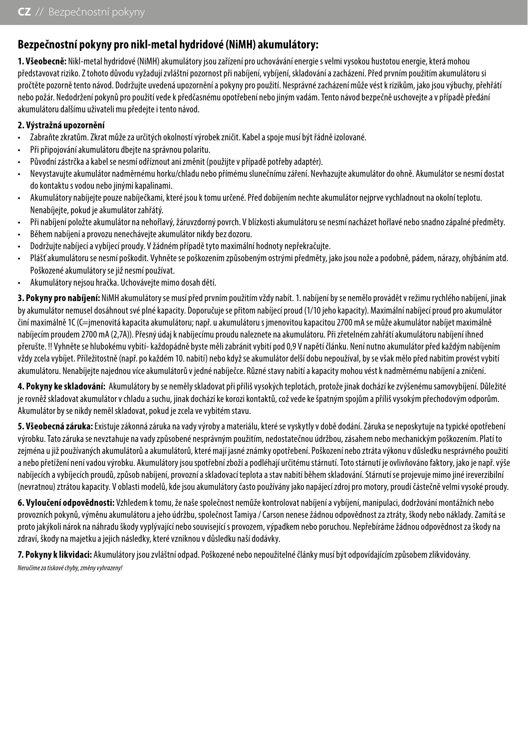## Bezpečnostní pokyny pro nikl-metal hydridové (NiMH) akumulátory:

**1. Všeobecně:** Nikl-metal hydridové (NiMH) akumulátory jsou zařízení pro uchovávání energie s velmi vysokou hustotou energie, která mohou představovat riziko. Z tohoto důvodu vyžadují zvláštní pozornost při nabíjení, vybíjení, skladování a zacházení. Před prvním použitím akumulátoru si pročtěte pozorně tento návod. Dodržujte uvedená upozornění a pokyny pro použití. Nesprávné zacházení může vést k rizikům, jako jsou výbuchy, přehřátí nebo požár. Nedodržení pokynů pro použití vede k předčasnému opotřebení nebo jiným vadám. Tento návod bezpečně uschovejte a v případě předání akumulátoru dalšímu uživateli mu předejte i tento návod.

**2. Výstražná upozornění**

- Zabraňte zkratům. Zkrat může za určitých okolností výrobek zničit. Kabel a spoje musí být řádně izolované.
- Při připojování akumulátoru dbejte na správnou polaritu.
- Původní zástrčka a kabel se nesmí odříznout ani změnit (použijte v případě potřeby adaptér).
- Nevystavujte akumulátor nadměrnému horku/chladu nebo přímému slunečnímu záření. Nevhazujte akumulátor do ohně. Akumulátor se nesmí dostat do kontaktu s vodou nebo jinými kapalinami.
- Akumulátory nabíjejte pouze nabíječkami, které jsou k tomu určené. Před dobíjením nechte akumulátor nejprve vychladnout na okolní teplotu. Nenabíjejte, pokud je akumulátor zahřátý.
- Při nabíjení položte akumulátor na nehořlavý, žáruvzdorný povrch. V blízkosti akumulátoru se nesmí nacházet hořlavé nebo snadno zápalné předměty.
- Během nabíjení a provozu nenechávejte akumulátor nikdy bez dozoru.
- Dodržujte nabíjecí a vybíjecí proudy. V žádném případě tyto maximální hodnoty nepřekračujte.
- Plášť akumulátoru se nesmí poškodit. Vyhněte se poškozením způsobeným ostrými předměty, jako jsou nože a podobně, pádem, nárazy, ohýbáním atd. Poškozené akumulátory se již nesmí používat.
- Akumulátory nejsou hračka. Uchovávejte mimo dosah dětí.

**3. Pokyny pro nabíjení:** NiMH akumulátory se musí před prvním použitím vždy nabít. 1. nabíjení by se nemělo provádět v režimu rychlého nabíjení, jinak by akumulátor nemusel dosáhnout své plné kapacity. Doporučuje se přitom nabíjecí proud (1/10 jeho kapacity). Maximální nabíjecí proud pro akumulátor činí maximálně 1C (C=jmenovitá kapacita akumulátoru; např. u akumulátoru s jmenovitou kapacitou 2700 mA se může akumulátor nabíjet maximálně nabíjecím proudem 2700 mA (2,7A)). Přesný údaj k nabíjecímu proudu naleznete na akumulátoru. Při zřetelném zahřátí akumulátoru nabíjení ihned přerušte. !! Vyhněte se hlubokému vybití- každopádně byste měli zabránit vybití pod 0,9 V napětí článku. Není nutno akumulátor před každým nabíjením vždy zcela vybíjet. Příležitostně (např. po každém 10. nabití) nebo když se akumulátor delší dobu nepoužíval, by se však mělo před nabitím provést vybití akumulátoru. Nenabíjejte najednou více akumulátorů v jedné nabíječce. Různé stavy nabití a kapacity mohou vést k nadměrnému nabíjení a zničení.

**4. Pokyny ke skladování:** Akumulátory by se neměly skladovat při příliš vysokých teplotách, protože jinak dochází ke zvýšenému samovybíjení. Důležité je rovněž skladovat akumulátor v chladu a suchu, jinak dochází ke korozi kontaktů, což vede ke špatným spojům a příliš vysokým přechodovým odporům. Akumulátor by se nikdy neměl skladovat, pokud je zcela ve vybitém stavu.

**5. Všeobecná záruka:** Existuje zákonná záruka na vady výroby a materiálu, které se vyskytly v době dodání. Záruka se neposkytuje na typické opotřebení výrobku. Tato záruka se nevztahuje na vady způsobené nesprávným použitím, nedostatečnou údržbou, zásahem nebo mechanickým poškozením. Platí to zejména u již používaných akumulátorů a akumulátorů, které mají jasné známky opotřebení. Poškození nebo ztráta výkonu v důsledku nesprávného použití a nebo přetížení není vadou výrobku. Akumulátory jsou spotřební zboží a podléhají určitému stárnutí. Toto stárnutí je ovlivňováno faktory, jako je např. výše nabíjecích a vybíjecích proudů, způsob nabíjení, provozní a skladovací teplota a stav nabití během skladování. Stárnutí se projevuje mimo jiné ireverzibilní (nevratnou) ztrátou kapacity. V oblasti modelů, kde jsou akumulátory často používány jako napájecí zdroj pro motory, proudí částečně velmi vysoké proudy.

**6. Vyloučení odpovědnosti:** Vzhledem k tomu, že naše společnost nemůže kontrolovat nabíjení a vybíjení, manipulaci, dodržování montážních nebo provozních pokynů, výměnu akumulátoru a jeho údržbu, společnost Tamiya / Carson nenese žádnou odpovědnost za ztráty, škody nebo náklady. Zamítá se proto jakýkoli nárok na náhradu škody vyplývající nebo související s provozem, výpadkem nebo poruchou. Nepřebíráme žádnou odpovědnost za škody na zdraví, škody na majetku a jejich následky, které vzniknou v důsledku naší dodávky.

**7. Pokyny k likvidaci:** Akumulátory jsou zvláštní odpad. Poškozené nebo nepoužitelné články musí být odpovídajícím způsobem zlikvidovány.

*Neručíme za tiskové chyby, změny vyhrazeny!*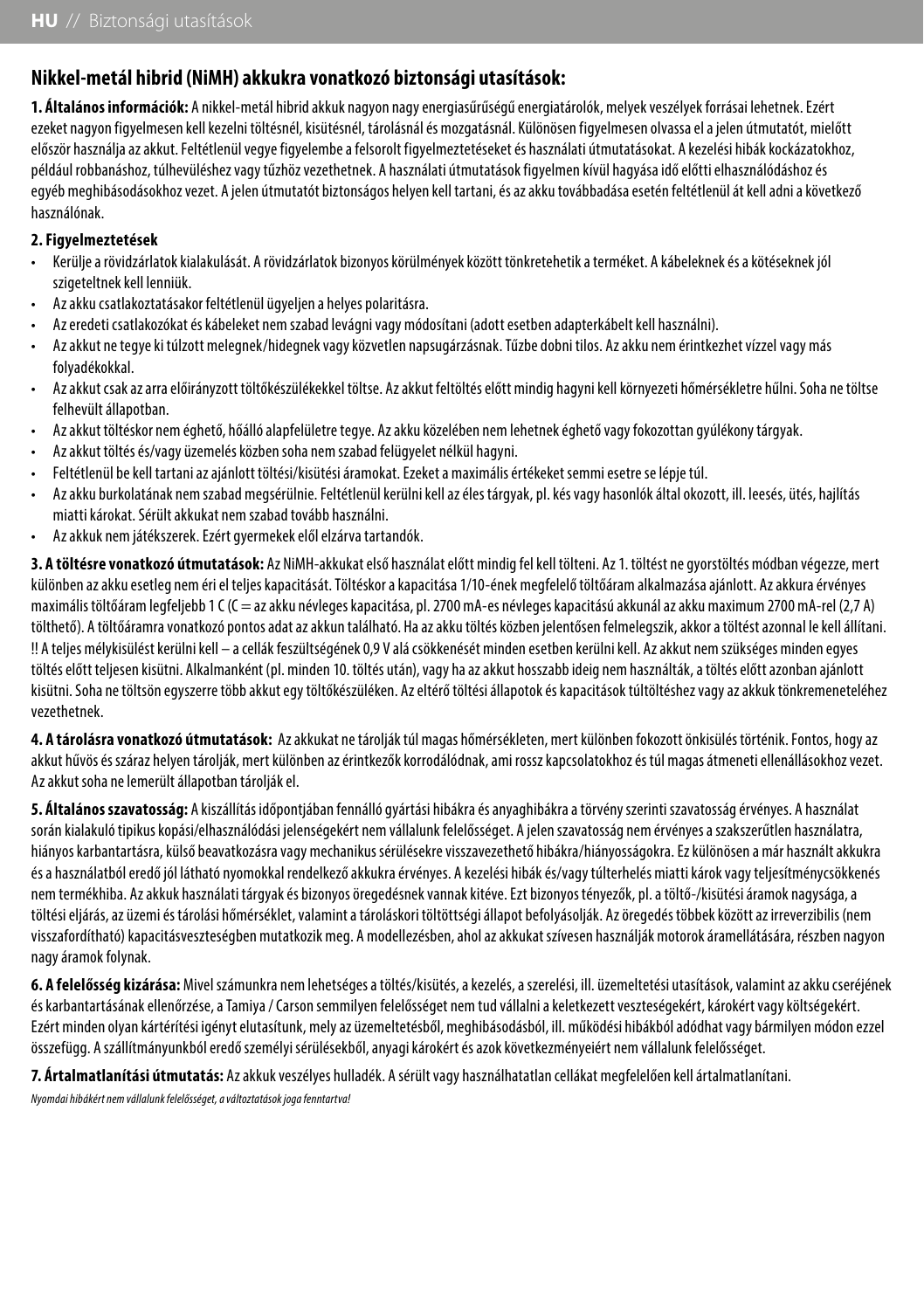## Nikkel-metál hibrid (NiMH) akkukra vonatkozó biztonsági utasítások:

**1. Általános információk:** A nikkel-metál hibrid akkuk nagyon nagy energiasűrűségű energiatárolók, melyek veszélyek forrásai lehetnek. Ezért ezeket nagyon figyelmesen kell kezelni töltésnél, kisütésnél, tárolásnál és mozgatásnál. Különösen figyelmesen olvassa el a jelen útmutatót, mielőtt először használja az akkut. Feltétlenül vegye figyelembe a felsorolt figyelmeztetéseket és használati útmutatásokat. A kezelési hibák kockázatokhoz, például robbanáshoz, túlhevüléshez vagy tűzhöz vezethetnek. A használati útmutatások figyelmen kívül hagyása idő előtti elhasználódáshoz és egyéb meghibásodásokhoz vezet. A jelen útmutatót biztonságos helyen kell tartani, és az akku továbbadása esetén feltétlenül át kell adni a következő használónak.

**2. Figyelmeztetések**

- Kerülje a rövidzárlatok kialakulását. A rövidzárlatok bizonyos körülmények között tönkretehetik a terméket. A kábeleknek és a kötéseknek jól szigeteltnek kell lenniük.
- Az akku csatlakoztatásakor feltétlenül ügyeljen a helyes polaritásra.
- Az eredeti csatlakozókat és kábeleket nem szabad levágni vagy módosítani (adott esetben adapterkábelt kell használni).
- Az akkut ne tegye ki túlzott melegnek/hidegnek vagy közvetlen napsugárzásnak. Tűzbe dobni tilos. Az akku nem érintkezhet vízzel vagy más folyadékokkal.
- Az akkut csak az arra előirányzott töltőkészülékekkel töltse. Az akkut feltöltés előtt mindig hagyni kell környezeti hőmérsékletre hűlni. Soha ne töltse felhevült állapotban.
- Az akkut töltéskor nem éghető, hőálló alapfelületre tegye. Az akku közelében nem lehetnek éghető vagy fokozottan gyúlékony tárgyak.
- Az akkut töltés és/vagy üzemelés közben soha nem szabad felügyelet nélkül hagyni.
- Feltétlenül be kell tartani az ajánlott töltési/kisütési áramokat. Ezeket a maximális értékeket semmi esetre se lépje túl.
- Az akku burkolatának nem szabad megsérülnie. Feltétlenül kerülni kell az éles tárgyak, pl. kés vagy hasonlók által okozott, ill. leesés, ütés, hajlítás miatti károkat. Sérült akkukat nem szabad tovább használni.
- Az akkuk nem játékszerek. Ezért gyermekek elől elzárva tartandók.

**3. A töltésre vonatkozó útmutatások:** Az NiMH-akkukat első használat előtt mindig fel kell tölteni. Az 1. töltést ne gyorstöltés módban végezze, mert különben az akku esetleg nem éri el teljes kapacitását. Töltéskor a kapacitása 1/10-ének megfelelő töltőáram alkalmazása ajánlott. Az akkura érvényes maximális töltőáram legfeljebb 1 C (C = az akku névleges kapacitása, pl. 2700 mA-es névleges kapacitású akkunál az akku maximum 2700 mA-rel (2,7 A) tölthető). A töltőáramra vonatkozó pontos adat az akkun található. Ha az akku töltés közben jelentősen felmelegszik, akkor a töltést azonnal le kell állítani. !! A teljes mélykisülést kerülni kell – a cellák feszültségének 0,9 V alá csökkenését minden esetben kerülni kell. Az akkut nem szükséges minden egyes töltés előtt teljesen kisütni. Alkalmanként (pl. minden 10. töltés után), vagy ha az akkut hosszabb ideig nem használták, a töltés előtt azonban ajánlott kisütni. Soha ne töltsön egyszerre több akkut egy töltőkészüléken. Az eltérő töltési állapotok és kapacitások túltöltéshez vagy az akkuk tönkremeneteléhez vezethetnek.

**4. A tárolásra vonatkozó útmutatások:** Az akkukat ne tárolják túl magas hőmérsékleten, mert különben fokozott önkisülés történik. Fontos, hogy az akkut hűvös és száraz helyen tárolják, mert különben az érintkezők korrodálódnak, ami rossz kapcsolatokhoz és túl magas átmeneti ellenállásokhoz vezet. Az akkut soha ne lemerült állapotban tárolják el.

**5. Általános szavatosság:** A kiszállítás időpontjában fennálló gyártási hibákra és anyaghibákra a törvény szerinti szavatosság érvényes. A használat során kialakuló tipikus kopási/elhasználódási jelenségekért nem vállalunk felelősséget. A jelen szavatosság nem érvényes a szakszerűtlen használatra, hiányos karbantartásra, külső beavatkozásra vagy mechanikus sérülésekre visszavezethető hibákra/hiányosságokra. Ez különösen a már használt akkukra és a használatból eredő jól látható nyomokkal rendelkező akkukra érvényes. A kezelési hibák és/vagy túlterhelés miatti károk vagy teljesítménycsökkenés nem termékhiba. Az akkuk használati tárgyak és bizonyos öregedésnek vannak kitéve. Ezt bizonyos tényezők, pl. a töltő-/kisütési áramok nagysága, a töltési eljárás, az üzemi és tárolási hőmérséklet, valamint a tároláskori töltöttségi állapot befolyásolják. Az öregedés többek között az irreverzibilis (nem visszafordítható) kapacitásveszteségben mutatkozik meg. A modellezésben, ahol az akkukat szívesen használják motorok áramellátására, részben nagyon nagy áramok folynak.

**6. A felelősség kizárása:** Mivel számunkra nem lehetséges a töltés/kisütés, a kezelés, a szerelési, ill. üzemeltetési utasítások, valamint az akku cseréjének és karbantartásának ellenőrzése, a Tamiya / Carson semmilyen felelősséget nem tud vállalni a keletkezett veszteségekért, károkért vagy költségekért. Ezért minden olyan kártérítési igényt elutasítunk, mely az üzemeltetésből, meghibásodásból, ill. működési hibákból adódhat vagy bármilyen módon ezzel összefügg. A szállítmányunkból eredő személyi sérülésekből, anyagi károkért és azok következményeiért nem vállalunk felelősséget.

**7. Ártalmatlanítási útmutatás:** Az akkuk veszélyes hulladék. A sérült vagy használhatatlan cellákat megfelelően kell ártalmatlanítani.

*Nyomdai hibákért nem vállalunk felelősséget, a változtatások joga fenntartva!*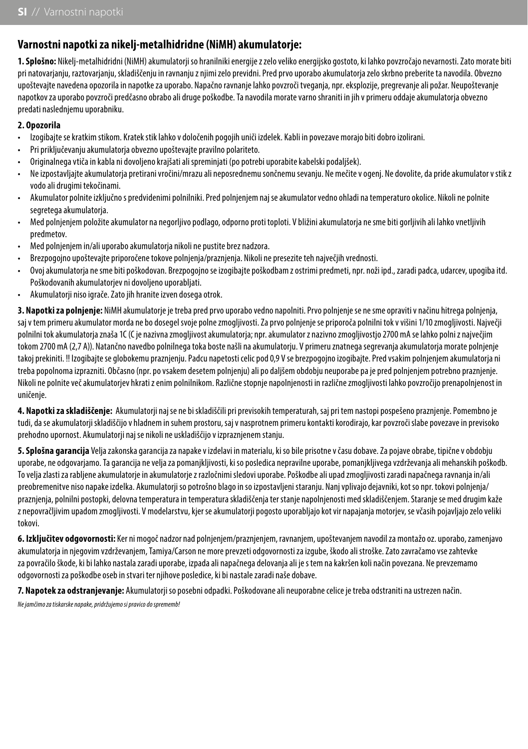## Varnostni napotki za nikelj-metalhidridne (NiMH) akumulatorje:

**1. Splošno:** Nikelj-metalhidridni (NiMH) akumulatorji so hranilniki energije z zelo veliko energijsko gostoto, ki lahko povzročajo nevarnosti. Zato morate biti pri natovarjanju, raztovarjanju, skladiščenju in ravnanju z njimi zelo previdni. Pred prvo uporabo akumulatorja zelo skrbno preberite ta navodila. Obvezno upoštevajte navedena opozorila in napotke za uporabo. Napačno ravnanje lahko povzroči tveganja, npr. eksplozije, pregrevanje ali požar. Neupoštevanje napotkov za uporabo povzroči predčasno obrabo ali druge poškodbe. Ta navodila morate varno shraniti in jih v primeru oddaje akumulatorja obvezno predati naslednjemu uporabniku.

**2. Opozorila**

- Izogibajte se kratkim stikom. Kratek stik lahko v določenih pogojih uniči izdelek. Kabli in povezave morajo biti dobro izolirani.
- Pri priključevanju akumulatorja obvezno upoštevajte pravilno polariteto.
- Originalnega vtiča in kabla ni dovoljeno krajšati ali spreminjati (po potrebi uporabite kabelski podaljšek).
- Ne izpostavljajte akumulatorja pretirani vročini/mrazu ali neposrednemu sončnemu sevanju. Ne mečite v ogenj. Ne dovolite, da pride akumulator v stik z vodo ali drugimi tekočinami.
- Akumulator polnite izključno s predvidenimi polnilniki. Pred polnjenjem naj se akumulator vedno ohladi na temperaturo okolice. Nikoli ne polnite segretega akumulatorja.
- Med polnjenjem položite akumulator na negorljivo podlago, odporno proti toploti. V bližini akumulatorja ne sme biti gorljivih ali lahko vnetljivih predmetov.
- Med polnjenjem in/ali uporabo akumulatorja nikoli ne pustite brez nadzora.
- Brezpogojno upoštevajte priporočene tokove polnjenja/praznjenja. Nikoli ne presezite teh največjih vrednosti.
- Ovoj akumulatorja ne sme biti poškodovan. Brezpogojno se izogibajte poškodbam z ostrimi predmeti, npr. noži ipd., zaradi padca, udarcev, upogiba itd. Poškodovanih akumulatorjev ni dovoljeno uporabljati.
- Akumulatorji niso igrače. Zato jih hranite izven dosega otrok.

**3. Napotki za polnjenje:** NiMH akumulatorje je treba pred prvo uporabo vedno napolniti. Prvo polnjenje se ne sme opraviti v načinu hitrega polnjenja, saj v tem primeru akumulator morda ne bo dosegel svoje polne zmogljivosti. Za prvo polnjenje se priporoča polnilni tok v višini 1/10 zmogljivosti. Največji polnilni tok akumulatorja znaša 1C (C je nazivna zmogljivost akumulatorja; npr. akumulator z nazivno zmogljivostjo 2700 mA se lahko polni z največjim tokom 2700 mA (2,7 A)). Natančno navedbo polnilnega toka boste našli na akumulatorju. V primeru znatnega segrevanja akumulatorja morate polnjenje takoj prekiniti. !! Izogibajte se globokemu praznjenju. Padcu napetosti celic pod 0,9 V se brezpogojno izogibajte. Pred vsakim polnjenjem akumulatorja ni treba popolnoma izprazniti. Občasno (npr. po vsakem desetem polnjenju) ali po daljšem obdobju neuporabe pa je pred polnjenjem potrebno praznjenje. Nikoli ne polnite več akumulatorjev hkrati z enim polnilnikom. Različne stopnje napolnjenosti in različne zmogljivosti lahko povzročijo prenapolnjenost in uničenje.

**4. Napotki za skladiščenje:** Akumulatorji naj se ne bi skladiščili pri previsokih temperaturah, saj pri tem nastopi pospešeno praznjenje. Pomembno je tudi, da se akumulatorji skladiščijo v hladnem in suhem prostoru, saj v nasprotnem primeru kontakti korodirajo, kar povzroči slabe povezave in previsoko prehodno upornost. Akumulatorji naj se nikoli ne uskladiščijo v izpraznjenem stanju.

**5. Splošna garancija** Velja zakonska garancija za napake v izdelavi in materialu, ki so bile prisotne v času dobave. Za pojave obrabe, tipične v obdobju uporabe, ne odgovarjamo. Ta garancija ne velja za pomanjkljivosti, ki so posledica nepravilne uporabe, pomanjkljivega vzdrževanja ali mehanskih poškodb. To velja zlasti za rabljene akumulatorje in akumulatorje z razločnimi sledovi uporabe. Poškodbe ali upad zmogljivosti zaradi napačnega ravnanja in/ali preobremenitve niso napake izdelka. Akumulatorji so potrošno blago in so izpostavljeni staranju. Nanj vplivajo dejavniki, kot so npr. tokovi polnjenja/praznjenja, polnilni postopki, delovna temperatura in temperatura skladiščenja ter stanje napolnjenosti med skladiščenjem. Staranje se med drugim kaže z nepovračljivim upadom zmogljivosti. V modelarstvu, kjer se akumulatorji pogosto uporabljajo kot vir napajanja motorjev, se včasih pojavljajo zelo veliki tokovi.

**6. Izključitev odgovornosti:** Ker ni mogoč nadzor nad polnjenjem/praznjenjem, ravnanjem, upoštevanjem navodil za montažo oz. uporabo, zamenjavo akumulatorja in njegovim vzdrževanjem, Tamiya/Carson ne more prevzeti odgovornosti za izgube, škodo ali stroške. Zato zavračamo vse zahtevke za povračilo škode, ki bi lahko nastala zaradi uporabe, izpada ali napačnega delovanja ali je s tem na kakršen koli način povezana. Ne prevzemamo odgovornosti za poškodbe oseb in stvari ter njihove posledice, ki bi nastale zaradi naše dobave.

**7. Napotek za odstranjevanje:** Akumulatorji so posebni odpadki. Poškodovane ali neuporabne celice je treba odstraniti na ustrezen način.

*Ne jamčimo za tiskarske napake, pridržujemo si pravico do sprememb!*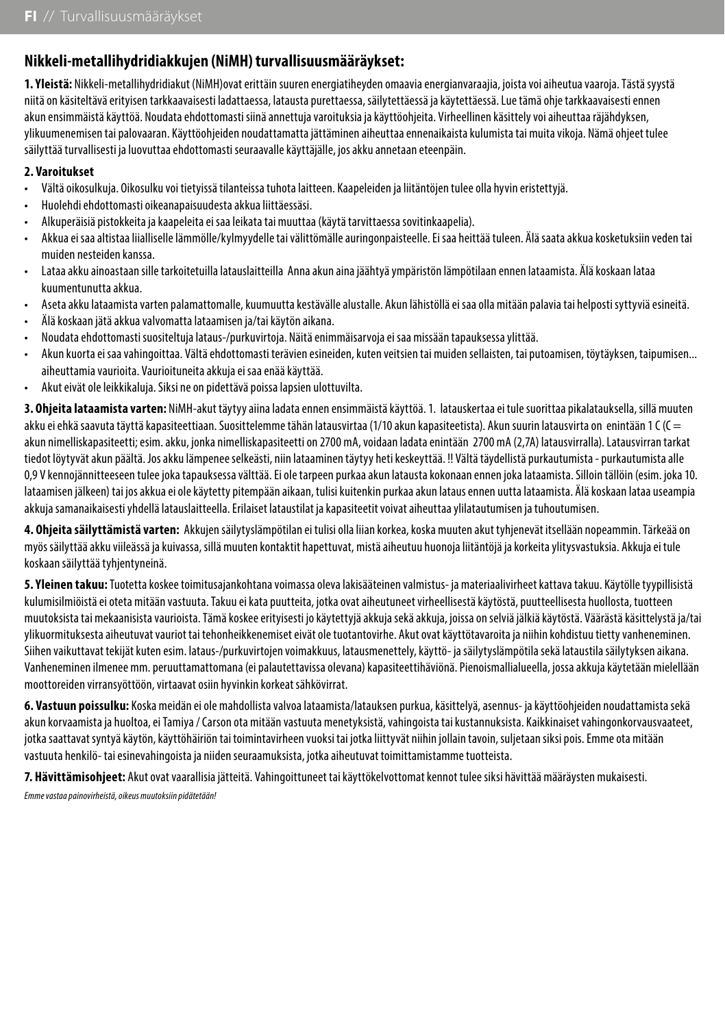## Nikkeli-metallihydridiakkujen (NiMH) turvallisuusmääräykset:

**1. Yleistä:** Nikkeli-metallihydridiakut (NiMH)ovat erittäin suuren energiatiheyden omaavia energianvaraajia, joista voi aiheutua vaaroja. Tästä syystä niitä on käsiteltävä erityisen tarkkaavaisesti ladattaessa, latausta purettaessa, säilytettäessä ja käytettäessä. Lue tämä ohje tarkkaavaisesti ennen akun ensimmäistä käyttöä. Noudata ehdottomasti siinä annettuja varoituksia ja käyttöohjeita. Virheellinen käsittely voi aiheuttaa räjähdyksen, ylikuumenemisen tai palovaaran. Käyttöohjeiden noudattamatta jättäminen aiheuttaa ennenaikaista kulumista tai muita vikoja. Nämä ohjeet tulee säilyttää turvallisesti ja luovuttaa ehdottomasti seuraavalle käyttäjälle, jos akku annetaan eteenpäin.

**2. Varoitukset**

- Vältä oikosulkuja. Oikosulku voi tietyissä tilanteissa tuhota laitteen. Kaapeleiden ja liitäntöjen tulee olla hyvin eristettyjä.
- Huolehdi ehdottomasti oikeanapaisuudesta akkua liittäessäsi.
- Alkuperäisiä pistokkeita ja kaapeleita ei saa leikata tai muuttaa (käytä tarvittaessa sovitinkaapelia).
- Akkua ei saa altistaa liialliselle lämmölle/kylmyydelle tai välittömälle auringonpaisteelle. Ei saa heittää tuleen. Älä saata akkua kosketuksiin veden tai muiden nesteiden kanssa.
- Lataa akku ainoastaan sille tarkoitetuilla latauslaitteilla Anna akun aina jäähtyä ympäristön lämpötilaan ennen lataamista. Älä koskaan lataa kuumentunutta akkua.
- Aseta akku lataamista varten palamattomalle, kuumuutta kestävälle alustalle. Akun lähistöllä ei saa olla mitään palavia tai helposti syttyviä esineitä.
- Älä koskaan jätä akkua valvomatta lataamisen ja/tai käytön aikana.
- Noudata ehdottomasti suositeltuja lataus-/purkuvirtoja. Näitä enimmäisarvoja ei saa missään tapauksessa ylittää.
- Akun kuorta ei saa vahingoittaa. Vältä ehdottomasti terävien esineiden, kuten veitsien tai muiden sellaisten, tai putoamisen, töytäyksen, taipumisen... aiheuttamia vaurioita. Vaurioituneita akkuja ei saa enää käyttää.
- Akut eivät ole leikkikaluja. Siksi ne on pidettävä poissa lapsien ulottuvilta.

**3. Ohjeita lataamista varten:** NiMH-akut täytyy aiina ladata ennen ensimmäistä käyttöä. 1. latauskertaa ei tule suorittaa pikalatauksella, sillä muuten akku ei ehkä saavuta täyttä kapasiteettiaan. Suosittelemme tähän latausvirtaa (1/10 akun kapasiteetista). Akun suurin latausvirta on enintään 1 C (C = akun nimelliskapasiteetti; esim. akku, jonka nimelliskapasiteetti on 2700 mA, voidaan ladata enintään 2700 mA (2,7A) latausvirralla). Latausvirran tarkat tiedot löytyvät akun päältä. Jos akku lämpenee selkeästi, niin lataaminen täytyy heti keskeyttää. !! Vältä täydellistä purkautumista - purkautumista alle 0,9 V kennojännitteeseen tulee joka tapauksessa välttää. Ei ole tarpeen purkaa akun latausta kokonaan ennen joka lataamista. Silloin tällöin (esim. joka 10. lataamisen jälkeen) tai jos akkua ei ole käytetty pitempään aikaan, tulisi kuitenkin purkaa akun lataus ennen uutta lataamista. Älä koskaan lataa useampia akkuja samanaikaisesti yhdellä latauslaitteella. Erilaiset lataustilat ja kapasiteetit voivat aiheuttaa ylilatautumisen ja tuhoutumisen.

**4. Ohjeita säilyttämistä varten:** Akkujen säilytyslämpötilan ei tulisi olla liian korkea, koska muuten akut tyhjenevät itsellään nopeammin. Tärkeää on myös säilyttää akku viileässä ja kuivassa, sillä muuten kontaktit hapettuvat, mistä aiheutuu huonoja liitäntöjä ja korkeita ylitysvastuksia. Akkuja ei tule koskaan säilyttää tyhjentyneinä.

**5. Yleinen takuu:** Tuotetta koskee toimitusajankohtana voimassa oleva lakisääteinen valmistus- ja materiaalivirheet kattava takuu. Käytölle tyypillisistä kulumisilmiöistä ei oteta mitään vastuuta. Takuu ei kata puutteita, jotka ovat aiheutuneet virheellisestä käytöstä, puutteellisesta huollosta, tuotteen muutoksista tai mekaanisista vaurioista. Tämä koskee erityisesti jo käytettyjä akkuja sekä akkuja, joissa on selviä jälkiä käytöstä. Väärästä käsittelystä ja/tai ylikuormituksesta aiheutuvat vauriot tai tehonheikkenemiset eivät ole tuotantovirhe. Akut ovat käyttötavaroita ja niihin kohdistuu tietty vanheneminen. Siihen vaikuttavat tekijät kuten esim. lataus-/purkuvirtojen voimakkuus, latausmenettely, käyttö- ja säilytyslämpötila sekä lataustila säilytyksen aikana. Vanheneminen ilmenee mm. peruuttamattomana (ei palautettavissa olevana) kapasiteettihäviönä. Pienoismallialueella, jossa akkuja käytetään mielellään moottoreiden virransyöttöön, virtaavat osiin hyvinkin korkeat sähkövirrat.

**6. Vastuun poissulku:** Koska meidän ei ole mahdollista valvoa lataamista/latauksen purkua, käsittelyä, asennus- ja käyttöohjeiden noudattamista sekä akun korvaamista ja huoltoa, ei Tamiya / Carson ota mitään vastuuta menetyksistä, vahingoista tai kustannuksista. Kaikkinaiset vahingonkorvausvaateet, jotka saattavat syntyä käytön, käyttöhäiriön tai toimintavirheen vuoksi tai jotka liittyvät niihin jollain tavoin, suljetaan siksi pois. Emme ota mitään vastuuta henkilö- tai esinevahingoista ja niiden seuraamuksista, jotka aiheutuvat toimittamistamme tuotteista.

**7. Hävittämisohjeet:** Akut ovat vaarallisia jätteitä. Vahingoittuneet tai käyttökelvottomat kennot tulee siksi hävittää määräysten mukaisesti.

*Emme vastaa painovirheistä, oikeus muutoksiin pidätetään!*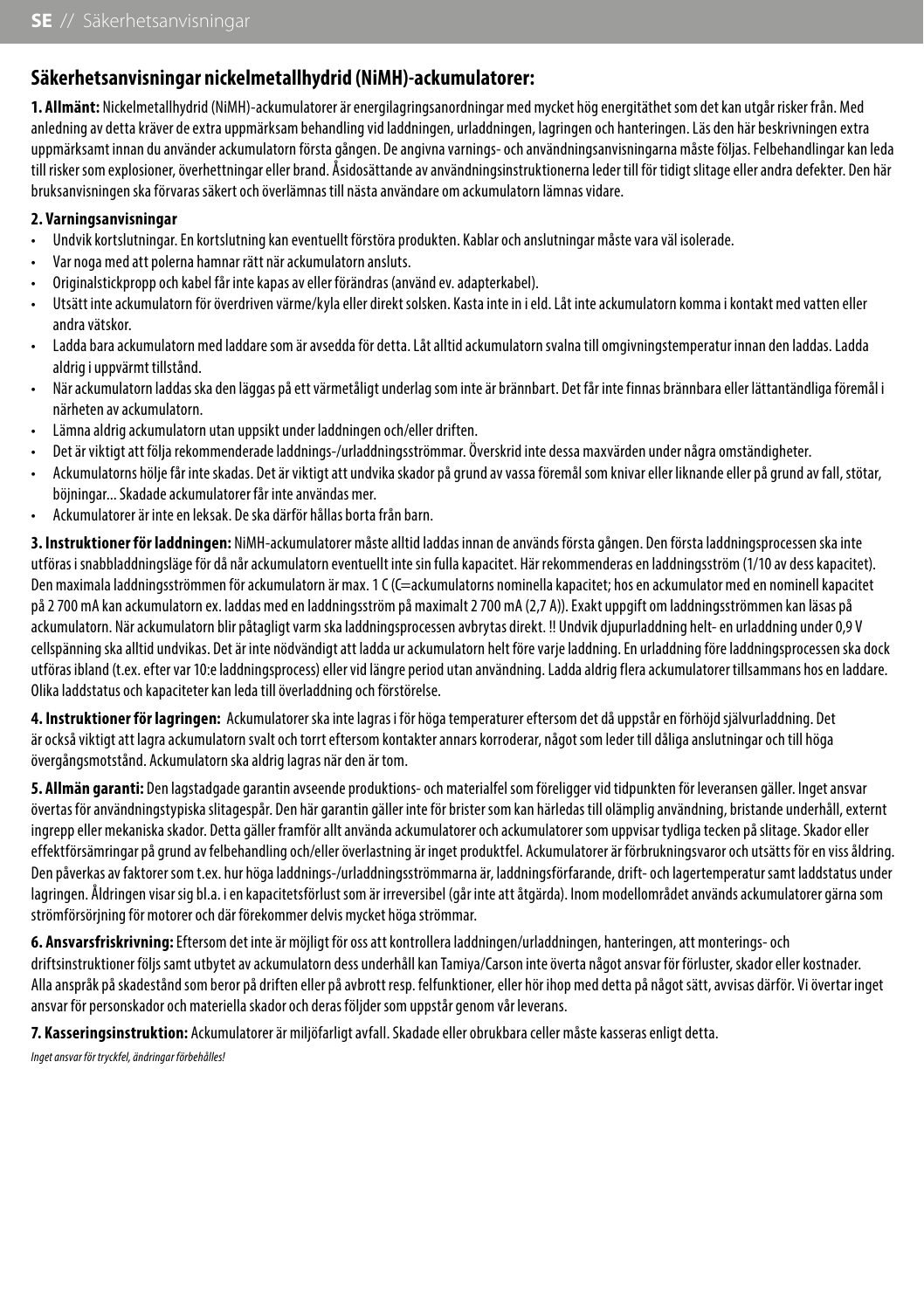## Säkerhetsanvisningar nickelmetallhydrid (NiMH)-ackumulatorer:

**1. Allmänt:** Nickelmetallhydrid (NiMH)-ackumulatorer är energilagringsanordningar med mycket hög energitäthet som det kan utgår risker från. Med anledning av detta kräver de extra uppmärksam behandling vid laddningen, urladdningen, lagringen och hanteringen. Läs den här beskrivningen extra uppmärksamt innan du använder ackumulatorn första gången. De angivna varnings- och användningsanvisningarna måste följas. Felbehandlingar kan leda till risker som explosioner, överhettningar eller brand. Åsidosättande av användningsinstruktionerna leder till för tidigt slitage eller andra defekter. Den här bruksanvisningen ska förvaras säkert och överlämnas till nästa användare om ackumulatorn lämnas vidare.

**2. Varningsanvisningar**

- Undvik kortslutningar. En kortslutning kan eventuellt förstöra produkten. Kablar och anslutningar måste vara väl isolerade.
- Var noga med att polerna hamnar rätt när ackumulatorn ansluts.
- Originalstickpropp och kabel får inte kapas av eller förändras (använd ev. adapterkabel).
- Utsätt inte ackumulatorn för överdriven värme/kyla eller direkt solsken. Kasta inte in i eld. Låt inte ackumulatorn komma i kontakt med vatten eller andra vätskor.
- Ladda bara ackumulatorn med laddare som är avsedda för detta. Låt alltid ackumulatorn svalna till omgivningstemperatur innan den laddas. Ladda aldrig i uppvärmt tillstånd.
- När ackumulatorn laddas ska den läggas på ett värmetåligt underlag som inte är brännbart. Det får inte finnas brännbara eller lättantändliga föremål i närheten av ackumulatorn.
- Lämna aldrig ackumulatorn utan uppsikt under laddningen och/eller driften.
- Det är viktigt att följa rekommenderade laddnings-/urladdningsströmmar. Överskrid inte dessa maxvärden under några omständigheter.
- Ackumulatorns hölje får inte skadas. Det är viktigt att undvika skador på grund av vassa föremål som knivar eller liknande eller på grund av fall, stötar, böjningar... Skadade ackumulatorer får inte användas mer.
- Ackumulatorer är inte en leksak. De ska därför hållas borta från barn.

**3. Instruktioner för laddningen:** NiMH-ackumulatorer måste alltid laddas innan de används första gången. Den första laddningsprocessen ska inte utföras i snabbladdningsläge för då når ackumulatorn eventuellt inte sin fulla kapacitet. Här rekommenderas en laddningsström (1/10 av dess kapacitet). Den maximala laddningsströmmen för ackumulatorn är max. 1 C (C=ackumulatorns nominella kapacitet; hos en ackumulator med en nominell kapacitet på 2 700 mA kan ackumulatorn ex. laddas med en laddningsström på maximalt 2 700 mA (2,7 A)). Exakt uppgift om laddningsströmmen kan läsas på ackumulatorn. När ackumulatorn blir påtagligt varm ska laddningsprocessen avbrytas direkt. !! Undvik djupurladdning helt- en urladdning under 0,9 V cellspänning ska alltid undvikas. Det är inte nödvändigt att ladda ur ackumulatorn helt före varje laddning. En urladdning före laddningsprocessen ska dock utföras ibland (t.ex. efter var 10:e laddningsprocess) eller vid längre period utan användning. Ladda aldrig flera ackumulatorer tillsammans hos en laddare. Olika laddstatus och kapaciteter kan leda till överladdning och förstörelse.

**4. Instruktioner för lagringen:** Ackumulatorer ska inte lagras i för höga temperaturer eftersom det då uppstår en förhöjd självurladdning. Det är också viktigt att lagra ackumulatorn svalt och torrt eftersom kontakter annars korroderar, något som leder till dåliga anslutningar och till höga övergångsmotstånd. Ackumulatorn ska aldrig lagras när den är tom.

**5. Allmän garanti:** Den lagstadgade garantin avseende produktions- och materialfel som föreligger vid tidpunkten för leveransen gäller. Inget ansvar övertas för användningstypiska slitagespår. Den här garantin gäller inte för brister som kan härledas till olämplig användning, bristande underhåll, externt ingrepp eller mekaniska skador. Detta gäller framför allt använda ackumulatorer och ackumulatorer som uppvisar tydliga tecken på slitage. Skador eller effektförsämringar på grund av felbehandling och/eller överlastning är inget produktfel. Ackumulatorer är förbrukningsvaror och utsätts för en viss åldring. Den påverkas av faktorer som t.ex. hur höga laddnings-/urladdningsströmmarna är, laddningsförfarande, drift- och lagertemperatur samt laddstatus under lagringen. Åldringen visar sig bl.a. i en kapacitetsförlust som är irreversibel (går inte att åtgärda). Inom modellområdet används ackumulatorer gärna som strömförsörjning för motorer och där förekommer delvis mycket höga strömmar.

**6. Ansvarsfriskrivning:** Eftersom det inte är möjligt för oss att kontrollera laddningen/urladdningen, hanteringen, att monterings- och driftsinstruktioner följs samt utbytet av ackumulatorn dess underhåll kan Tamiya/Carson inte överta något ansvar för förluster, skador eller kostnader. Alla anspråk på skadestånd som beror på driften eller på avbrott resp. felfunktioner, eller hör ihop med detta på något sätt, avvisas därför. Vi övertar inget ansvar för personskador och materiella skador och deras följder som uppstår genom vår leverans.

**7. Kasseringsinstruktion:** Ackumulatorer är miljöfarligt avfall. Skadade eller obrukbara celler måste kasseras enligt detta.

*Inget ansvar för tryckfel, ändringar förbehålles!*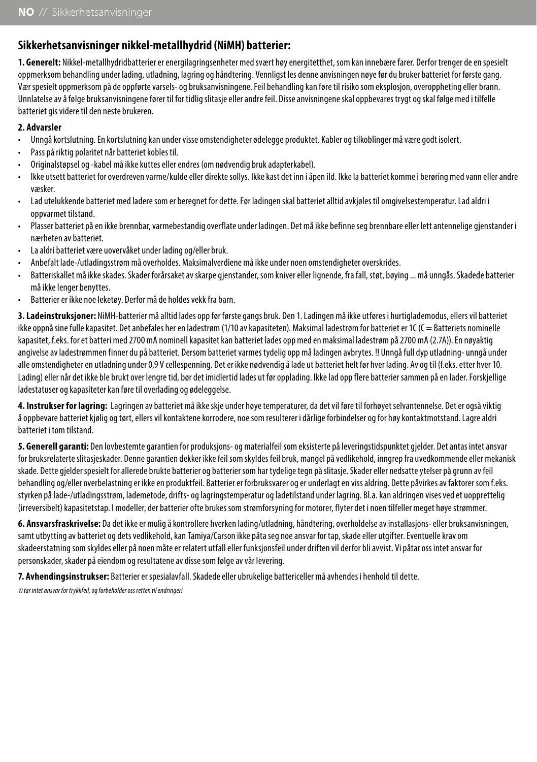## Sikkerhetsanvisninger nikkel-metallhydrid (NiMH) batterier:

**1. Generelt:** Nikkel-metallhydridbatterier er energilagringsenheter med svært høy energitetthet, som kan innebære farer. Derfor trenger de en spesielt oppmerksom behandling under lading, utladning, lagring og håndtering. Vennligst les denne anvisningen nøye før du bruker batteriet for første gang. Vær spesielt oppmerksom på de oppførte varsels- og bruksanvisningene. Feil behandling kan føre til risiko som eksplosjon, overoppheting eller brann. Unnlatelse av å følge bruksanvisningene fører til for tidlig slitasje eller andre feil. Disse anvisningene skal oppbevares trygt og skal følge med i tilfelle batteriet gis videre til den neste brukeren.

**2. Advarsler**

- Unngå kortslutning. En kortslutning kan under visse omstendigheter ødelegge produktet. Kabler og tilkoblinger må være godt isolert.
- Pass på riktig polaritet når batteriet kobles til.
- Originalstøpsel og -kabel må ikke kuttes eller endres (om nødvendig bruk adapterkabel).
- Ikke utsett batteriet for overdreven varme/kulde eller direkte sollys. Ikke kast det inn i åpen ild. Ikke la batteriet komme i berøring med vann eller andre væsker.
- Lad utelukkende batteriet med ladere som er beregnet for dette. Før ladingen skal batteriet alltid avkjøles til omgivelsestemperatur. Lad aldri i oppvarmet tilstand.
- Plasser batteriet på en ikke brennbar, varmebestandig overflate under ladingen. Det må ikke befinne seg brennbare eller lett antennelige gjenstander i nærheten av batteriet.
- La aldri batteriet være uovervåket under lading og/eller bruk.
- Anbefalt lade-/utladingsstrøm må overholdes. Maksimalverdiene må ikke under noen omstendigheter overskrides.
- Batteriskallet må ikke skades. Skader forårsaket av skarpe gjenstander, som kniver eller lignende, fra fall, støt, bøying ... må unngås. Skadede batterier må ikke lenger benyttes.
- Batterier er ikke noe leketøy. Derfor må de holdes vekk fra barn.

**3. Ladeinstruksjoner:** NiMH-batterier må alltid lades opp før første gangs bruk. Den 1. Ladingen må ikke utføres i hurtiglademodus, ellers vil batteriet ikke oppnå sine fulle kapasitet. Det anbefales her en ladestrøm (1/10 av kapasiteten). Maksimal ladestrøm for batteriet er 1C (C = Batteriets nominelle kapasitet, f.eks. for et batteri med 2700 mA nominell kapasitet kan batteriet lades opp med en maksimal ladestrøm på 2700 mA (2.7A)). En nøyaktig angivelse av ladestrømmen finner du på batteriet. Dersom batteriet varmes tydelig opp må ladingen avbrytes. !! Unngå full dyp utladning- unngå under alle omstendigheter en utladning under 0,9 V cellespenning. Det er ikke nødvendig å lade ut batteriet helt før hver lading. Av og til (f.eks. etter hver 10. Lading) eller når det ikke ble brukt over lengre tid, bør det imidlertid lades ut før opplading. Ikke lad opp flere batterier sammen på en lader. Forskjellige ladestatuser og kapasiteter kan føre til overlading og ødeleggelse.

**4. Instrukser for lagring:** Lagringen av batteriet må ikke skje under høye temperaturer, da det vil føre til forhøyet selvantennelse. Det er også viktig å oppbevare batteriet kjølig og tørt, ellers vil kontaktene korrodere, noe som resulterer i dårlige forbindelser og for høy kontaktmotstand. Lagre aldri batteriet i tom tilstand.

**5. Generell garanti:** Den lovbestemte garantien for produksjons- og materialfeil som eksisterte på leveringstidspunktet gjelder. Det antas intet ansvar for bruksrelaterte slitasjeskader. Denne garantien dekker ikke feil som skyldes feil bruk, mangel på vedlikehold, inngrep fra uvedkommende eller mekanisk skade. Dette gjelder spesielt for allerede brukte batterier og batterier som har tydelige tegn på slitasje. Skader eller nedsatte ytelser på grunn av feil behandling og/eller overbelastning er ikke en produktfeil. Batterier er forbruksvarer og er underlagt en viss aldring. Dette påvirkes av faktorer som f.eks. styrken på lade-/utladingsstrøm, lademetode, drifts- og lagringstemperatur og ladetilstand under lagring. Bl.a. kan aldringen vises ved et uopprettelig (irreversibelt) kapasitetstap. I modeller, der batterier ofte brukes som strømforsyning for motorer, flyter det i noen tilfeller meget høye strømmer.

**6. Ansvarsfraskrivelse:** Da det ikke er mulig å kontrollere hverken lading/utladning, håndtering, overholdelse av installasjons- eller bruksanvisningen, samt utbytting av batteriet og dets vedlikehold, kan Tamiya/Carson ikke påta seg noe ansvar for tap, skade eller utgifter. Eventuelle krav om skadeerstatning som skyldes eller på noen måte er relatert utfall eller funksjonsfeil under driften vil derfor bli avvist. Vi påtar oss intet ansvar for personskader, skader på eiendom og resultatene av disse som følge av vår levering.

**7. Avhendingsinstrukser:** Batterier er spesialavfall. Skadede eller ubrukelige battericeller må avhendes i henhold til dette.

*Vi tar intet ansvar for trykkfeil, og forbeholder oss retten til endringer!*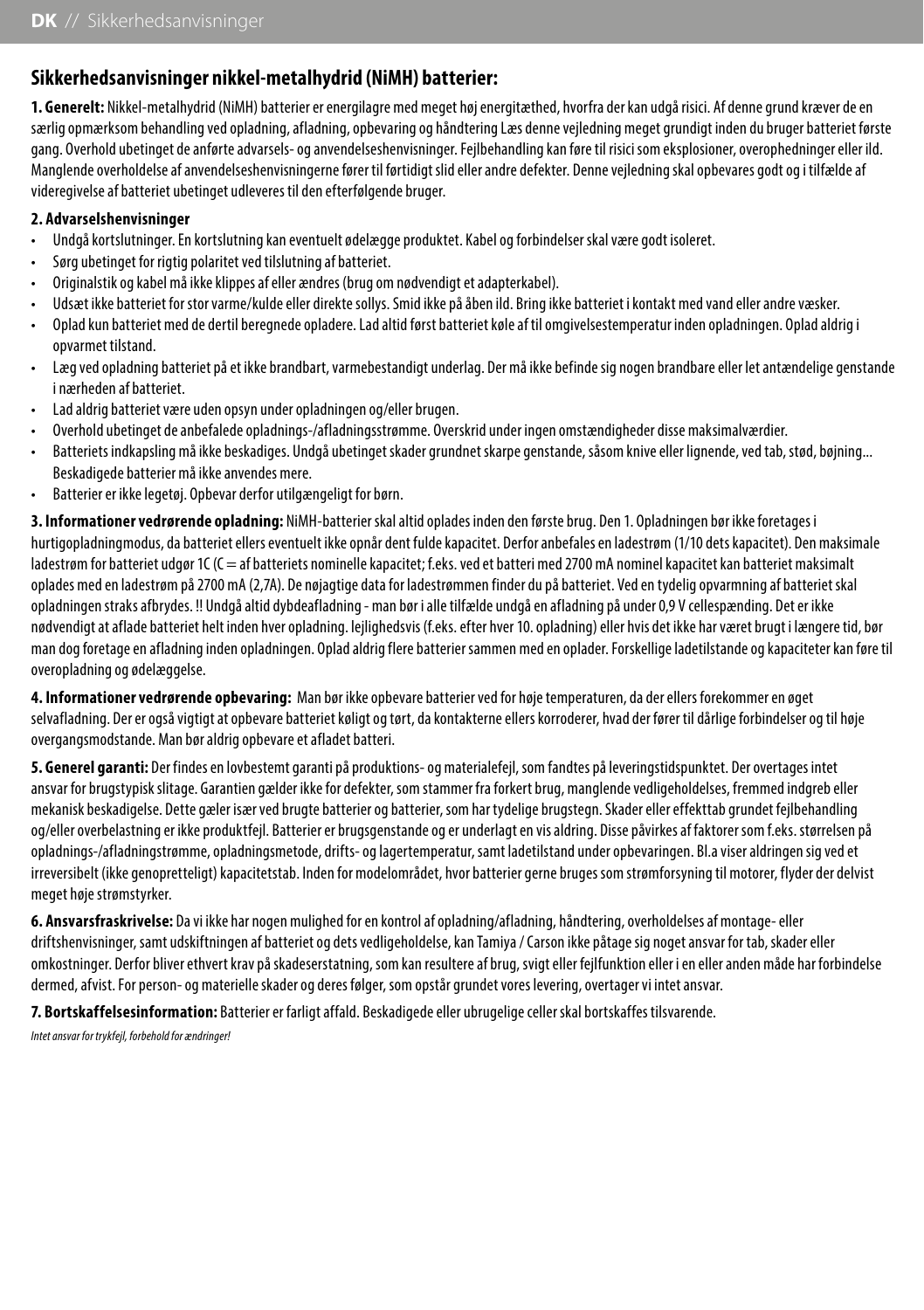## Sikkerhedsanvisninger nikkel-metalhydrid (NiMH) batterier:

**1. Generelt:** Nikkel-metalhydrid (NiMH) batterier er energilagre med meget høj energitæthed, hvorfra der kan udgå risici. Af denne grund kræver de en særlig opmærksom behandling ved opladning, afladning, opbevaring og håndtering Læs denne vejledning meget grundigt inden du bruger batteriet første gang. Overhold ubetinget de anførte advarsels- og anvendelseshenvisninger. Fejlbehandling kan føre til risici som eksplosioner, overophedninger eller ild. Manglende overholdelse af anvendelseshenvisningerne fører til førtidigt slid eller andre defekter. Denne vejledning skal opbevares godt og i tilfælde af videregivelse af batteriet ubetinget udleveres til den efterfølgende bruger.

**2. Advarselshenvisninger**

- Undgå kortslutninger. En kortslutning kan eventuelt ødelægge produktet. Kabel og forbindelser skal være godt isoleret.
- Sørg ubetinget for rigtig polaritet ved tilslutning af batteriet.
- Originalstik og kabel må ikke klippes af eller ændres (brug om nødvendigt et adapterkabel).
- Udsæt ikke batteriet for stor varme/kulde eller direkte sollys. Smid ikke på åben ild. Bring ikke batteriet i kontakt med vand eller andre væsker.
- Oplad kun batteriet med de dertil beregnede opladere. Lad altid først batteriet køle af til omgivelsestemperatur inden opladningen. Oplad aldrig i opvarmet tilstand.
- Læg ved opladning batteriet på et ikke brandbart, varmebestandigt underlag. Der må ikke befinde sig nogen brandbare eller let antændelige genstande i nærheden af batteriet.
- Lad aldrig batteriet være uden opsyn under opladningen og/eller brugen.
- Overhold ubetinget de anbefalede opladnings-/afladningsstrømme. Overskrid under ingen omstændigheder disse maksimalværdier.
- Batteriets indkapsling må ikke beskadiges. Undgå ubetinget skader grundnet skarpe genstande, såsom knive eller lignende, ved tab, stød, bøjning... Beskadigede batterier må ikke anvendes mere.
- Batterier er ikke legetøj. Opbevar derfor utilgængeligt for børn.

**3. Informationer vedrørende opladning:** NiMH-batterier skal altid oplades inden den første brug. Den 1. Opladningen bør ikke foretages i hurtigopladningmodus, da batteriet ellers eventuelt ikke opnår dent fulde kapacitet. Derfor anbefales en ladestrøm (1/10 dets kapacitet). Den maksimale ladestrøm for batteriet udgør 1C (C = af batteriets nominelle kapacitet; f.eks. ved et batteri med 2700 mA nominel kapacitet kan batteriet maksimalt oplades med en ladestrøm på 2700 mA (2,7A). De nøjagtige data for ladestrømmen finder du på batteriet. Ved en tydelig opvarmning af batteriet skal opladningen straks afbrydes. !! Undgå altid dybdeafladning - man bør i alle tilfælde undgå en afladning på under 0,9 V cellespænding. Det er ikke nødvendigt at aflade batteriet helt inden hver opladning. Iejlighedsvis (f.eks. efter hver 10. opladning) eller hvis det ikke har været brugt i længere tid, bør man dog foretage en afladning inden opladningen. Oplad aldrig flere batterier sammen med en oplader. Forskellige ladetilstande og kapaciteter kan føre til overopladning og ødelæggelse.

**4. Informationer vedrørende opbevaring:** Man bør ikke opbevare batterier ved for høje temperaturen, da der ellers forekommer en øget selvafladning. Der er også vigtigt at opbevare batteriet køligt og tørt, da kontakterne ellers korroderer, hvad der fører til dårlige forbindelser og til høje overgangsmodstande. Man bør aldrig opbevare et afladet batteri.

**5. Generel garanti:** Der findes en lovbestemt garanti på produktions- og materialefejl, som fandtes på leveringstidspunktet. Der overtages intet ansvar for brugstypisk slitage. Garantien gælder ikke for defekter, som stammer fra forkert brug, manglende vedligeholdelses, fremmed indgreb eller mekanisk beskadigelse. Dette gæler især ved brugte batterier og batterier, som har tydelige brugstegn. Skader eller effekttab grundet fejlbehandling og/eller overbelastning er ikke produktfejl. Batterier er brugsgenstande og er underlagt en vis aldring. Disse påvirkes af faktorer som f.eks. størrelsen på opladnings-/afladningstrømme, opladningsmetode, drifts- og lagertemperatur, samt ladetilstand under opbevaringen. Bl.a viser aldringen sig ved et irreversibelt (ikke genopretteligt) kapacitetstab. Inden for modelområdet, hvor batterier gerne bruges som strømforsyning til motorer, flyder der delvist meget høje strømstyrker.

**6. Ansvarsfraskrivelse:** Da vi ikke har nogen mulighed for en kontrol af opladning/afladning, håndtering, overholdelses af montage- eller driftshenvisninger, samt udskiftningen af batteriet og dets vedligeholdelse, kan Tamiya / Carson ikke påtage sig noget ansvar for tab, skader eller omkostninger. Derfor bliver ethvert krav på skadeserstatning, som kan resultere af brug, svigt eller fejlfunktion eller i en eller anden måde har forbindelse dermed, afvist. For person- og materielle skader og deres følger, som opstår grundet vores levering, overtager vi intet ansvar.

**7. Bortskaffelsesinformation:** Batterier er farligt affald. Beskadigede eller ubrugelige celler skal bortskaffes tilsvarende.

*Intet ansvar for trykfejl, forbehold for ændringer!*